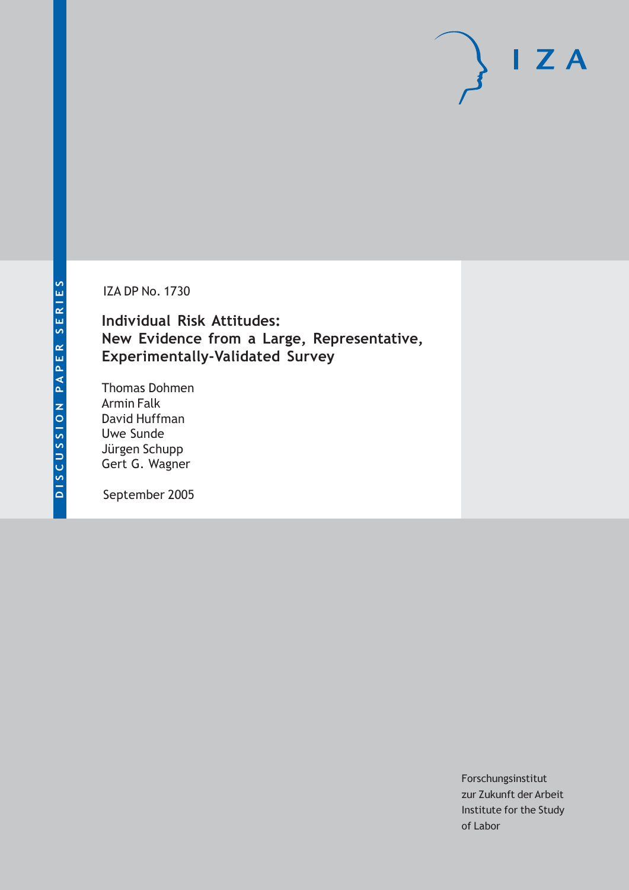DISCUSSION PAPER SERIES

IZA

IZA DP No. 1730

# Individual Risk Attitudes: New Evidence from a Large, Representative, Experimentally-Validated Survey

Thomas Dohmen
Armin Falk
David Huffman
Uwe Sunde
Jürgen Schupp
Gert G. Wagner

September 2005

Forschungsinstitut
zur Zukunft der Arbeit
Institute for the Study
of Labor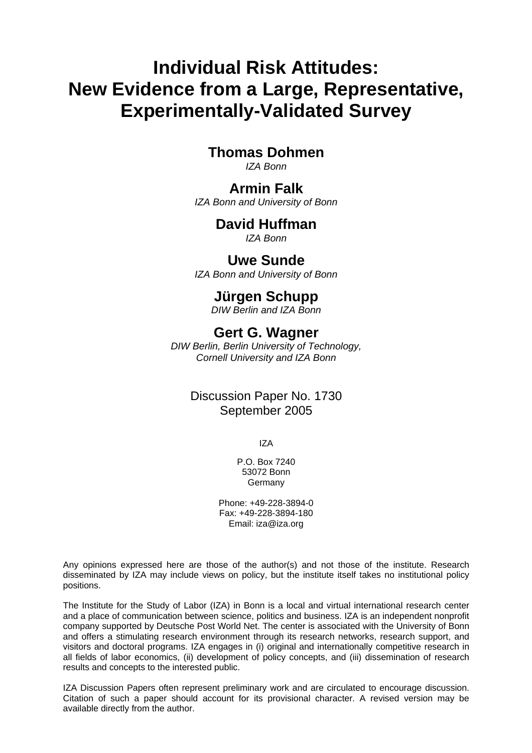# Individual Risk Attitudes: New Evidence from a Large, Representative, Experimentally-Validated Survey

**Thomas Dohmen**
*IZA Bonn*

**Armin Falk**
*IZA Bonn and University of Bonn*

**David Huffman**
*IZA Bonn*

**Uwe Sunde**
*IZA Bonn and University of Bonn*

**Jürgen Schupp**
*DIW Berlin and IZA Bonn*

**Gert G. Wagner**
*DIW Berlin, Berlin University of Technology, Cornell University and IZA Bonn*

Discussion Paper No. 1730
September 2005

IZA

P.O. Box 7240
53072 Bonn
Germany

Phone: +49-228-3894-0
Fax: +49-228-3894-180
Email: iza@iza.org

Any opinions expressed here are those of the author(s) and not those of the institute. Research disseminated by IZA may include views on policy, but the institute itself takes no institutional policy positions.

The Institute for the Study of Labor (IZA) in Bonn is a local and virtual international research center and a place of communication between science, politics and business. IZA is an independent nonprofit company supported by Deutsche Post World Net. The center is associated with the University of Bonn and offers a stimulating research environment through its research networks, research support, and visitors and doctoral programs. IZA engages in (i) original and internationally competitive research in all fields of labor economics, (ii) development of policy concepts, and (iii) dissemination of research results and concepts to the interested public.

IZA Discussion Papers often represent preliminary work and are circulated to encourage discussion. Citation of such a paper should account for its provisional character. A revised version may be available directly from the author.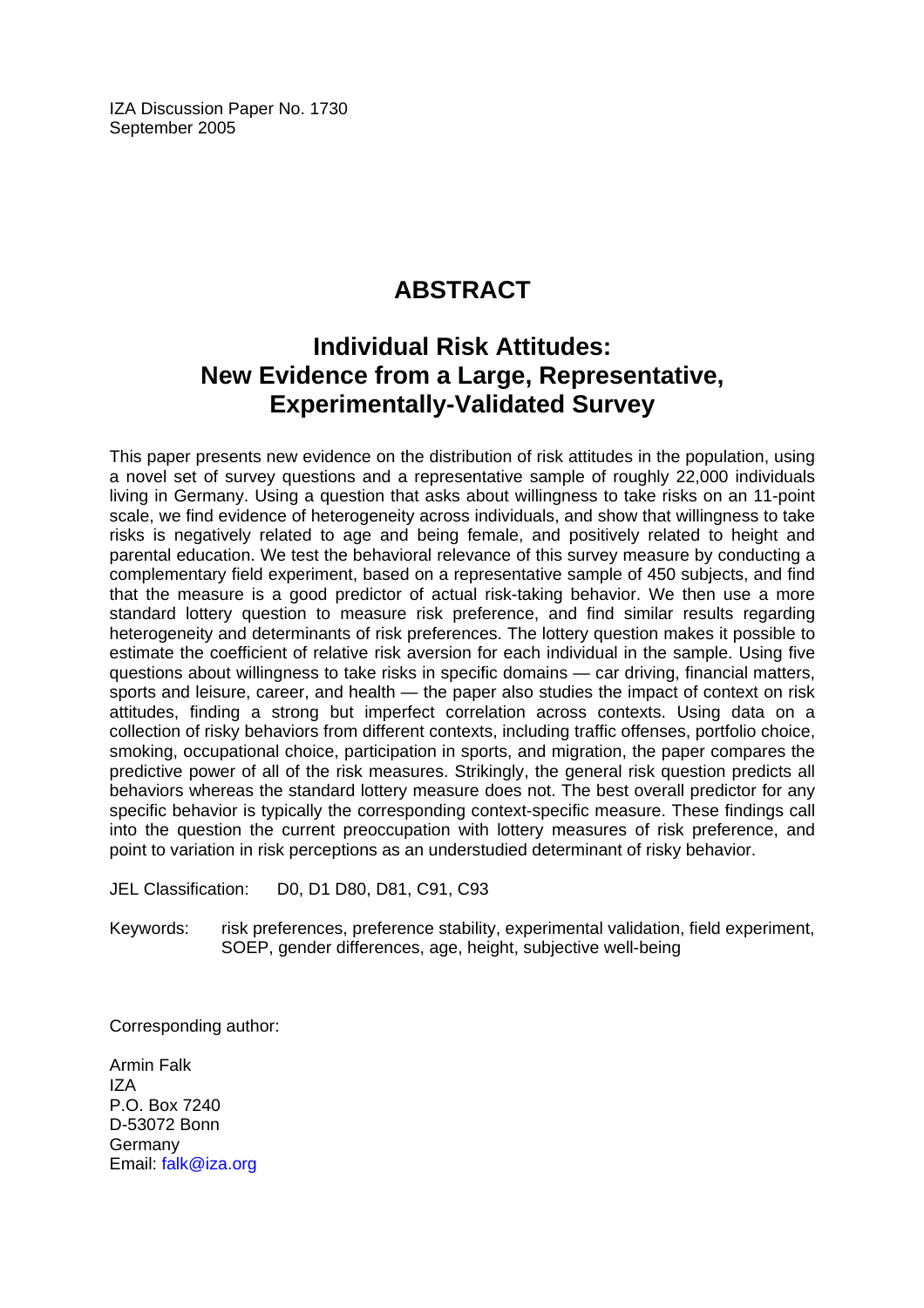IZA Discussion Paper No. 1730
September 2005

# ABSTRACT

## Individual Risk Attitudes: New Evidence from a Large, Representative, Experimentally-Validated Survey

This paper presents new evidence on the distribution of risk attitudes in the population, using a novel set of survey questions and a representative sample of roughly 22,000 individuals living in Germany. Using a question that asks about willingness to take risks on an 11-point scale, we find evidence of heterogeneity across individuals, and show that willingness to take risks is negatively related to age and being female, and positively related to height and parental education. We test the behavioral relevance of this survey measure by conducting a complementary field experiment, based on a representative sample of 450 subjects, and find that the measure is a good predictor of actual risk-taking behavior. We then use a more standard lottery question to measure risk preference, and find similar results regarding heterogeneity and determinants of risk preferences. The lottery question makes it possible to estimate the coefficient of relative risk aversion for each individual in the sample. Using five questions about willingness to take risks in specific domains — car driving, financial matters, sports and leisure, career, and health — the paper also studies the impact of context on risk attitudes, finding a strong but imperfect correlation across contexts. Using data on a collection of risky behaviors from different contexts, including traffic offenses, portfolio choice, smoking, occupational choice, participation in sports, and migration, the paper compares the predictive power of all of the risk measures. Strikingly, the general risk question predicts all behaviors whereas the standard lottery measure does not. The best overall predictor for any specific behavior is typically the corresponding context-specific measure. These findings call into the question the current preoccupation with lottery measures of risk preference, and point to variation in risk perceptions as an understudied determinant of risky behavior.

JEL Classification: D0, D1 D80, D81, C91, C93

Keywords: risk preferences, preference stability, experimental validation, field experiment, SOEP, gender differences, age, height, subjective well-being

Corresponding author:

Armin Falk
IZA
P.O. Box 7240
D-53072 Bonn
Germany
Email: falk@iza.org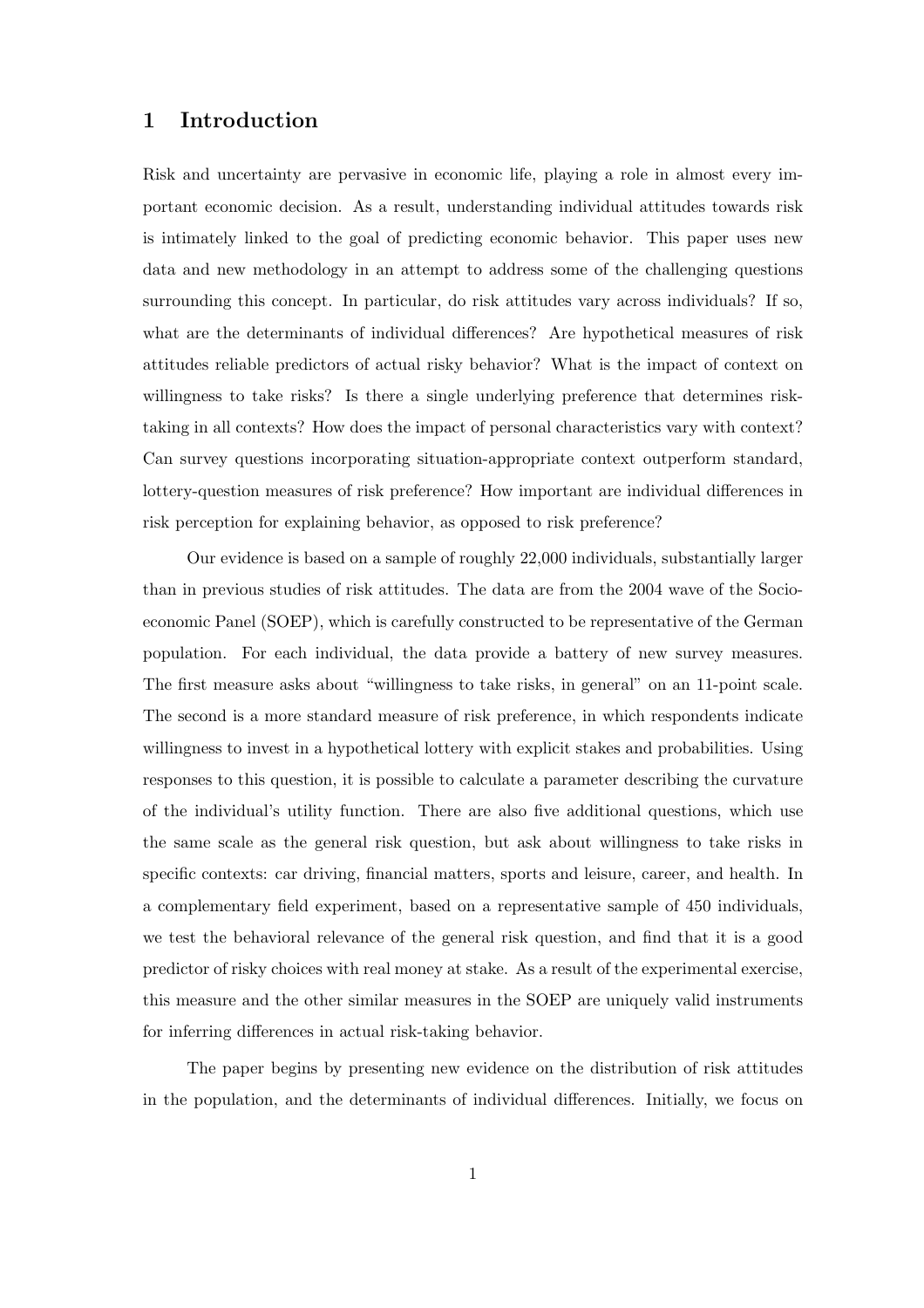# 1 Introduction

Risk and uncertainty are pervasive in economic life, playing a role in almost every important economic decision. As a result, understanding individual attitudes towards risk is intimately linked to the goal of predicting economic behavior. This paper uses new data and new methodology in an attempt to address some of the challenging questions surrounding this concept. In particular, do risk attitudes vary across individuals? If so, what are the determinants of individual differences? Are hypothetical measures of risk attitudes reliable predictors of actual risky behavior? What is the impact of context on willingness to take risks? Is there a single underlying preference that determines risk-taking in all contexts? How does the impact of personal characteristics vary with context? Can survey questions incorporating situation-appropriate context outperform standard, lottery-question measures of risk preference? How important are individual differences in risk perception for explaining behavior, as opposed to risk preference?

Our evidence is based on a sample of roughly 22,000 individuals, substantially larger than in previous studies of risk attitudes. The data are from the 2004 wave of the Socio-economic Panel (SOEP), which is carefully constructed to be representative of the German population. For each individual, the data provide a battery of new survey measures. The first measure asks about "willingness to take risks, in general" on an 11-point scale. The second is a more standard measure of risk preference, in which respondents indicate willingness to invest in a hypothetical lottery with explicit stakes and probabilities. Using responses to this question, it is possible to calculate a parameter describing the curvature of the individual's utility function. There are also five additional questions, which use the same scale as the general risk question, but ask about willingness to take risks in specific contexts: car driving, financial matters, sports and leisure, career, and health. In a complementary field experiment, based on a representative sample of 450 individuals, we test the behavioral relevance of the general risk question, and find that it is a good predictor of risky choices with real money at stake. As a result of the experimental exercise, this measure and the other similar measures in the SOEP are uniquely valid instruments for inferring differences in actual risk-taking behavior.

The paper begins by presenting new evidence on the distribution of risk attitudes in the population, and the determinants of individual differences. Initially, we focus on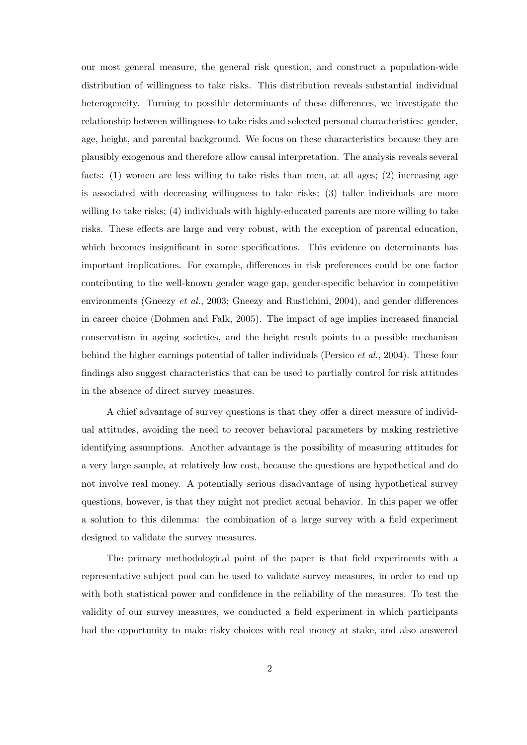our most general measure, the general risk question, and construct a population-wide distribution of willingness to take risks. This distribution reveals substantial individual heterogeneity. Turning to possible determinants of these differences, we investigate the relationship between willingness to take risks and selected personal characteristics: gender, age, height, and parental background. We focus on these characteristics because they are plausibly exogenous and therefore allow causal interpretation. The analysis reveals several facts: (1) women are less willing to take risks than men, at all ages; (2) increasing age is associated with decreasing willingness to take risks; (3) taller individuals are more willing to take risks; (4) individuals with highly-educated parents are more willing to take risks. These effects are large and very robust, with the exception of parental education, which becomes insignificant in some specifications. This evidence on determinants has important implications. For example, differences in risk preferences could be one factor contributing to the well-known gender wage gap, gender-specific behavior in competitive environments (Gneezy *et al.*, 2003; Gneezy and Rustichini, 2004), and gender differences in career choice (Dohmen and Falk, 2005). The impact of age implies increased financial conservatism in ageing societies, and the height result points to a possible mechanism behind the higher earnings potential of taller individuals (Persico *et al.*, 2004). These four findings also suggest characteristics that can be used to partially control for risk attitudes in the absence of direct survey measures.

A chief advantage of survey questions is that they offer a direct measure of individual attitudes, avoiding the need to recover behavioral parameters by making restrictive identifying assumptions. Another advantage is the possibility of measuring attitudes for a very large sample, at relatively low cost, because the questions are hypothetical and do not involve real money. A potentially serious disadvantage of using hypothetical survey questions, however, is that they might not predict actual behavior. In this paper we offer a solution to this dilemma: the combination of a large survey with a field experiment designed to validate the survey measures.

The primary methodological point of the paper is that field experiments with a representative subject pool can be used to validate survey measures, in order to end up with both statistical power and confidence in the reliability of the measures. To test the validity of our survey measures, we conducted a field experiment in which participants had the opportunity to make risky choices with real money at stake, and also answered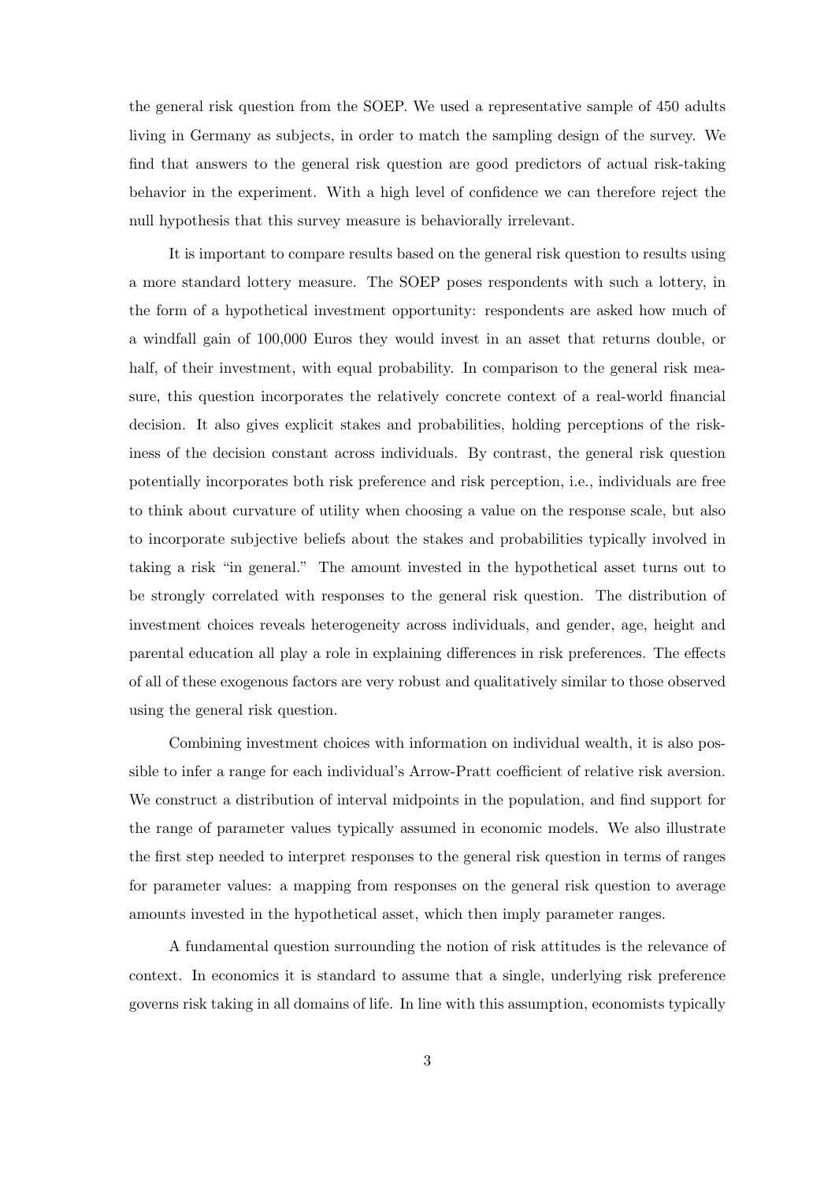the general risk question from the SOEP. We used a representative sample of 450 adults living in Germany as subjects, in order to match the sampling design of the survey. We find that answers to the general risk question are good predictors of actual risk-taking behavior in the experiment. With a high level of confidence we can therefore reject the null hypothesis that this survey measure is behaviorally irrelevant.

It is important to compare results based on the general risk question to results using a more standard lottery measure. The SOEP poses respondents with such a lottery, in the form of a hypothetical investment opportunity: respondents are asked how much of a windfall gain of 100,000 Euros they would invest in an asset that returns double, or half, of their investment, with equal probability. In comparison to the general risk measure, this question incorporates the relatively concrete context of a real-world financial decision. It also gives explicit stakes and probabilities, holding perceptions of the riskiness of the decision constant across individuals. By contrast, the general risk question potentially incorporates both risk preference and risk perception, i.e., individuals are free to think about curvature of utility when choosing a value on the response scale, but also to incorporate subjective beliefs about the stakes and probabilities typically involved in taking a risk "in general." The amount invested in the hypothetical asset turns out to be strongly correlated with responses to the general risk question. The distribution of investment choices reveals heterogeneity across individuals, and gender, age, height and parental education all play a role in explaining differences in risk preferences. The effects of all of these exogenous factors are very robust and qualitatively similar to those observed using the general risk question.

Combining investment choices with information on individual wealth, it is also possible to infer a range for each individual's Arrow-Pratt coefficient of relative risk aversion. We construct a distribution of interval midpoints in the population, and find support for the range of parameter values typically assumed in economic models. We also illustrate the first step needed to interpret responses to the general risk question in terms of ranges for parameter values: a mapping from responses on the general risk question to average amounts invested in the hypothetical asset, which then imply parameter ranges.

A fundamental question surrounding the notion of risk attitudes is the relevance of context. In economics it is standard to assume that a single, underlying risk preference governs risk taking in all domains of life. In line with this assumption, economists typically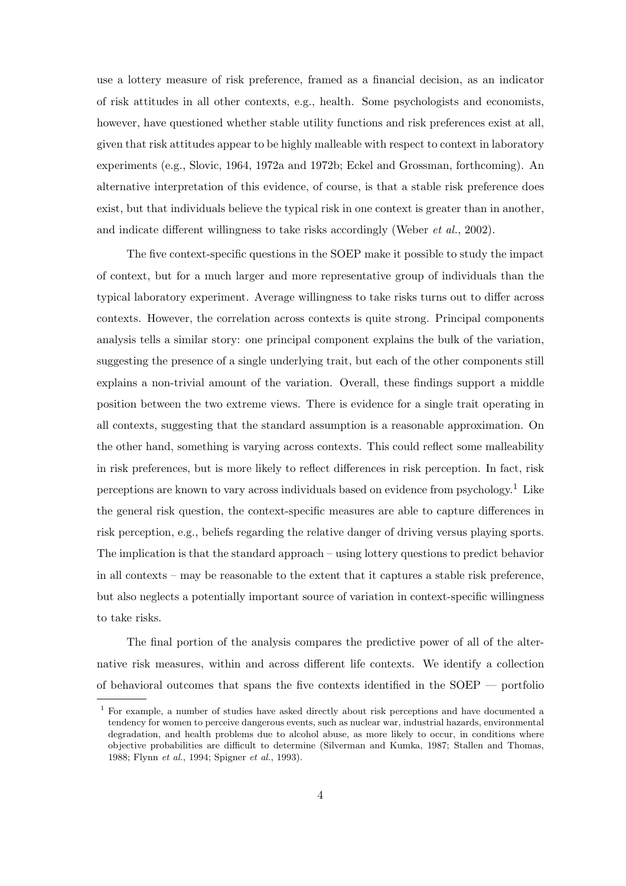use a lottery measure of risk preference, framed as a financial decision, as an indicator of risk attitudes in all other contexts, e.g., health. Some psychologists and economists, however, have questioned whether stable utility functions and risk preferences exist at all, given that risk attitudes appear to be highly malleable with respect to context in laboratory experiments (e.g., Slovic, 1964, 1972a and 1972b; Eckel and Grossman, forthcoming). An alternative interpretation of this evidence, of course, is that a stable risk preference does exist, but that individuals believe the typical risk in one context is greater than in another, and indicate different willingness to take risks accordingly (Weber *et al.*, 2002).

The five context-specific questions in the SOEP make it possible to study the impact of context, but for a much larger and more representative group of individuals than the typical laboratory experiment. Average willingness to take risks turns out to differ across contexts. However, the correlation across contexts is quite strong. Principal components analysis tells a similar story: one principal component explains the bulk of the variation, suggesting the presence of a single underlying trait, but each of the other components still explains a non-trivial amount of the variation. Overall, these findings support a middle position between the two extreme views. There is evidence for a single trait operating in all contexts, suggesting that the standard assumption is a reasonable approximation. On the other hand, something is varying across contexts. This could reflect some malleability in risk preferences, but is more likely to reflect differences in risk perception. In fact, risk perceptions are known to vary across individuals based on evidence from psychology.[1] Like the general risk question, the context-specific measures are able to capture differences in risk perception, e.g., beliefs regarding the relative danger of driving versus playing sports. The implication is that the standard approach – using lottery questions to predict behavior in all contexts – may be reasonable to the extent that it captures a stable risk preference, but also neglects a potentially important source of variation in context-specific willingness to take risks.

The final portion of the analysis compares the predictive power of all of the alternative risk measures, within and across different life contexts. We identify a collection of behavioral outcomes that spans the five contexts identified in the SOEP — portfolio

[1] For example, a number of studies have asked directly about risk perceptions and have documented a tendency for women to perceive dangerous events, such as nuclear war, industrial hazards, environmental degradation, and health problems due to alcohol abuse, as more likely to occur, in conditions where objective probabilities are difficult to determine (Silverman and Kumka, 1987; Stallen and Thomas, 1988; Flynn *et al.*, 1994; Spigner *et al.*, 1993).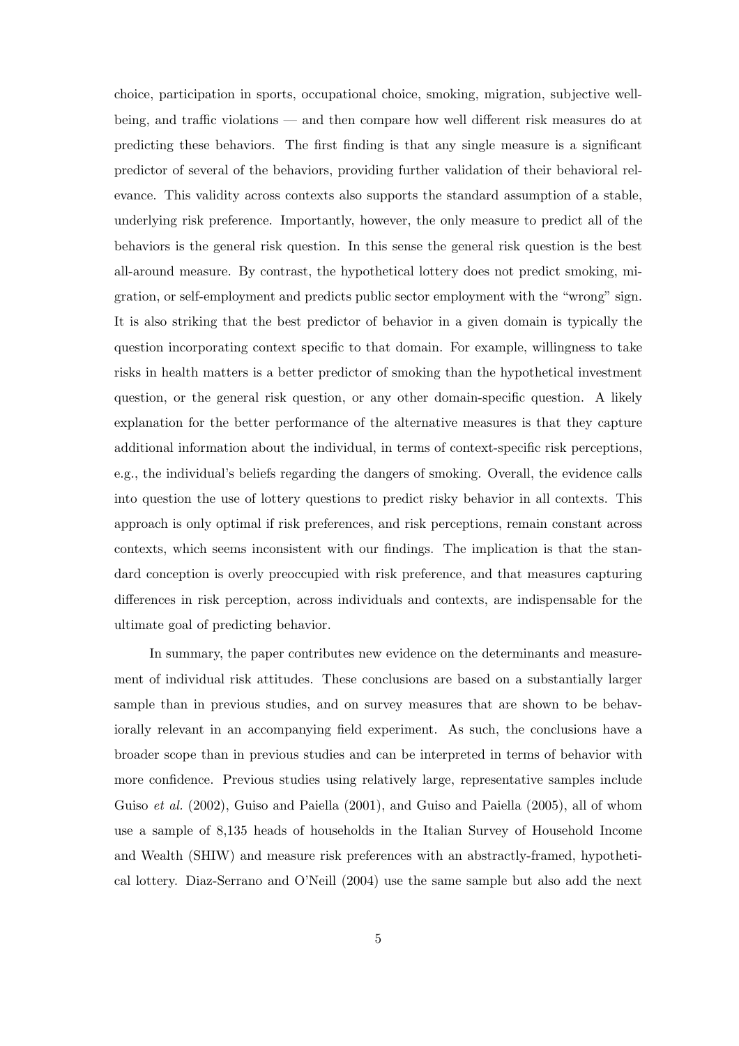choice, participation in sports, occupational choice, smoking, migration, subjective well-being, and traffic violations — and then compare how well different risk measures do at predicting these behaviors. The first finding is that any single measure is a significant predictor of several of the behaviors, providing further validation of their behavioral relevance. This validity across contexts also supports the standard assumption of a stable, underlying risk preference. Importantly, however, the only measure to predict all of the behaviors is the general risk question. In this sense the general risk question is the best all-around measure. By contrast, the hypothetical lottery does not predict smoking, migration, or self-employment and predicts public sector employment with the "wrong" sign. It is also striking that the best predictor of behavior in a given domain is typically the question incorporating context specific to that domain. For example, willingness to take risks in health matters is a better predictor of smoking than the hypothetical investment question, or the general risk question, or any other domain-specific question. A likely explanation for the better performance of the alternative measures is that they capture additional information about the individual, in terms of context-specific risk perceptions, e.g., the individual's beliefs regarding the dangers of smoking. Overall, the evidence calls into question the use of lottery questions to predict risky behavior in all contexts. This approach is only optimal if risk preferences, and risk perceptions, remain constant across contexts, which seems inconsistent with our findings. The implication is that the standard conception is overly preoccupied with risk preference, and that measures capturing differences in risk perception, across individuals and contexts, are indispensable for the ultimate goal of predicting behavior.

In summary, the paper contributes new evidence on the determinants and measurement of individual risk attitudes. These conclusions are based on a substantially larger sample than in previous studies, and on survey measures that are shown to be behaviorally relevant in an accompanying field experiment. As such, the conclusions have a broader scope than in previous studies and can be interpreted in terms of behavior with more confidence. Previous studies using relatively large, representative samples include Guiso *et al.* (2002), Guiso and Paiella (2001), and Guiso and Paiella (2005), all of whom use a sample of 8,135 heads of households in the Italian Survey of Household Income and Wealth (SHIW) and measure risk preferences with an abstractly-framed, hypothetical lottery. Diaz-Serrano and O'Neill (2004) use the same sample but also add the next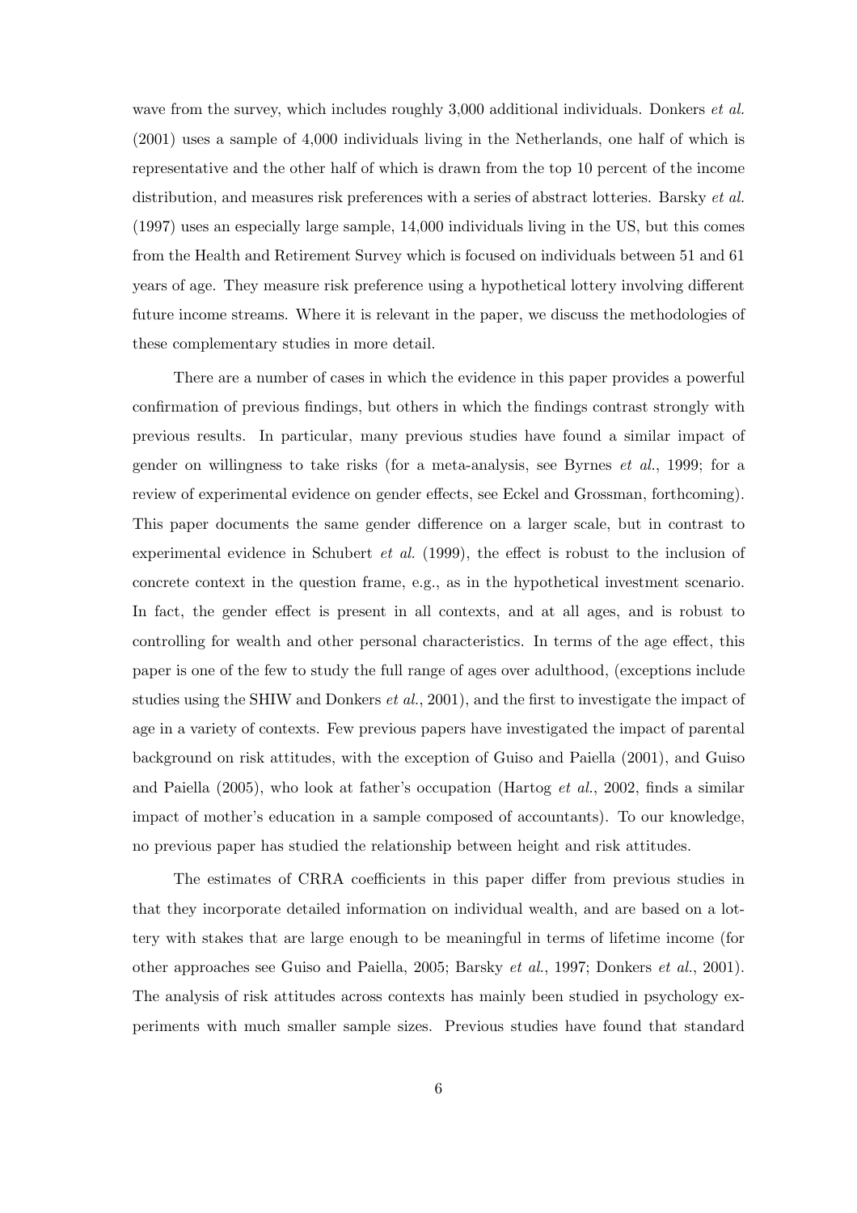wave from the survey, which includes roughly 3,000 additional individuals. Donkers *et al.* (2001) uses a sample of 4,000 individuals living in the Netherlands, one half of which is representative and the other half of which is drawn from the top 10 percent of the income distribution, and measures risk preferences with a series of abstract lotteries. Barsky *et al.* (1997) uses an especially large sample, 14,000 individuals living in the US, but this comes from the Health and Retirement Survey which is focused on individuals between 51 and 61 years of age. They measure risk preference using a hypothetical lottery involving different future income streams. Where it is relevant in the paper, we discuss the methodologies of these complementary studies in more detail.

There are a number of cases in which the evidence in this paper provides a powerful confirmation of previous findings, but others in which the findings contrast strongly with previous results. In particular, many previous studies have found a similar impact of gender on willingness to take risks (for a meta-analysis, see Byrnes *et al.*, 1999; for a review of experimental evidence on gender effects, see Eckel and Grossman, forthcoming). This paper documents the same gender difference on a larger scale, but in contrast to experimental evidence in Schubert *et al.* (1999), the effect is robust to the inclusion of concrete context in the question frame, e.g., as in the hypothetical investment scenario. In fact, the gender effect is present in all contexts, and at all ages, and is robust to controlling for wealth and other personal characteristics. In terms of the age effect, this paper is one of the few to study the full range of ages over adulthood, (exceptions include studies using the SHIW and Donkers *et al.*, 2001), and the first to investigate the impact of age in a variety of contexts. Few previous papers have investigated the impact of parental background on risk attitudes, with the exception of Guiso and Paiella (2001), and Guiso and Paiella (2005), who look at father's occupation (Hartog *et al.*, 2002, finds a similar impact of mother's education in a sample composed of accountants). To our knowledge, no previous paper has studied the relationship between height and risk attitudes.

The estimates of CRRA coefficients in this paper differ from previous studies in that they incorporate detailed information on individual wealth, and are based on a lottery with stakes that are large enough to be meaningful in terms of lifetime income (for other approaches see Guiso and Paiella, 2005; Barsky *et al.*, 1997; Donkers *et al.*, 2001). The analysis of risk attitudes across contexts has mainly been studied in psychology experiments with much smaller sample sizes. Previous studies have found that standard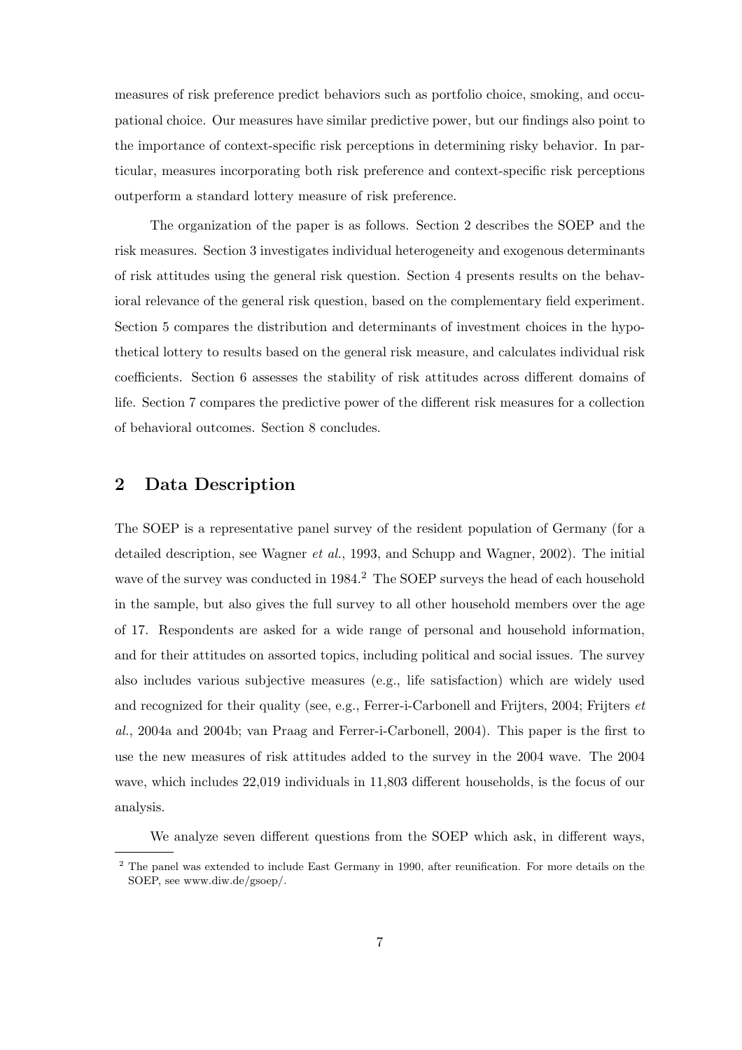measures of risk preference predict behaviors such as portfolio choice, smoking, and occupational choice. Our measures have similar predictive power, but our findings also point to the importance of context-specific risk perceptions in determining risky behavior. In particular, measures incorporating both risk preference and context-specific risk perceptions outperform a standard lottery measure of risk preference.

The organization of the paper is as follows. Section 2 describes the SOEP and the risk measures. Section 3 investigates individual heterogeneity and exogenous determinants of risk attitudes using the general risk question. Section 4 presents results on the behavioral relevance of the general risk question, based on the complementary field experiment. Section 5 compares the distribution and determinants of investment choices in the hypothetical lottery to results based on the general risk measure, and calculates individual risk coefficients. Section 6 assesses the stability of risk attitudes across different domains of life. Section 7 compares the predictive power of the different risk measures for a collection of behavioral outcomes. Section 8 concludes.

## 2 Data Description

The SOEP is a representative panel survey of the resident population of Germany (for a detailed description, see Wagner *et al.*, 1993, and Schupp and Wagner, 2002). The initial wave of the survey was conducted in 1984.[2] The SOEP surveys the head of each household in the sample, but also gives the full survey to all other household members over the age of 17. Respondents are asked for a wide range of personal and household information, and for their attitudes on assorted topics, including political and social issues. The survey also includes various subjective measures (e.g., life satisfaction) which are widely used and recognized for their quality (see, e.g., Ferrer-i-Carbonell and Frijters, 2004; Frijters *et al.*, 2004a and 2004b; van Praag and Ferrer-i-Carbonell, 2004). This paper is the first to use the new measures of risk attitudes added to the survey in the 2004 wave. The 2004 wave, which includes 22,019 individuals in 11,803 different households, is the focus of our analysis.

We analyze seven different questions from the SOEP which ask, in different ways,

[2] The panel was extended to include East Germany in 1990, after reunification. For more details on the SOEP, see www.diw.de/gsoep/.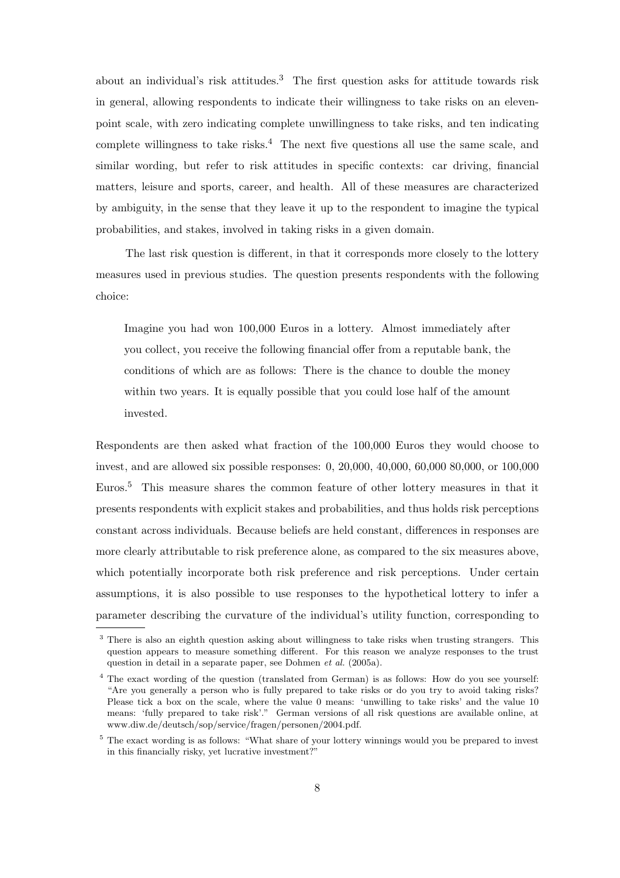about an individual's risk attitudes.[3] The first question asks for attitude towards risk in general, allowing respondents to indicate their willingness to take risks on an eleven-point scale, with zero indicating complete unwillingness to take risks, and ten indicating complete willingness to take risks.[4] The next five questions all use the same scale, and similar wording, but refer to risk attitudes in specific contexts: car driving, financial matters, leisure and sports, career, and health. All of these measures are characterized by ambiguity, in the sense that they leave it up to the respondent to imagine the typical probabilities, and stakes, involved in taking risks in a given domain.

The last risk question is different, in that it corresponds more closely to the lottery measures used in previous studies. The question presents respondents with the following choice:

> Imagine you had won 100,000 Euros in a lottery. Almost immediately after you collect, you receive the following financial offer from a reputable bank, the conditions of which are as follows: There is the chance to double the money within two years. It is equally possible that you could lose half of the amount invested.

Respondents are then asked what fraction of the 100,000 Euros they would choose to invest, and are allowed six possible responses: 0, 20,000, 40,000, 60,000 80,000, or 100,000 Euros.[5] This measure shares the common feature of other lottery measures in that it presents respondents with explicit stakes and probabilities, and thus holds risk perceptions constant across individuals. Because beliefs are held constant, differences in responses are more clearly attributable to risk preference alone, as compared to the six measures above, which potentially incorporate both risk preference and risk perceptions. Under certain assumptions, it is also possible to use responses to the hypothetical lottery to infer a parameter describing the curvature of the individual's utility function, corresponding to

[3] There is also an eighth question asking about willingness to take risks when trusting strangers. This question appears to measure something different. For this reason we analyze responses to the trust question in detail in a separate paper, see Dohmen *et al.* (2005a).

[4] The exact wording of the question (translated from German) is as follows: How do you see yourself: "Are you generally a person who is fully prepared to take risks or do you try to avoid taking risks? Please tick a box on the scale, where the value 0 means: 'unwilling to take risks' and the value 10 means: 'fully prepared to take risk'." German versions of all risk questions are available online, at www.diw.de/deutsch/sop/service/fragen/personen/2004.pdf.

[5] The exact wording is as follows: "What share of your lottery winnings would you be prepared to invest in this financially risky, yet lucrative investment?"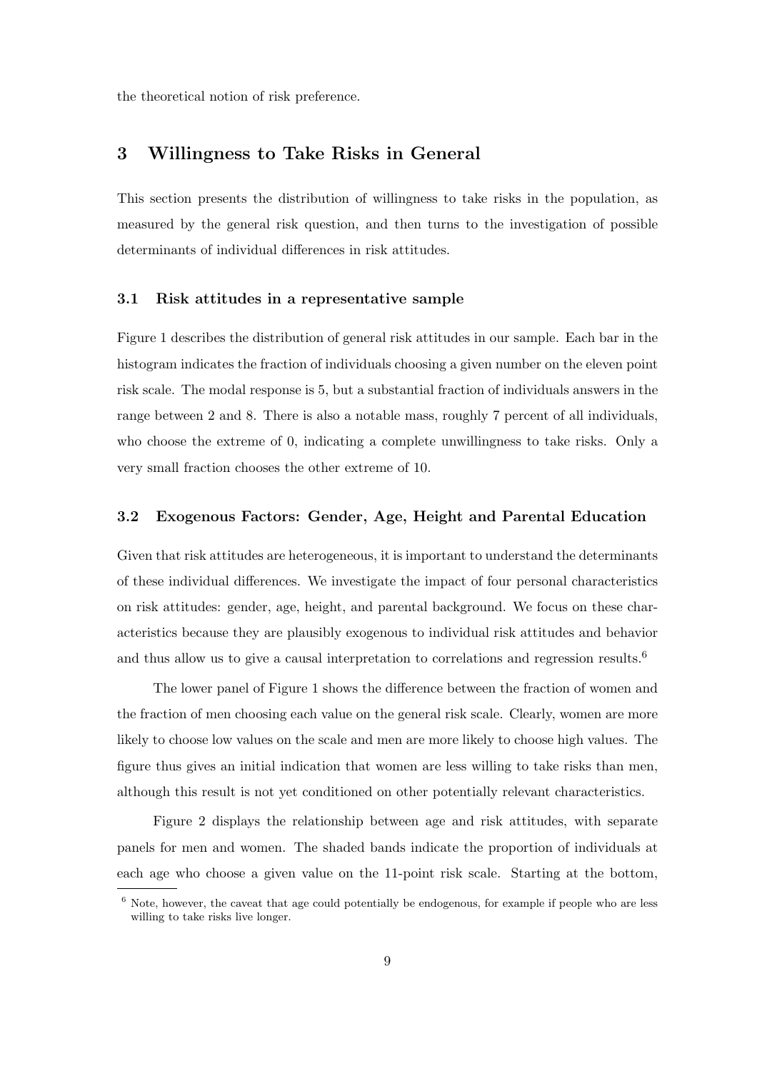the theoretical notion of risk preference.

## 3 Willingness to Take Risks in General

This section presents the distribution of willingness to take risks in the population, as measured by the general risk question, and then turns to the investigation of possible determinants of individual differences in risk attitudes.

### 3.1 Risk attitudes in a representative sample

Figure 1 describes the distribution of general risk attitudes in our sample. Each bar in the histogram indicates the fraction of individuals choosing a given number on the eleven point risk scale. The modal response is 5, but a substantial fraction of individuals answers in the range between 2 and 8. There is also a notable mass, roughly 7 percent of all individuals, who choose the extreme of 0, indicating a complete unwillingness to take risks. Only a very small fraction chooses the other extreme of 10.

### 3.2 Exogenous Factors: Gender, Age, Height and Parental Education

Given that risk attitudes are heterogeneous, it is important to understand the determinants of these individual differences. We investigate the impact of four personal characteristics on risk attitudes: gender, age, height, and parental background. We focus on these characteristics because they are plausibly exogenous to individual risk attitudes and behavior and thus allow us to give a causal interpretation to correlations and regression results.[6]

The lower panel of Figure 1 shows the difference between the fraction of women and the fraction of men choosing each value on the general risk scale. Clearly, women are more likely to choose low values on the scale and men are more likely to choose high values. The figure thus gives an initial indication that women are less willing to take risks than men, although this result is not yet conditioned on other potentially relevant characteristics.

Figure 2 displays the relationship between age and risk attitudes, with separate panels for men and women. The shaded bands indicate the proportion of individuals at each age who choose a given value on the 11-point risk scale. Starting at the bottom,

[6] Note, however, the caveat that age could potentially be endogenous, for example if people who are less willing to take risks live longer.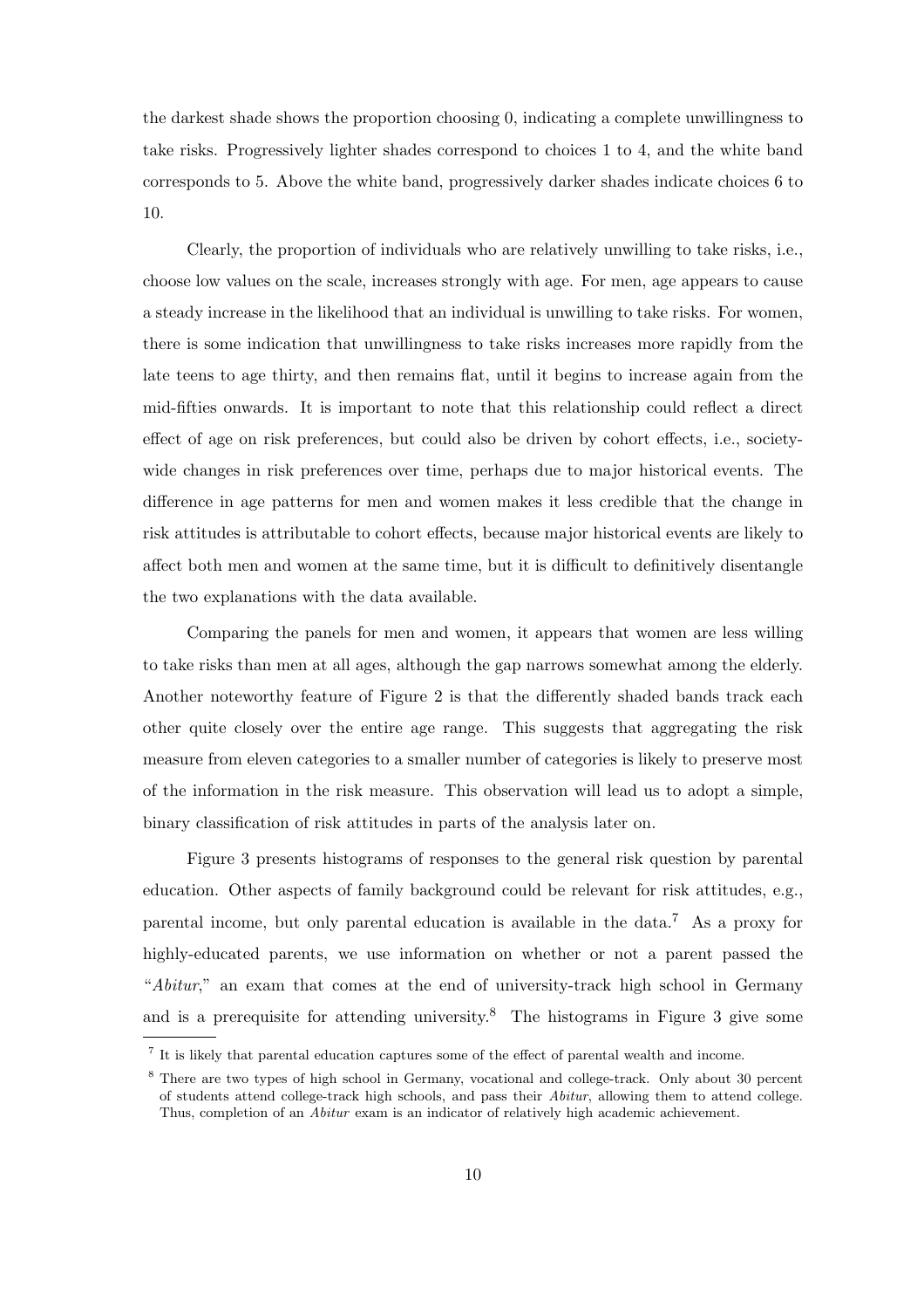the darkest shade shows the proportion choosing 0, indicating a complete unwillingness to take risks. Progressively lighter shades correspond to choices 1 to 4, and the white band corresponds to 5. Above the white band, progressively darker shades indicate choices 6 to 10.

Clearly, the proportion of individuals who are relatively unwilling to take risks, i.e., choose low values on the scale, increases strongly with age. For men, age appears to cause a steady increase in the likelihood that an individual is unwilling to take risks. For women, there is some indication that unwillingness to take risks increases more rapidly from the late teens to age thirty, and then remains flat, until it begins to increase again from the mid-fifties onwards. It is important to note that this relationship could reflect a direct effect of age on risk preferences, but could also be driven by cohort effects, i.e., society-wide changes in risk preferences over time, perhaps due to major historical events. The difference in age patterns for men and women makes it less credible that the change in risk attitudes is attributable to cohort effects, because major historical events are likely to affect both men and women at the same time, but it is difficult to definitively disentangle the two explanations with the data available.

Comparing the panels for men and women, it appears that women are less willing to take risks than men at all ages, although the gap narrows somewhat among the elderly. Another noteworthy feature of Figure 2 is that the differently shaded bands track each other quite closely over the entire age range. This suggests that aggregating the risk measure from eleven categories to a smaller number of categories is likely to preserve most of the information in the risk measure. This observation will lead us to adopt a simple, binary classification of risk attitudes in parts of the analysis later on.

Figure 3 presents histograms of responses to the general risk question by parental education. Other aspects of family background could be relevant for risk attitudes, e.g., parental income, but only parental education is available in the data.[7] As a proxy for highly-educated parents, we use information on whether or not a parent passed the "*Abitur*," an exam that comes at the end of university-track high school in Germany and is a prerequisite for attending university.[8] The histograms in Figure 3 give some

[7] It is likely that parental education captures some of the effect of parental wealth and income.

[8] There are two types of high school in Germany, vocational and college-track. Only about 30 percent of students attend college-track high schools, and pass their *Abitur*, allowing them to attend college. Thus, completion of an *Abitur* exam is an indicator of relatively high academic achievement.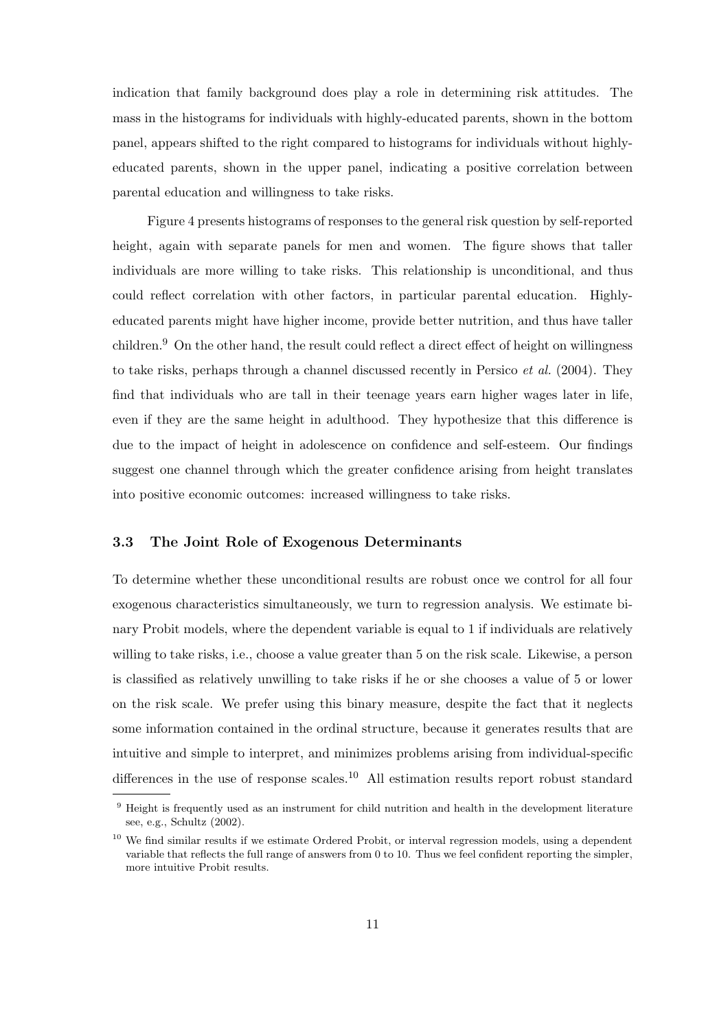indication that family background does play a role in determining risk attitudes. The mass in the histograms for individuals with highly-educated parents, shown in the bottom panel, appears shifted to the right compared to histograms for individuals without highly-educated parents, shown in the upper panel, indicating a positive correlation between parental education and willingness to take risks.

Figure 4 presents histograms of responses to the general risk question by self-reported height, again with separate panels for men and women. The figure shows that taller individuals are more willing to take risks. This relationship is unconditional, and thus could reflect correlation with other factors, in particular parental education. Highly-educated parents might have higher income, provide better nutrition, and thus have taller children.[9] On the other hand, the result could reflect a direct effect of height on willingness to take risks, perhaps through a channel discussed recently in Persico *et al.* (2004). They find that individuals who are tall in their teenage years earn higher wages later in life, even if they are the same height in adulthood. They hypothesize that this difference is due to the impact of height in adolescence on confidence and self-esteem. Our findings suggest one channel through which the greater confidence arising from height translates into positive economic outcomes: increased willingness to take risks.

### 3.3 The Joint Role of Exogenous Determinants

To determine whether these unconditional results are robust once we control for all four exogenous characteristics simultaneously, we turn to regression analysis. We estimate binary Probit models, where the dependent variable is equal to 1 if individuals are relatively willing to take risks, i.e., choose a value greater than 5 on the risk scale. Likewise, a person is classified as relatively unwilling to take risks if he or she chooses a value of 5 or lower on the risk scale. We prefer using this binary measure, despite the fact that it neglects some information contained in the ordinal structure, because it generates results that are intuitive and simple to interpret, and minimizes problems arising from individual-specific differences in the use of response scales.[10] All estimation results report robust standard

---

[9] Height is frequently used as an instrument for child nutrition and health in the development literature see, e.g., Schultz (2002).

[10] We find similar results if we estimate Ordered Probit, or interval regression models, using a dependent variable that reflects the full range of answers from 0 to 10. Thus we feel confident reporting the simpler, more intuitive Probit results.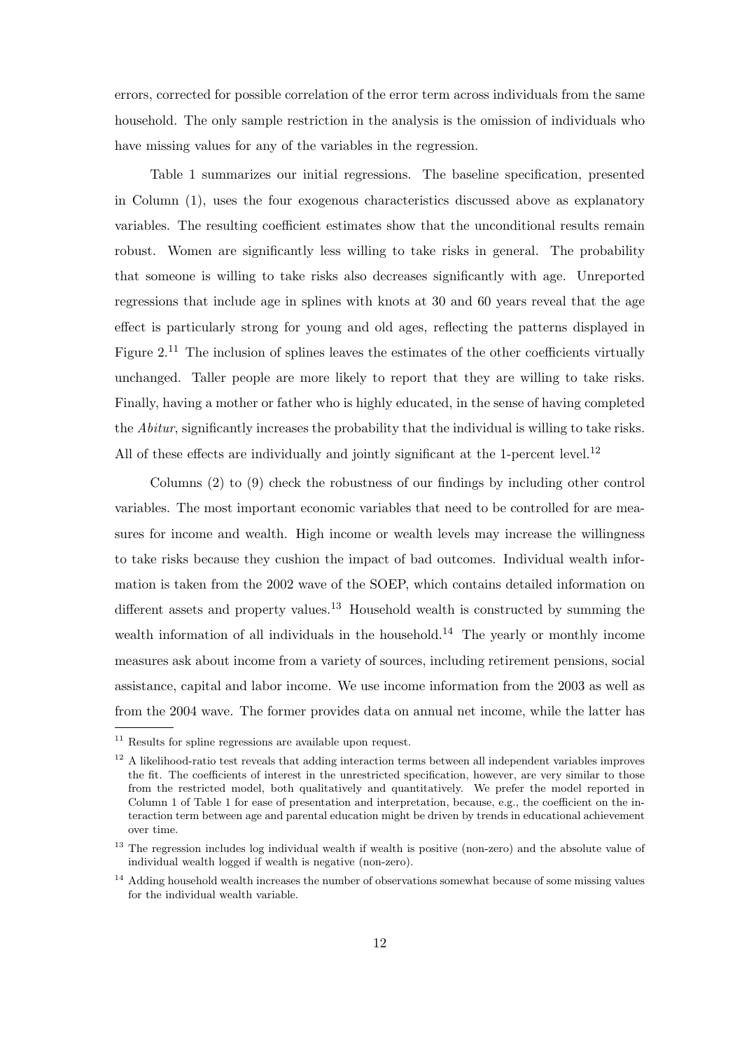errors, corrected for possible correlation of the error term across individuals from the same household. The only sample restriction in the analysis is the omission of individuals who have missing values for any of the variables in the regression.

Table 1 summarizes our initial regressions. The baseline specification, presented in Column (1), uses the four exogenous characteristics discussed above as explanatory variables. The resulting coefficient estimates show that the unconditional results remain robust. Women are significantly less willing to take risks in general. The probability that someone is willing to take risks also decreases significantly with age. Unreported regressions that include age in splines with knots at 30 and 60 years reveal that the age effect is particularly strong for young and old ages, reflecting the patterns displayed in Figure 2.[11] The inclusion of splines leaves the estimates of the other coefficients virtually unchanged. Taller people are more likely to report that they are willing to take risks. Finally, having a mother or father who is highly educated, in the sense of having completed the *Abitur*, significantly increases the probability that the individual is willing to take risks. All of these effects are individually and jointly significant at the 1-percent level.[12]

Columns (2) to (9) check the robustness of our findings by including other control variables. The most important economic variables that need to be controlled for are measures for income and wealth. High income or wealth levels may increase the willingness to take risks because they cushion the impact of bad outcomes. Individual wealth information is taken from the 2002 wave of the SOEP, which contains detailed information on different assets and property values.[13] Household wealth is constructed by summing the wealth information of all individuals in the household.[14] The yearly or monthly income measures ask about income from a variety of sources, including retirement pensions, social assistance, capital and labor income. We use income information from the 2003 as well as from the 2004 wave. The former provides data on annual net income, while the latter has

---

[11] Results for spline regressions are available upon request.

[12] A likelihood-ratio test reveals that adding interaction terms between all independent variables improves the fit. The coefficients of interest in the unrestricted specification, however, are very similar to those from the restricted model, both qualitatively and quantitatively. We prefer the model reported in Column 1 of Table 1 for ease of presentation and interpretation, because, e.g., the coefficient on the interaction term between age and parental education might be driven by trends in educational achievement over time.

[13] The regression includes log individual wealth if wealth is positive (non-zero) and the absolute value of individual wealth logged if wealth is negative (non-zero).

[14] Adding household wealth increases the number of observations somewhat because of some missing values for the individual wealth variable.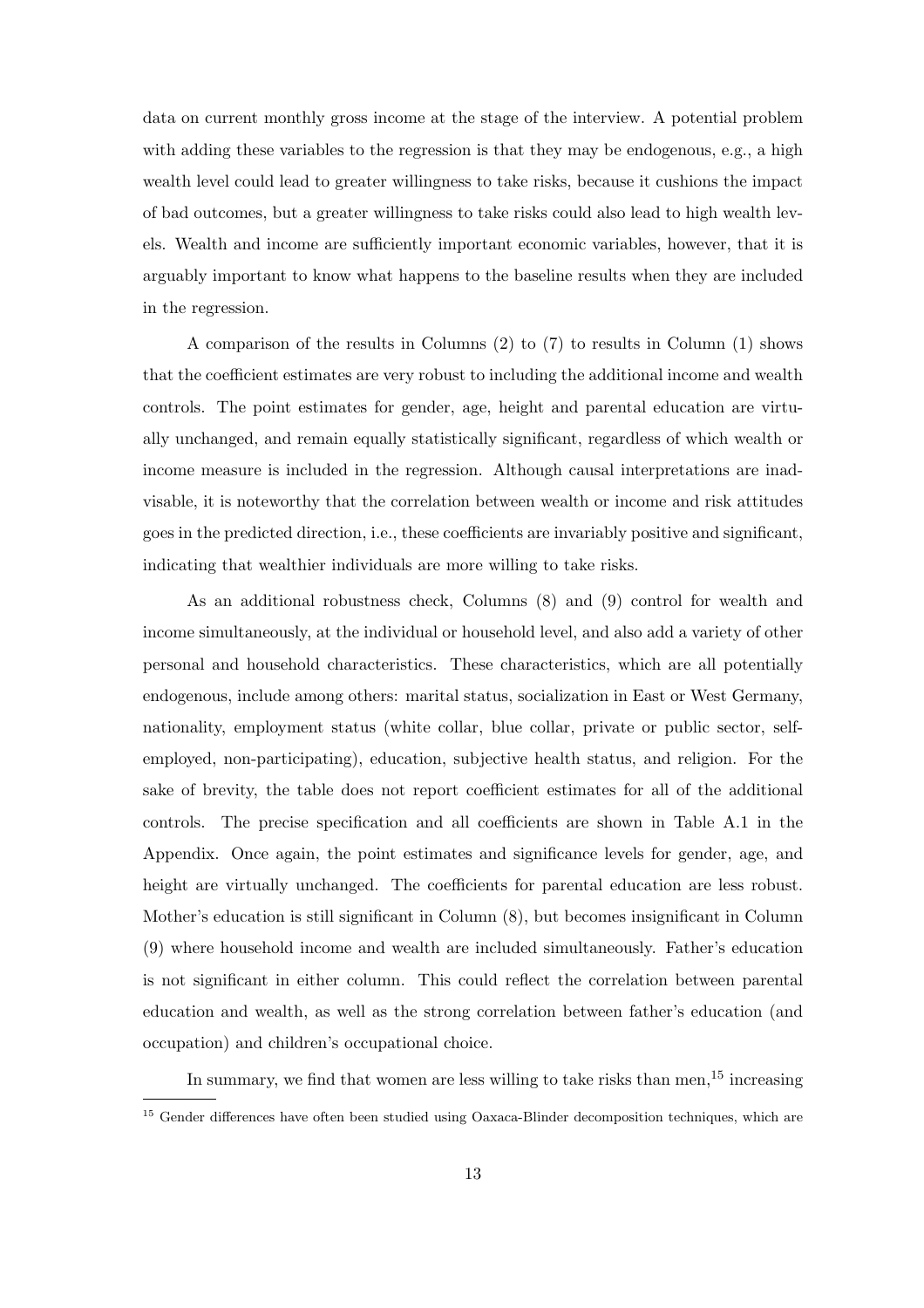data on current monthly gross income at the stage of the interview. A potential problem with adding these variables to the regression is that they may be endogenous, e.g., a high wealth level could lead to greater willingness to take risks, because it cushions the impact of bad outcomes, but a greater willingness to take risks could also lead to high wealth levels. Wealth and income are sufficiently important economic variables, however, that it is arguably important to know what happens to the baseline results when they are included in the regression.

A comparison of the results in Columns (2) to (7) to results in Column (1) shows that the coefficient estimates are very robust to including the additional income and wealth controls. The point estimates for gender, age, height and parental education are virtually unchanged, and remain equally statistically significant, regardless of which wealth or income measure is included in the regression. Although causal interpretations are inadvisable, it is noteworthy that the correlation between wealth or income and risk attitudes goes in the predicted direction, i.e., these coefficients are invariably positive and significant, indicating that wealthier individuals are more willing to take risks.

As an additional robustness check, Columns (8) and (9) control for wealth and income simultaneously, at the individual or household level, and also add a variety of other personal and household characteristics. These characteristics, which are all potentially endogenous, include among others: marital status, socialization in East or West Germany, nationality, employment status (white collar, blue collar, private or public sector, self-employed, non-participating), education, subjective health status, and religion. For the sake of brevity, the table does not report coefficient estimates for all of the additional controls. The precise specification and all coefficients are shown in Table A.1 in the Appendix. Once again, the point estimates and significance levels for gender, age, and height are virtually unchanged. The coefficients for parental education are less robust. Mother's education is still significant in Column (8), but becomes insignificant in Column (9) where household income and wealth are included simultaneously. Father's education is not significant in either column. This could reflect the correlation between parental education and wealth, as well as the strong correlation between father's education (and occupation) and children's occupational choice.

In summary, we find that women are less willing to take risks than men,[15] increasing

[15] Gender differences have often been studied using Oaxaca-Blinder decomposition techniques, which are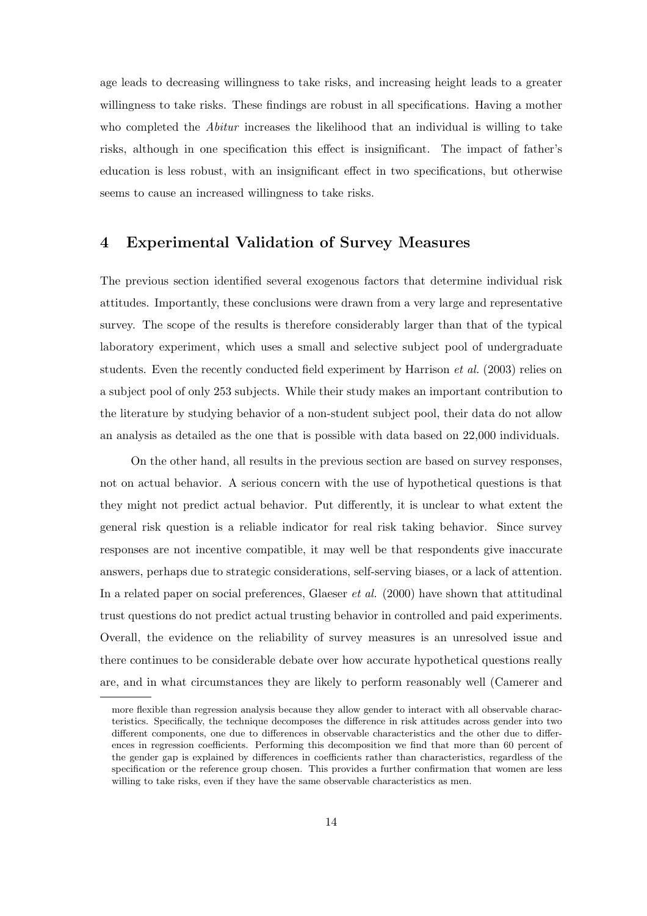age leads to decreasing willingness to take risks, and increasing height leads to a greater willingness to take risks. These findings are robust in all specifications. Having a mother who completed the *Abitur* increases the likelihood that an individual is willing to take risks, although in one specification this effect is insignificant. The impact of father's education is less robust, with an insignificant effect in two specifications, but otherwise seems to cause an increased willingness to take risks.

## 4 Experimental Validation of Survey Measures

The previous section identified several exogenous factors that determine individual risk attitudes. Importantly, these conclusions were drawn from a very large and representative survey. The scope of the results is therefore considerably larger than that of the typical laboratory experiment, which uses a small and selective subject pool of undergraduate students. Even the recently conducted field experiment by Harrison *et al.* (2003) relies on a subject pool of only 253 subjects. While their study makes an important contribution to the literature by studying behavior of a non-student subject pool, their data do not allow an analysis as detailed as the one that is possible with data based on 22,000 individuals.

On the other hand, all results in the previous section are based on survey responses, not on actual behavior. A serious concern with the use of hypothetical questions is that they might not predict actual behavior. Put differently, it is unclear to what extent the general risk question is a reliable indicator for real risk taking behavior. Since survey responses are not incentive compatible, it may well be that respondents give inaccurate answers, perhaps due to strategic considerations, self-serving biases, or a lack of attention. In a related paper on social preferences, Glaeser *et al.* (2000) have shown that attitudinal trust questions do not predict actual trusting behavior in controlled and paid experiments. Overall, the evidence on the reliability of survey measures is an unresolved issue and there continues to be considerable debate over how accurate hypothetical questions really are, and in what circumstances they are likely to perform reasonably well (Camerer and

---

more flexible than regression analysis because they allow gender to interact with all observable characteristics. Specifically, the technique decomposes the difference in risk attitudes across gender into two different components, one due to differences in observable characteristics and the other due to differences in regression coefficients. Performing this decomposition we find that more than 60 percent of the gender gap is explained by differences in coefficients rather than characteristics, regardless of the specification or the reference group chosen. This provides a further confirmation that women are less willing to take risks, even if they have the same observable characteristics as men.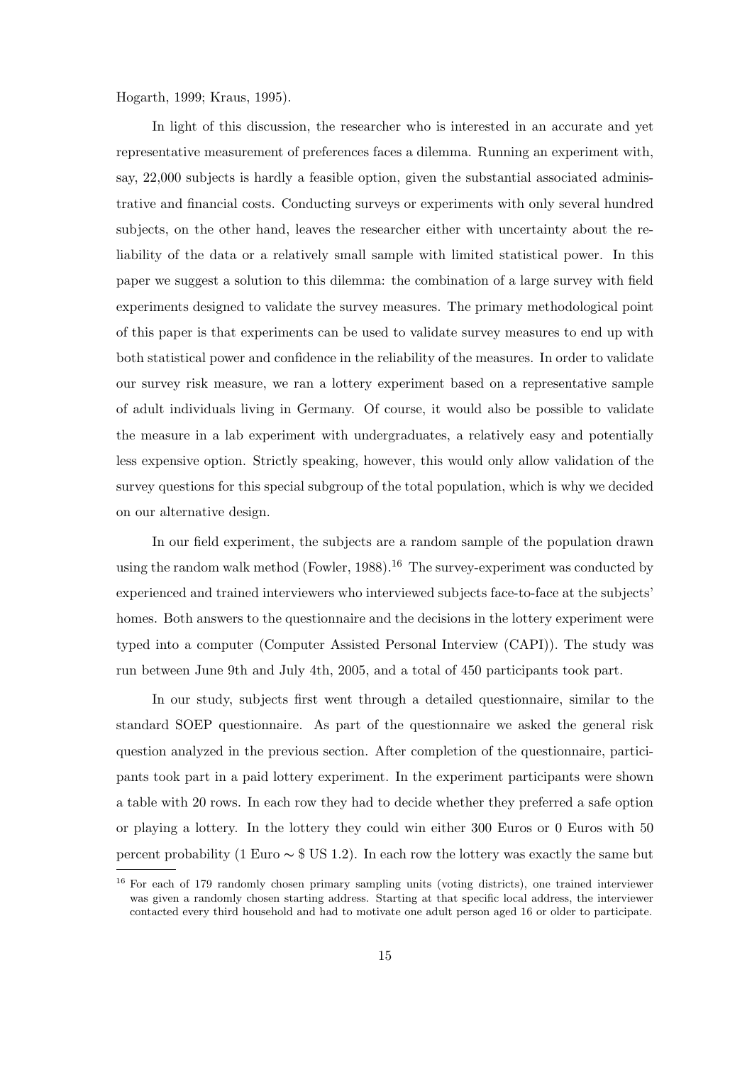Hogarth, 1999; Kraus, 1995).

In light of this discussion, the researcher who is interested in an accurate and yet representative measurement of preferences faces a dilemma. Running an experiment with, say, 22,000 subjects is hardly a feasible option, given the substantial associated administrative and financial costs. Conducting surveys or experiments with only several hundred subjects, on the other hand, leaves the researcher either with uncertainty about the reliability of the data or a relatively small sample with limited statistical power. In this paper we suggest a solution to this dilemma: the combination of a large survey with field experiments designed to validate the survey measures. The primary methodological point of this paper is that experiments can be used to validate survey measures to end up with both statistical power and confidence in the reliability of the measures. In order to validate our survey risk measure, we ran a lottery experiment based on a representative sample of adult individuals living in Germany. Of course, it would also be possible to validate the measure in a lab experiment with undergraduates, a relatively easy and potentially less expensive option. Strictly speaking, however, this would only allow validation of the survey questions for this special subgroup of the total population, which is why we decided on our alternative design.

In our field experiment, the subjects are a random sample of the population drawn using the random walk method (Fowler, 1988).[16] The survey-experiment was conducted by experienced and trained interviewers who interviewed subjects face-to-face at the subjects' homes. Both answers to the questionnaire and the decisions in the lottery experiment were typed into a computer (Computer Assisted Personal Interview (CAPI)). The study was run between June 9th and July 4th, 2005, and a total of 450 participants took part.

In our study, subjects first went through a detailed questionnaire, similar to the standard SOEP questionnaire. As part of the questionnaire we asked the general risk question analyzed in the previous section. After completion of the questionnaire, participants took part in a paid lottery experiment. In the experiment participants were shown a table with 20 rows. In each row they had to decide whether they preferred a safe option or playing a lottery. In the lottery they could win either 300 Euros or 0 Euros with 50 percent probability (1 Euro $\sim$ \$ US 1.2). In each row the lottery was exactly the same but

[16] For each of 179 randomly chosen primary sampling units (voting districts), one trained interviewer was given a randomly chosen starting address. Starting at that specific local address, the interviewer contacted every third household and had to motivate one adult person aged 16 or older to participate.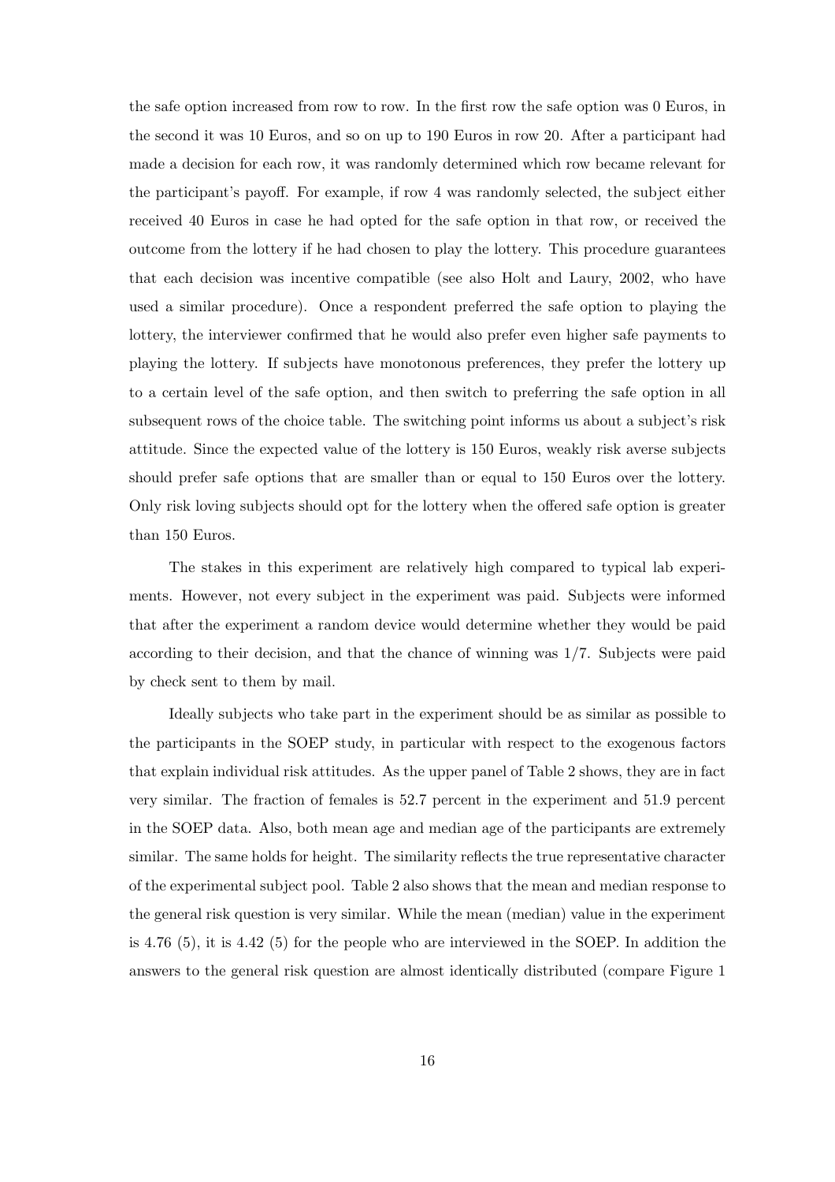the safe option increased from row to row. In the first row the safe option was 0 Euros, in the second it was 10 Euros, and so on up to 190 Euros in row 20. After a participant had made a decision for each row, it was randomly determined which row became relevant for the participant's payoff. For example, if row 4 was randomly selected, the subject either received 40 Euros in case he had opted for the safe option in that row, or received the outcome from the lottery if he had chosen to play the lottery. This procedure guarantees that each decision was incentive compatible (see also Holt and Laury, 2002, who have used a similar procedure). Once a respondent preferred the safe option to playing the lottery, the interviewer confirmed that he would also prefer even higher safe payments to playing the lottery. If subjects have monotonous preferences, they prefer the lottery up to a certain level of the safe option, and then switch to preferring the safe option in all subsequent rows of the choice table. The switching point informs us about a subject's risk attitude. Since the expected value of the lottery is 150 Euros, weakly risk averse subjects should prefer safe options that are smaller than or equal to 150 Euros over the lottery. Only risk loving subjects should opt for the lottery when the offered safe option is greater than 150 Euros.

The stakes in this experiment are relatively high compared to typical lab experiments. However, not every subject in the experiment was paid. Subjects were informed that after the experiment a random device would determine whether they would be paid according to their decision, and that the chance of winning was 1/7. Subjects were paid by check sent to them by mail.

Ideally subjects who take part in the experiment should be as similar as possible to the participants in the SOEP study, in particular with respect to the exogenous factors that explain individual risk attitudes. As the upper panel of Table 2 shows, they are in fact very similar. The fraction of females is 52.7 percent in the experiment and 51.9 percent in the SOEP data. Also, both mean age and median age of the participants are extremely similar. The same holds for height. The similarity reflects the true representative character of the experimental subject pool. Table 2 also shows that the mean and median response to the general risk question is very similar. While the mean (median) value in the experiment is 4.76 (5), it is 4.42 (5) for the people who are interviewed in the SOEP. In addition the answers to the general risk question are almost identically distributed (compare Figure 1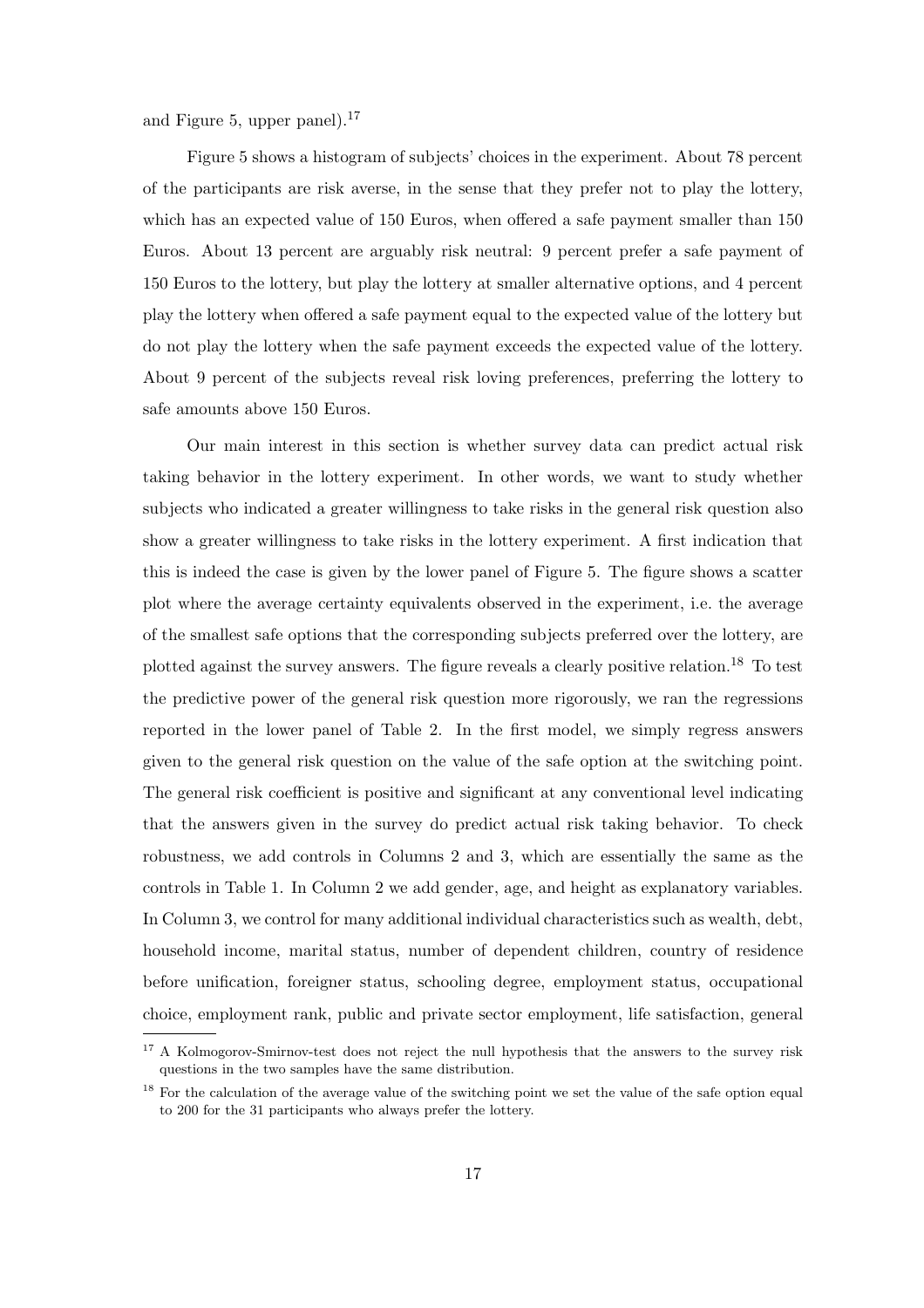and Figure 5, upper panel).[17]

Figure 5 shows a histogram of subjects' choices in the experiment. About 78 percent of the participants are risk averse, in the sense that they prefer not to play the lottery, which has an expected value of 150 Euros, when offered a safe payment smaller than 150 Euros. About 13 percent are arguably risk neutral: 9 percent prefer a safe payment of 150 Euros to the lottery, but play the lottery at smaller alternative options, and 4 percent play the lottery when offered a safe payment equal to the expected value of the lottery but do not play the lottery when the safe payment exceeds the expected value of the lottery. About 9 percent of the subjects reveal risk loving preferences, preferring the lottery to safe amounts above 150 Euros.

Our main interest in this section is whether survey data can predict actual risk taking behavior in the lottery experiment. In other words, we want to study whether subjects who indicated a greater willingness to take risks in the general risk question also show a greater willingness to take risks in the lottery experiment. A first indication that this is indeed the case is given by the lower panel of Figure 5. The figure shows a scatter plot where the average certainty equivalents observed in the experiment, i.e. the average of the smallest safe options that the corresponding subjects preferred over the lottery, are plotted against the survey answers. The figure reveals a clearly positive relation.[18] To test the predictive power of the general risk question more rigorously, we ran the regressions reported in the lower panel of Table 2. In the first model, we simply regress answers given to the general risk question on the value of the safe option at the switching point. The general risk coefficient is positive and significant at any conventional level indicating that the answers given in the survey do predict actual risk taking behavior. To check robustness, we add controls in Columns 2 and 3, which are essentially the same as the controls in Table 1. In Column 2 we add gender, age, and height as explanatory variables. In Column 3, we control for many additional individual characteristics such as wealth, debt, household income, marital status, number of dependent children, country of residence before unification, foreigner status, schooling degree, employment status, occupational choice, employment rank, public and private sector employment, life satisfaction, general

[17] A Kolmogorov-Smirnov-test does not reject the null hypothesis that the answers to the survey risk questions in the two samples have the same distribution.

[18] For the calculation of the average value of the switching point we set the value of the safe option equal to 200 for the 31 participants who always prefer the lottery.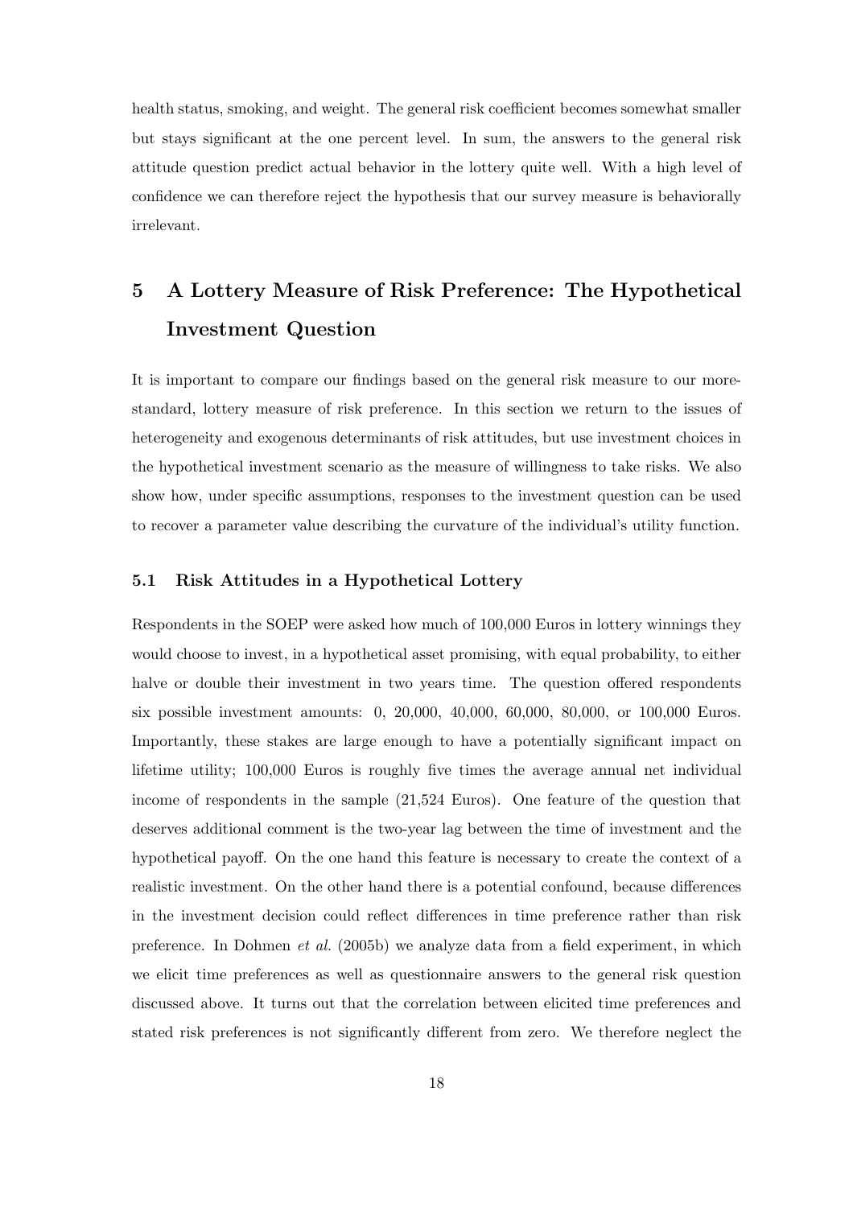health status, smoking, and weight. The general risk coefficient becomes somewhat smaller but stays significant at the one percent level. In sum, the answers to the general risk attitude question predict actual behavior in the lottery quite well. With a high level of confidence we can therefore reject the hypothesis that our survey measure is behaviorally irrelevant.

# 5 A Lottery Measure of Risk Preference: The Hypothetical Investment Question

It is important to compare our findings based on the general risk measure to our more-standard, lottery measure of risk preference. In this section we return to the issues of heterogeneity and exogenous determinants of risk attitudes, but use investment choices in the hypothetical investment scenario as the measure of willingness to take risks. We also show how, under specific assumptions, responses to the investment question can be used to recover a parameter value describing the curvature of the individual's utility function.

## 5.1 Risk Attitudes in a Hypothetical Lottery

Respondents in the SOEP were asked how much of 100,000 Euros in lottery winnings they would choose to invest, in a hypothetical asset promising, with equal probability, to either halve or double their investment in two years time. The question offered respondents six possible investment amounts: 0, 20,000, 40,000, 60,000, 80,000, or 100,000 Euros. Importantly, these stakes are large enough to have a potentially significant impact on lifetime utility; 100,000 Euros is roughly five times the average annual net individual income of respondents in the sample (21,524 Euros). One feature of the question that deserves additional comment is the two-year lag between the time of investment and the hypothetical payoff. On the one hand this feature is necessary to create the context of a realistic investment. On the other hand there is a potential confound, because differences in the investment decision could reflect differences in time preference rather than risk preference. In Dohmen *et al.* (2005b) we analyze data from a field experiment, in which we elicit time preferences as well as questionnaire answers to the general risk question discussed above. It turns out that the correlation between elicited time preferences and stated risk preferences is not significantly different from zero. We therefore neglect the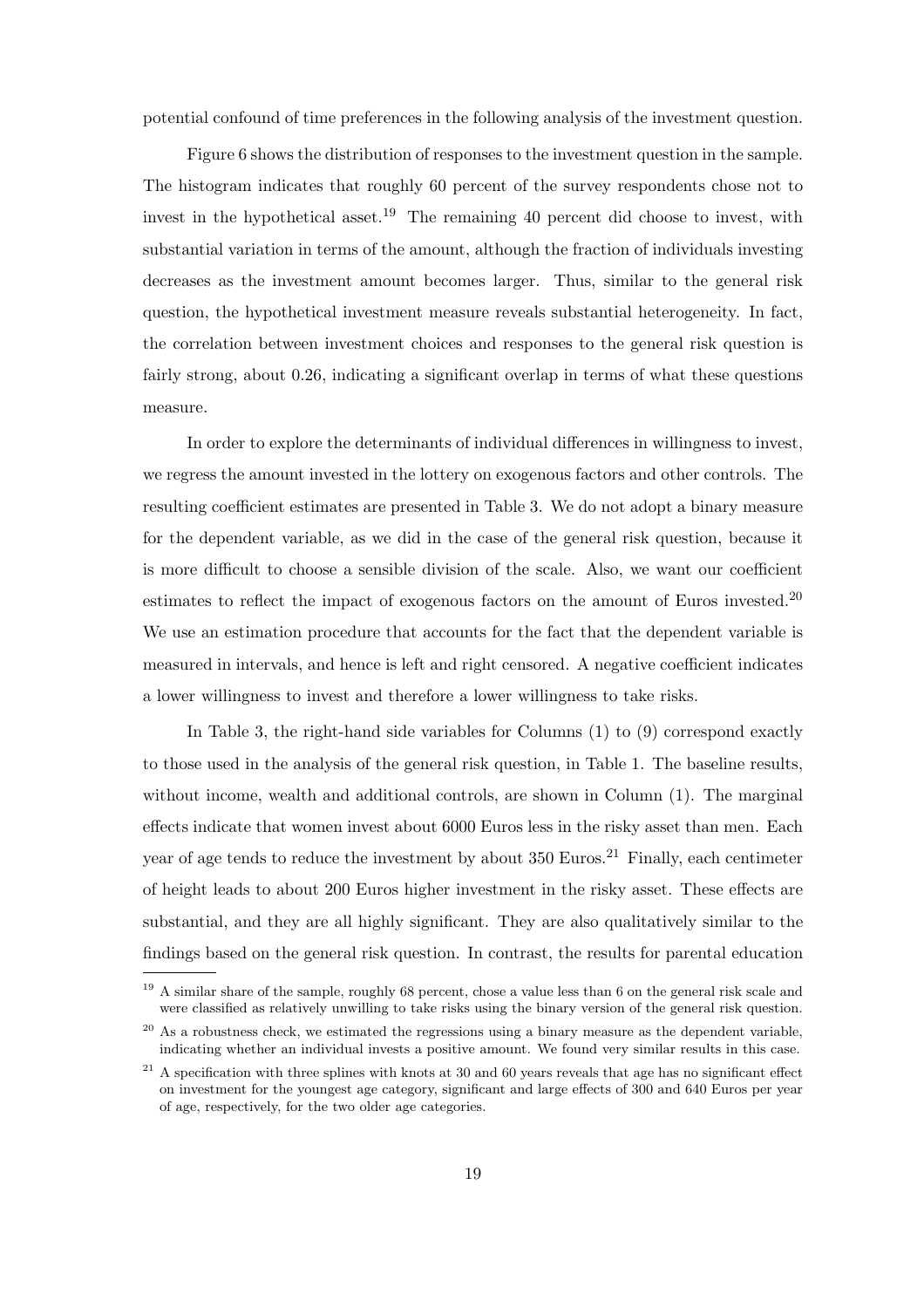potential confound of time preferences in the following analysis of the investment question.

Figure 6 shows the distribution of responses to the investment question in the sample. The histogram indicates that roughly 60 percent of the survey respondents chose not to invest in the hypothetical asset.[19] The remaining 40 percent did choose to invest, with substantial variation in terms of the amount, although the fraction of individuals investing decreases as the investment amount becomes larger. Thus, similar to the general risk question, the hypothetical investment measure reveals substantial heterogeneity. In fact, the correlation between investment choices and responses to the general risk question is fairly strong, about 0.26, indicating a significant overlap in terms of what these questions measure.

In order to explore the determinants of individual differences in willingness to invest, we regress the amount invested in the lottery on exogenous factors and other controls. The resulting coefficient estimates are presented in Table 3. We do not adopt a binary measure for the dependent variable, as we did in the case of the general risk question, because it is more difficult to choose a sensible division of the scale. Also, we want our coefficient estimates to reflect the impact of exogenous factors on the amount of Euros invested.[20] We use an estimation procedure that accounts for the fact that the dependent variable is measured in intervals, and hence is left and right censored. A negative coefficient indicates a lower willingness to invest and therefore a lower willingness to take risks.

In Table 3, the right-hand side variables for Columns (1) to (9) correspond exactly to those used in the analysis of the general risk question, in Table 1. The baseline results, without income, wealth and additional controls, are shown in Column (1). The marginal effects indicate that women invest about 6000 Euros less in the risky asset than men. Each year of age tends to reduce the investment by about 350 Euros.[21] Finally, each centimeter of height leads to about 200 Euros higher investment in the risky asset. These effects are substantial, and they are all highly significant. They are also qualitatively similar to the findings based on the general risk question. In contrast, the results for parental education

[19] A similar share of the sample, roughly 68 percent, chose a value less than 6 on the general risk scale and were classified as relatively unwilling to take risks using the binary version of the general risk question.

[20] As a robustness check, we estimated the regressions using a binary measure as the dependent variable, indicating whether an individual invests a positive amount. We found very similar results in this case.

[21] A specification with three splines with knots at 30 and 60 years reveals that age has no significant effect on investment for the youngest age category, significant and large effects of 300 and 640 Euros per year of age, respectively, for the two older age categories.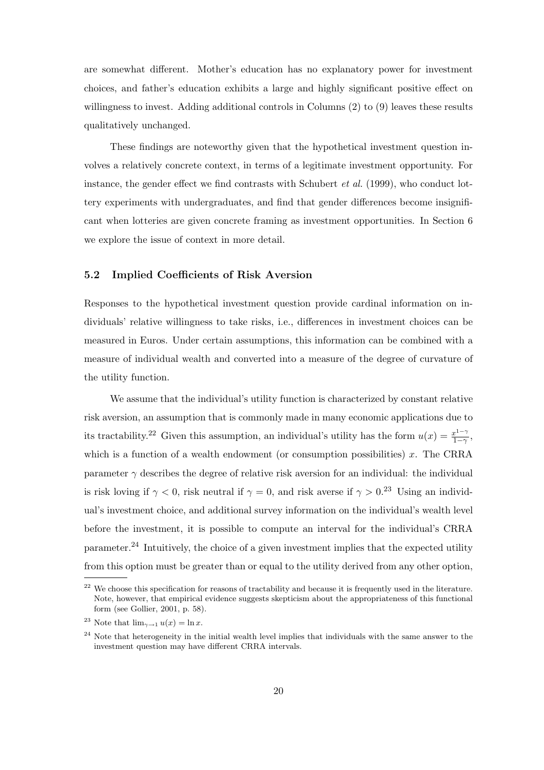are somewhat different. Mother's education has no explanatory power for investment choices, and father's education exhibits a large and highly significant positive effect on willingness to invest. Adding additional controls in Columns (2) to (9) leaves these results qualitatively unchanged.

These findings are noteworthy given that the hypothetical investment question involves a relatively concrete context, in terms of a legitimate investment opportunity. For instance, the gender effect we find contrasts with Schubert *et al.* (1999), who conduct lottery experiments with undergraduates, and find that gender differences become insignificant when lotteries are given concrete framing as investment opportunities. In Section 6 we explore the issue of context in more detail.

### 5.2 Implied Coefficients of Risk Aversion

Responses to the hypothetical investment question provide cardinal information on individuals' relative willingness to take risks, i.e., differences in investment choices can be measured in Euros. Under certain assumptions, this information can be combined with a measure of individual wealth and converted into a measure of the degree of curvature of the utility function.

We assume that the individual's utility function is characterized by constant relative risk aversion, an assumption that is commonly made in many economic applications due to its tractability.[22] Given this assumption, an individual's utility has the form $u(x) = \frac{x^{1-\gamma}}{1-\gamma}$, which is a function of a wealth endowment (or consumption possibilities) $x$. The CRRA parameter $\gamma$ describes the degree of relative risk aversion for an individual: the individual is risk loving if $\gamma < 0$, risk neutral if $\gamma = 0$, and risk averse if $\gamma > 0$.[23] Using an individual's investment choice, and additional survey information on the individual's wealth level before the investment, it is possible to compute an interval for the individual's CRRA parameter.[24] Intuitively, the choice of a given investment implies that the expected utility from this option must be greater than or equal to the utility derived from any other option,

---

[22] We choose this specification for reasons of tractability and because it is frequently used in the literature. Note, however, that empirical evidence suggests skepticism about the appropriateness of this functional form (see Gollier, 2001, p. 58).

[23] Note that $\lim_{\gamma \to 1} u(x) = \ln x$.

[24] Note that heterogeneity in the initial wealth level implies that individuals with the same answer to the investment question may have different CRRA intervals.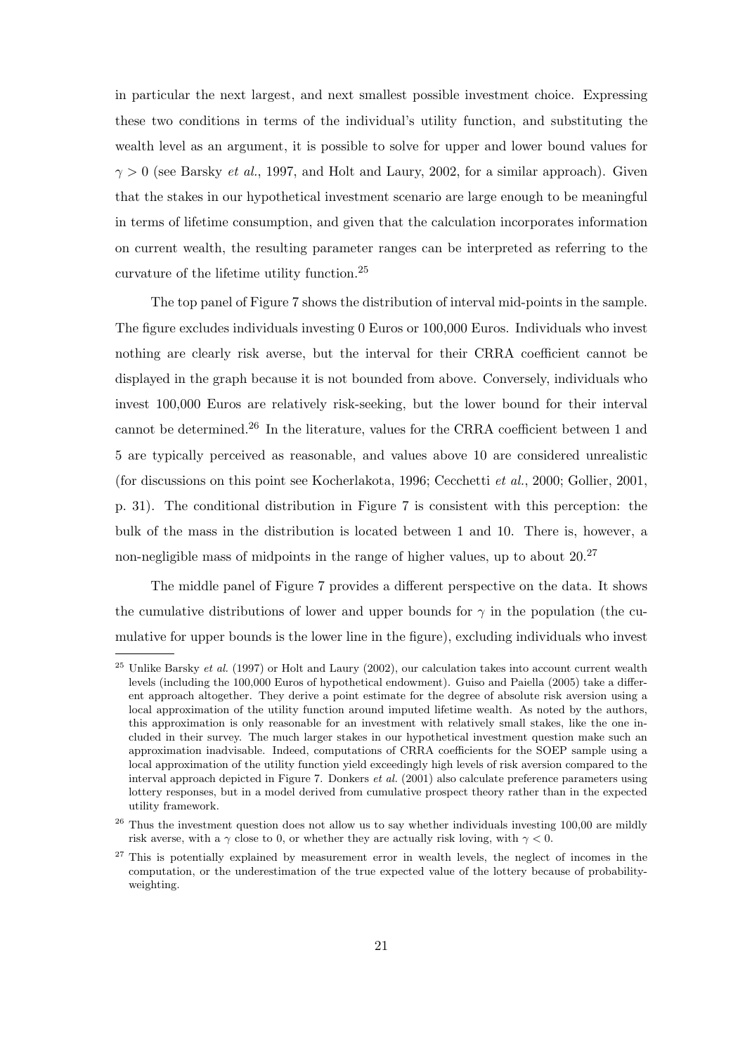in particular the next largest, and next smallest possible investment choice. Expressing these two conditions in terms of the individual's utility function, and substituting the wealth level as an argument, it is possible to solve for upper and lower bound values for $\gamma > 0$ (see Barsky *et al.*, 1997, and Holt and Laury, 2002, for a similar approach). Given that the stakes in our hypothetical investment scenario are large enough to be meaningful in terms of lifetime consumption, and given that the calculation incorporates information on current wealth, the resulting parameter ranges can be interpreted as referring to the curvature of the lifetime utility function.[25]

The top panel of Figure 7 shows the distribution of interval mid-points in the sample. The figure excludes individuals investing 0 Euros or 100,000 Euros. Individuals who invest nothing are clearly risk averse, but the interval for their CRRA coefficient cannot be displayed in the graph because it is not bounded from above. Conversely, individuals who invest 100,000 Euros are relatively risk-seeking, but the lower bound for their interval cannot be determined.[26] In the literature, values for the CRRA coefficient between 1 and 5 are typically perceived as reasonable, and values above 10 are considered unrealistic (for discussions on this point see Kocherlakota, 1996; Cecchetti *et al.*, 2000; Gollier, 2001, p. 31). The conditional distribution in Figure 7 is consistent with this perception: the bulk of the mass in the distribution is located between 1 and 10. There is, however, a non-negligible mass of midpoints in the range of higher values, up to about 20.[27]

The middle panel of Figure 7 provides a different perspective on the data. It shows the cumulative distributions of lower and upper bounds for $\gamma$ in the population (the cumulative for upper bounds is the lower line in the figure), excluding individuals who invest

---

[25] Unlike Barsky *et al.* (1997) or Holt and Laury (2002), our calculation takes into account current wealth levels (including the 100,000 Euros of hypothetical endowment). Guiso and Paiella (2005) take a different approach altogether. They derive a point estimate for the degree of absolute risk aversion using a local approximation of the utility function around imputed lifetime wealth. As noted by the authors, this approximation is only reasonable for an investment with relatively small stakes, like the one included in their survey. The much larger stakes in our hypothetical investment question make such an approximation inadvisable. Indeed, computations of CRRA coefficients for the SOEP sample using a local approximation of the utility function yield exceedingly high levels of risk aversion compared to the interval approach depicted in Figure 7. Donkers *et al.* (2001) also calculate preference parameters using lottery responses, but in a model derived from cumulative prospect theory rather than in the expected utility framework.

[26] Thus the investment question does not allow us to say whether individuals investing 100,00 are mildly risk averse, with a $\gamma$ close to 0, or whether they are actually risk loving, with $\gamma < 0$.

[27] This is potentially explained by measurement error in wealth levels, the neglect of incomes in the computation, or the underestimation of the true expected value of the lottery because of probability-weighting.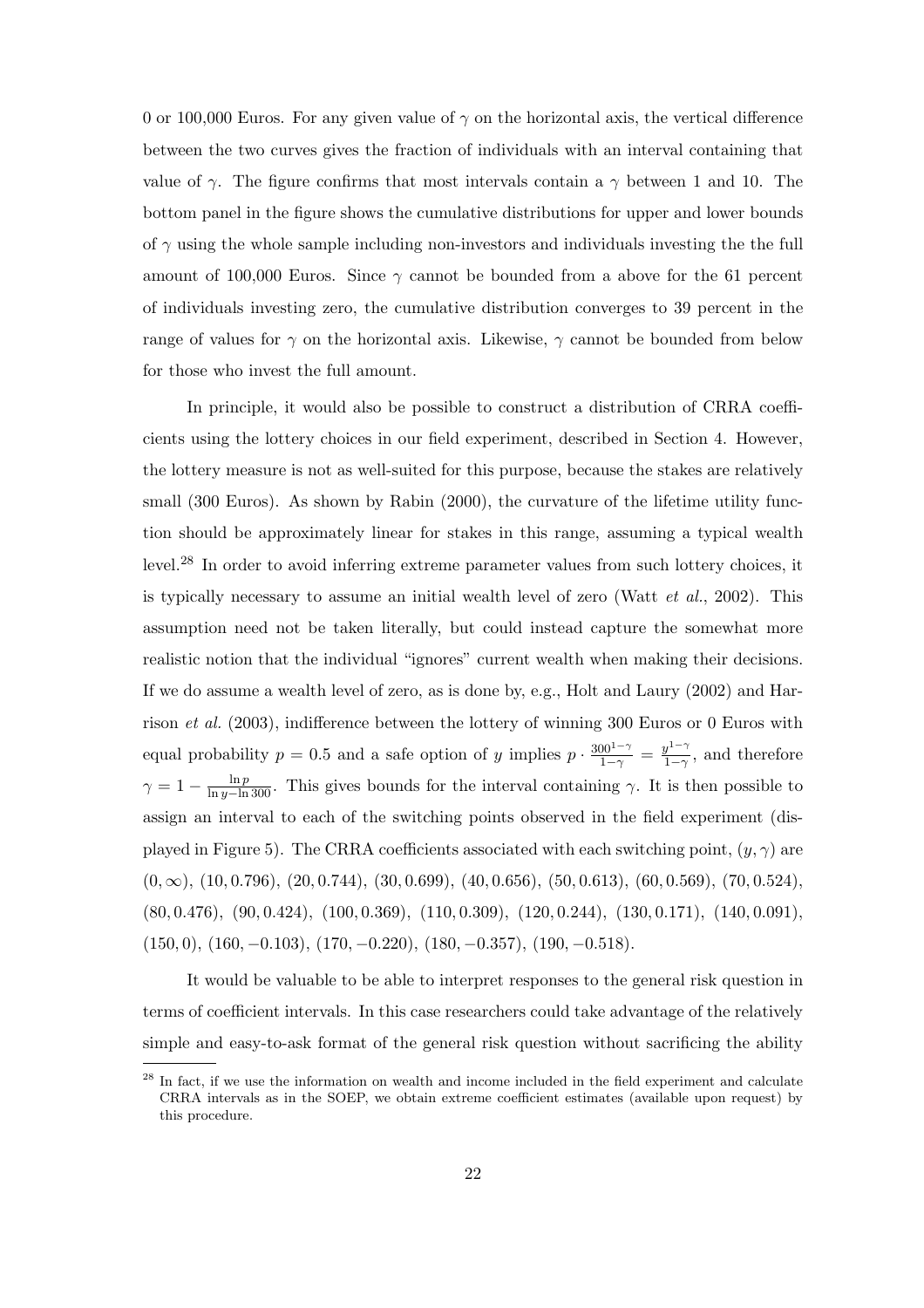0 or 100,000 Euros. For any given value of $\gamma$ on the horizontal axis, the vertical difference between the two curves gives the fraction of individuals with an interval containing that value of $\gamma$. The figure confirms that most intervals contain a $\gamma$ between 1 and 10. The bottom panel in the figure shows the cumulative distributions for upper and lower bounds of $\gamma$ using the whole sample including non-investors and individuals investing the the full amount of 100,000 Euros. Since $\gamma$ cannot be bounded from a above for the 61 percent of individuals investing zero, the cumulative distribution converges to 39 percent in the range of values for $\gamma$ on the horizontal axis. Likewise, $\gamma$ cannot be bounded from below for those who invest the full amount.

In principle, it would also be possible to construct a distribution of CRRA coefficients using the lottery choices in our field experiment, described in Section 4. However, the lottery measure is not as well-suited for this purpose, because the stakes are relatively small (300 Euros). As shown by Rabin (2000), the curvature of the lifetime utility function should be approximately linear for stakes in this range, assuming a typical wealth level.[28] In order to avoid inferring extreme parameter values from such lottery choices, it is typically necessary to assume an initial wealth level of zero (Watt *et al.*, 2002). This assumption need not be taken literally, but could instead capture the somewhat more realistic notion that the individual "ignores" current wealth when making their decisions. If we do assume a wealth level of zero, as is done by, e.g., Holt and Laury (2002) and Harrison *et al.* (2003), indifference between the lottery of winning 300 Euros or 0 Euros with equal probability $p = 0.5$ and a safe option of $y$ implies $p \cdot \frac{300^{1-\gamma}}{1-\gamma} = \frac{y^{1-\gamma}}{1-\gamma}$, and therefore $\gamma = 1 - \frac{\ln p}{\ln y - \ln 300}$. This gives bounds for the interval containing $\gamma$. It is then possible to assign an interval to each of the switching points observed in the field experiment (displayed in Figure 5). The CRRA coefficients associated with each switching point, $(y, \gamma)$ are $(0, \infty)$, $(10, 0.796)$, $(20, 0.744)$, $(30, 0.699)$, $(40, 0.656)$, $(50, 0.613)$, $(60, 0.569)$, $(70, 0.524)$, $(80, 0.476)$, $(90, 0.424)$, $(100, 0.369)$, $(110, 0.309)$, $(120, 0.244)$, $(130, 0.171)$, $(140, 0.091)$, $(150, 0)$, $(160, -0.103)$, $(170, -0.220)$, $(180, -0.357)$, $(190, -0.518)$.

It would be valuable to be able to interpret responses to the general risk question in terms of coefficient intervals. In this case researchers could take advantage of the relatively simple and easy-to-ask format of the general risk question without sacrificing the ability

[28] In fact, if we use the information on wealth and income included in the field experiment and calculate CRRA intervals as in the SOEP, we obtain extreme coefficient estimates (available upon request) by this procedure.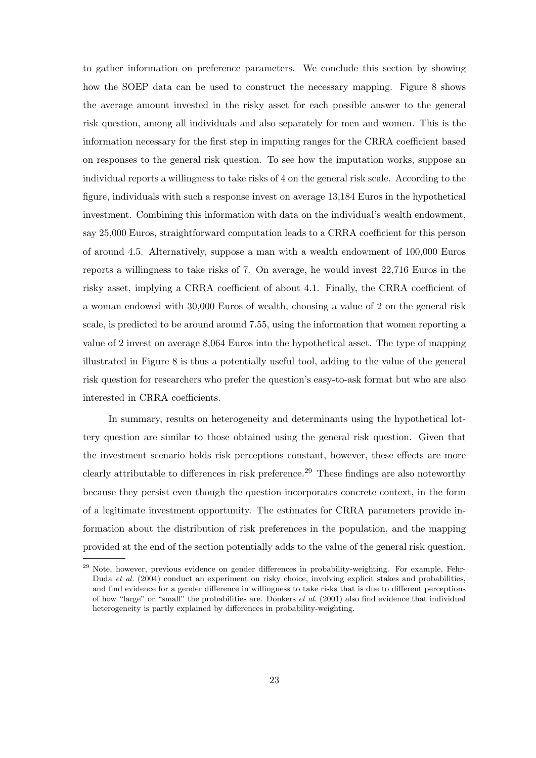to gather information on preference parameters. We conclude this section by showing how the SOEP data can be used to construct the necessary mapping. Figure 8 shows the average amount invested in the risky asset for each possible answer to the general risk question, among all individuals and also separately for men and women. This is the information necessary for the first step in imputing ranges for the CRRA coefficient based on responses to the general risk question. To see how the imputation works, suppose an individual reports a willingness to take risks of 4 on the general risk scale. According to the figure, individuals with such a response invest on average 13,184 Euros in the hypothetical investment. Combining this information with data on the individual's wealth endowment, say 25,000 Euros, straightforward computation leads to a CRRA coefficient for this person of around 4.5. Alternatively, suppose a man with a wealth endowment of 100,000 Euros reports a willingness to take risks of 7. On average, he would invest 22,716 Euros in the risky asset, implying a CRRA coefficient of about 4.1. Finally, the CRRA coefficient of a woman endowed with 30,000 Euros of wealth, choosing a value of 2 on the general risk scale, is predicted to be around around 7.55, using the information that women reporting a value of 2 invest on average 8,064 Euros into the hypothetical asset. The type of mapping illustrated in Figure 8 is thus a potentially useful tool, adding to the value of the general risk question for researchers who prefer the question's easy-to-ask format but who are also interested in CRRA coefficients.

In summary, results on heterogeneity and determinants using the hypothetical lottery question are similar to those obtained using the general risk question. Given that the investment scenario holds risk perceptions constant, however, these effects are more clearly attributable to differences in risk preference.[29] These findings are also noteworthy because they persist even though the question incorporates concrete context, in the form of a legitimate investment opportunity. The estimates for CRRA parameters provide information about the distribution of risk preferences in the population, and the mapping provided at the end of the section potentially adds to the value of the general risk question.

[29] Note, however, previous evidence on gender differences in probability-weighting. For example, Fehr-Duda *et al.* (2004) conduct an experiment on risky choice, involving explicit stakes and probabilities, and find evidence for a gender difference in willingness to take risks that is due to different perceptions of how "large" or "small" the probabilities are. Donkers *et al.* (2001) also find evidence that individual heterogeneity is partly explained by differences in probability-weighting.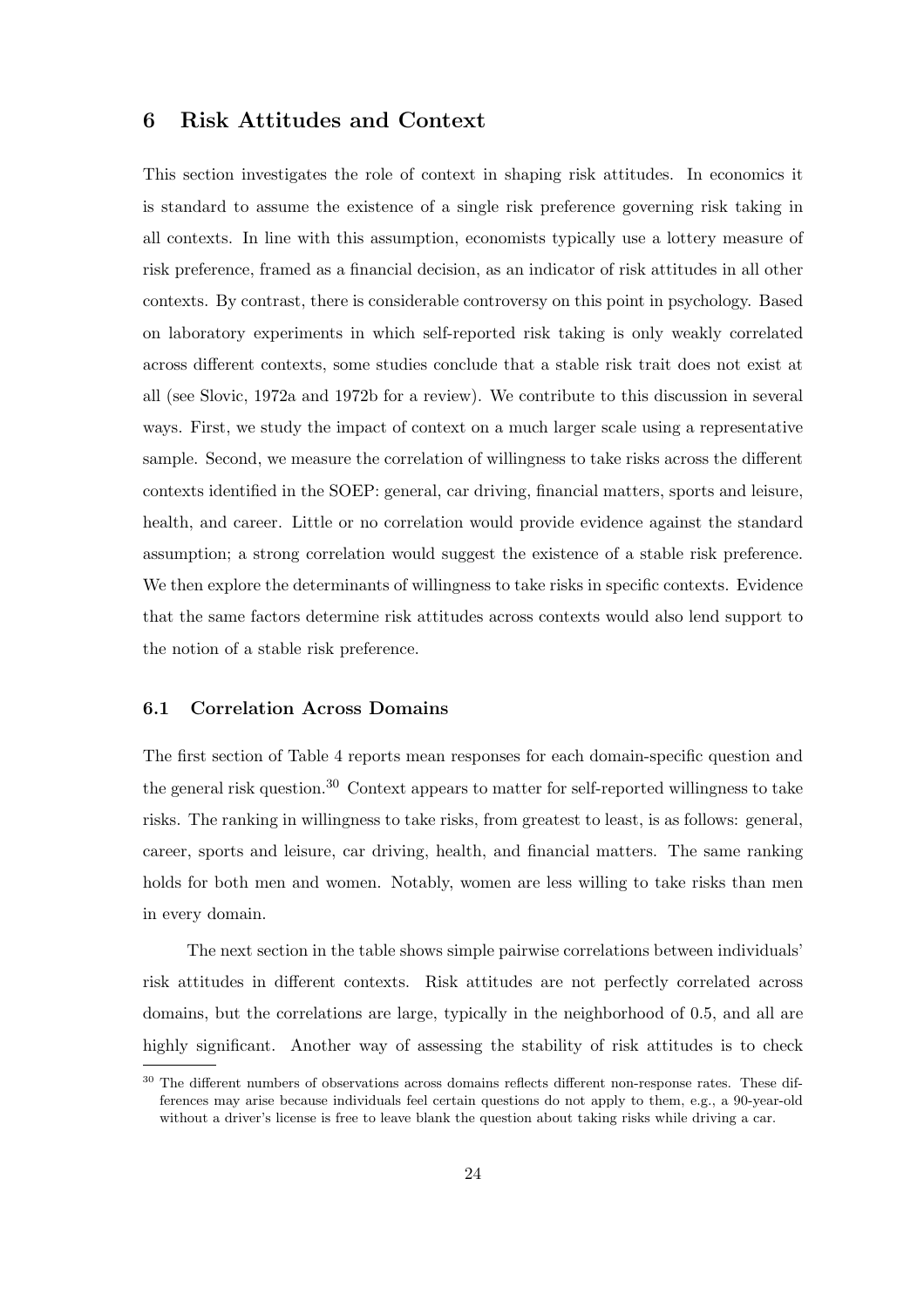## 6 Risk Attitudes and Context

This section investigates the role of context in shaping risk attitudes. In economics it is standard to assume the existence of a single risk preference governing risk taking in all contexts. In line with this assumption, economists typically use a lottery measure of risk preference, framed as a financial decision, as an indicator of risk attitudes in all other contexts. By contrast, there is considerable controversy on this point in psychology. Based on laboratory experiments in which self-reported risk taking is only weakly correlated across different contexts, some studies conclude that a stable risk trait does not exist at all (see Slovic, 1972a and 1972b for a review). We contribute to this discussion in several ways. First, we study the impact of context on a much larger scale using a representative sample. Second, we measure the correlation of willingness to take risks across the different contexts identified in the SOEP: general, car driving, financial matters, sports and leisure, health, and career. Little or no correlation would provide evidence against the standard assumption; a strong correlation would suggest the existence of a stable risk preference. We then explore the determinants of willingness to take risks in specific contexts. Evidence that the same factors determine risk attitudes across contexts would also lend support to the notion of a stable risk preference.

### 6.1 Correlation Across Domains

The first section of Table 4 reports mean responses for each domain-specific question and the general risk question.[30] Context appears to matter for self-reported willingness to take risks. The ranking in willingness to take risks, from greatest to least, is as follows: general, career, sports and leisure, car driving, health, and financial matters. The same ranking holds for both men and women. Notably, women are less willing to take risks than men in every domain.

The next section in the table shows simple pairwise correlations between individuals' risk attitudes in different contexts. Risk attitudes are not perfectly correlated across domains, but the correlations are large, typically in the neighborhood of 0.5, and all are highly significant. Another way of assessing the stability of risk attitudes is to check

[30] The different numbers of observations across domains reflects different non-response rates. These differences may arise because individuals feel certain questions do not apply to them, e.g., a 90-year-old without a driver's license is free to leave blank the question about taking risks while driving a car.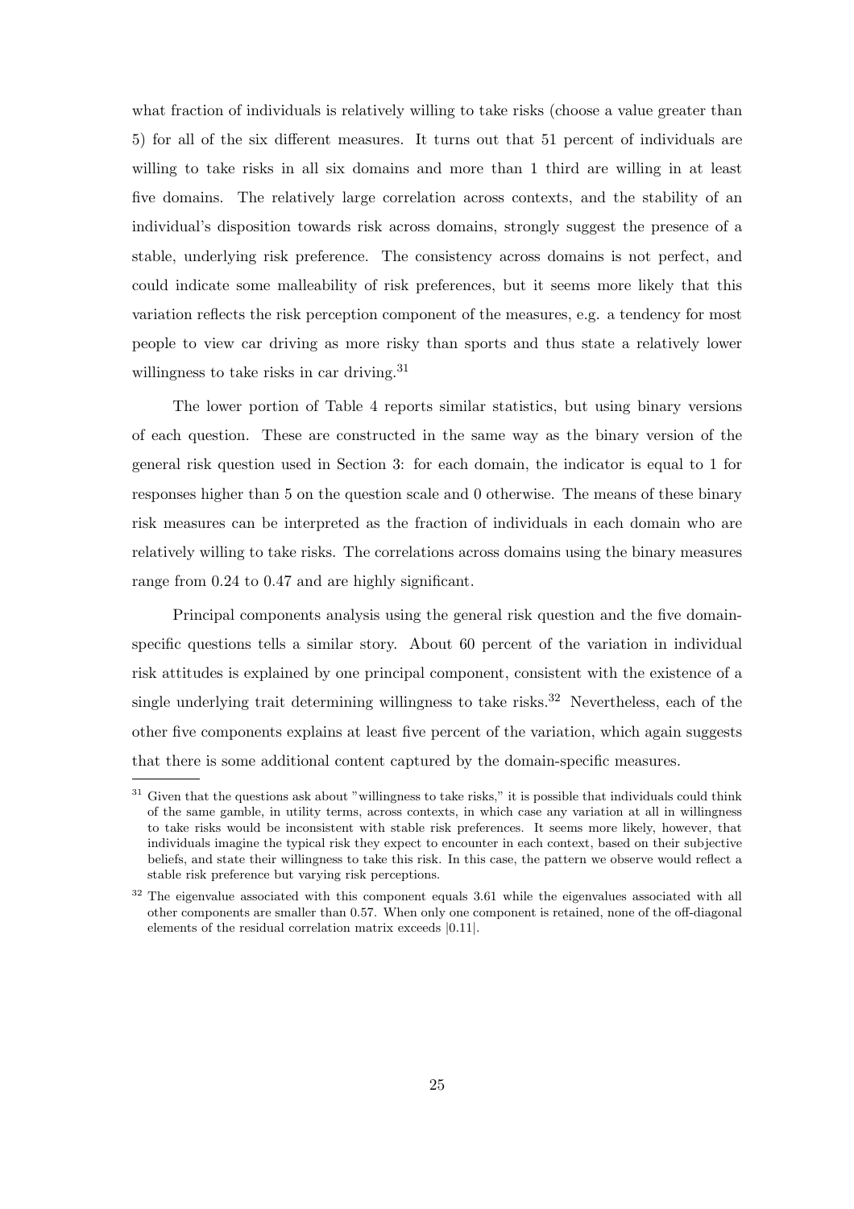what fraction of individuals is relatively willing to take risks (choose a value greater than 5) for all of the six different measures. It turns out that 51 percent of individuals are willing to take risks in all six domains and more than 1 third are willing in at least five domains. The relatively large correlation across contexts, and the stability of an individual's disposition towards risk across domains, strongly suggest the presence of a stable, underlying risk preference. The consistency across domains is not perfect, and could indicate some malleability of risk preferences, but it seems more likely that this variation reflects the risk perception component of the measures, e.g. a tendency for most people to view car driving as more risky than sports and thus state a relatively lower willingness to take risks in car driving.[31]

The lower portion of Table 4 reports similar statistics, but using binary versions of each question. These are constructed in the same way as the binary version of the general risk question used in Section 3: for each domain, the indicator is equal to 1 for responses higher than 5 on the question scale and 0 otherwise. The means of these binary risk measures can be interpreted as the fraction of individuals in each domain who are relatively willing to take risks. The correlations across domains using the binary measures range from 0.24 to 0.47 and are highly significant.

Principal components analysis using the general risk question and the five domain-specific questions tells a similar story. About 60 percent of the variation in individual risk attitudes is explained by one principal component, consistent with the existence of a single underlying trait determining willingness to take risks.[32] Nevertheless, each of the other five components explains at least five percent of the variation, which again suggests that there is some additional content captured by the domain-specific measures.

[31] Given that the questions ask about "willingness to take risks," it is possible that individuals could think of the same gamble, in utility terms, across contexts, in which case any variation at all in willingness to take risks would be inconsistent with stable risk preferences. It seems more likely, however, that individuals imagine the typical risk they expect to encounter in each context, based on their subjective beliefs, and state their willingness to take this risk. In this case, the pattern we observe would reflect a stable risk preference but varying risk perceptions.

[32] The eigenvalue associated with this component equals 3.61 while the eigenvalues associated with all other components are smaller than 0.57. When only one component is retained, none of the off-diagonal elements of the residual correlation matrix exceeds $|0.11|$.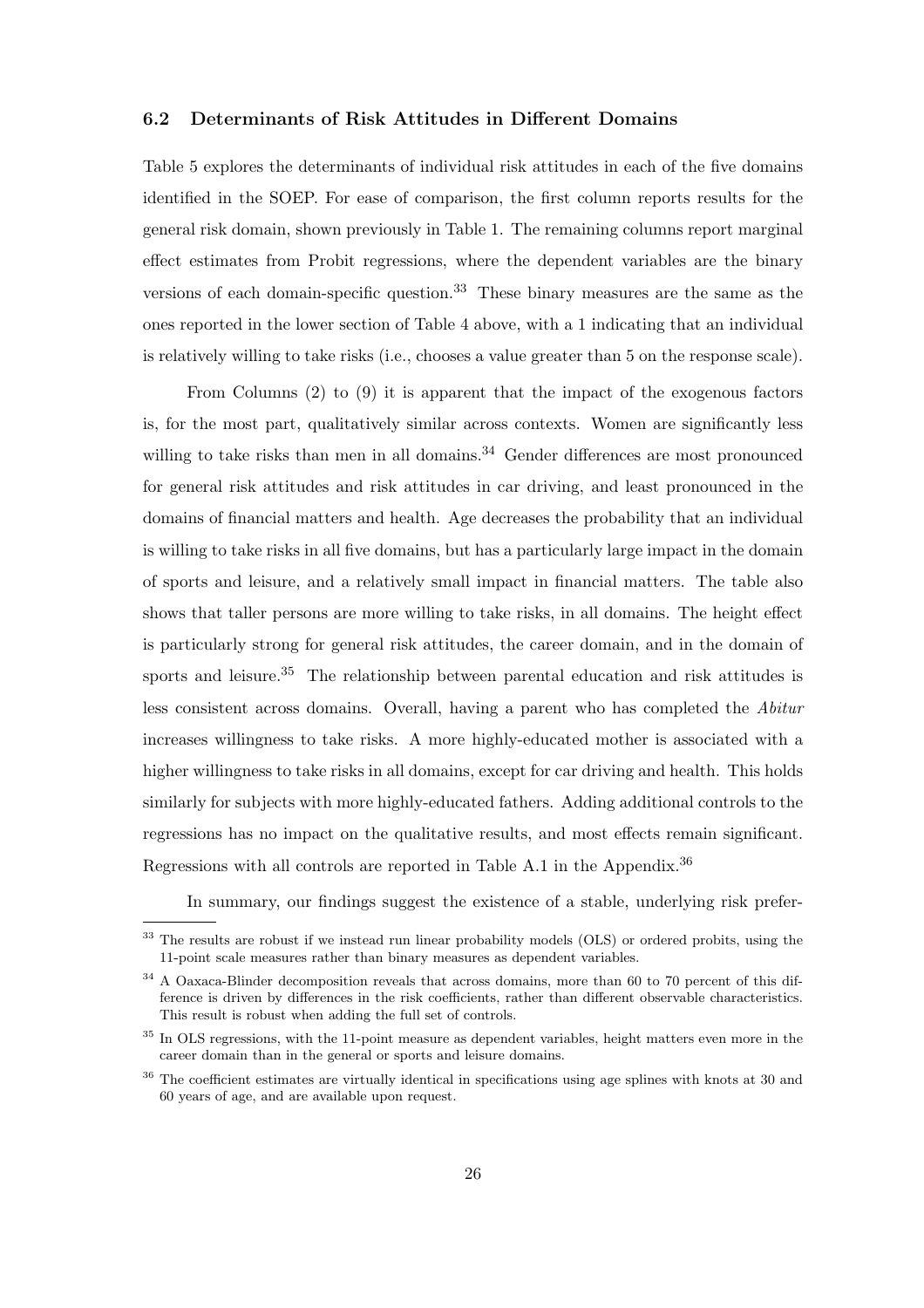### 6.2 Determinants of Risk Attitudes in Different Domains

Table 5 explores the determinants of individual risk attitudes in each of the five domains identified in the SOEP. For ease of comparison, the first column reports results for the general risk domain, shown previously in Table 1. The remaining columns report marginal effect estimates from Probit regressions, where the dependent variables are the binary versions of each domain-specific question.[33] These binary measures are the same as the ones reported in the lower section of Table 4 above, with a 1 indicating that an individual is relatively willing to take risks (i.e., chooses a value greater than 5 on the response scale).

From Columns (2) to (9) it is apparent that the impact of the exogenous factors is, for the most part, qualitatively similar across contexts. Women are significantly less willing to take risks than men in all domains.[34] Gender differences are most pronounced for general risk attitudes and risk attitudes in car driving, and least pronounced in the domains of financial matters and health. Age decreases the probability that an individual is willing to take risks in all five domains, but has a particularly large impact in the domain of sports and leisure, and a relatively small impact in financial matters. The table also shows that taller persons are more willing to take risks, in all domains. The height effect is particularly strong for general risk attitudes, the career domain, and in the domain of sports and leisure.[35] The relationship between parental education and risk attitudes is less consistent across domains. Overall, having a parent who has completed the *Abitur* increases willingness to take risks. A more highly-educated mother is associated with a higher willingness to take risks in all domains, except for car driving and health. This holds similarly for subjects with more highly-educated fathers. Adding additional controls to the regressions has no impact on the qualitative results, and most effects remain significant. Regressions with all controls are reported in Table A.1 in the Appendix.[36]

In summary, our findings suggest the existence of a stable, underlying risk prefer-

[33] The results are robust if we instead run linear probability models (OLS) or ordered probits, using the 11-point scale measures rather than binary measures as dependent variables.

[34] A Oaxaca-Blinder decomposition reveals that across domains, more than 60 to 70 percent of this difference is driven by differences in the risk coefficients, rather than different observable characteristics. This result is robust when adding the full set of controls.

[35] In OLS regressions, with the 11-point measure as dependent variables, height matters even more in the career domain than in the general or sports and leisure domains.

[36] The coefficient estimates are virtually identical in specifications using age splines with knots at 30 and 60 years of age, and are available upon request.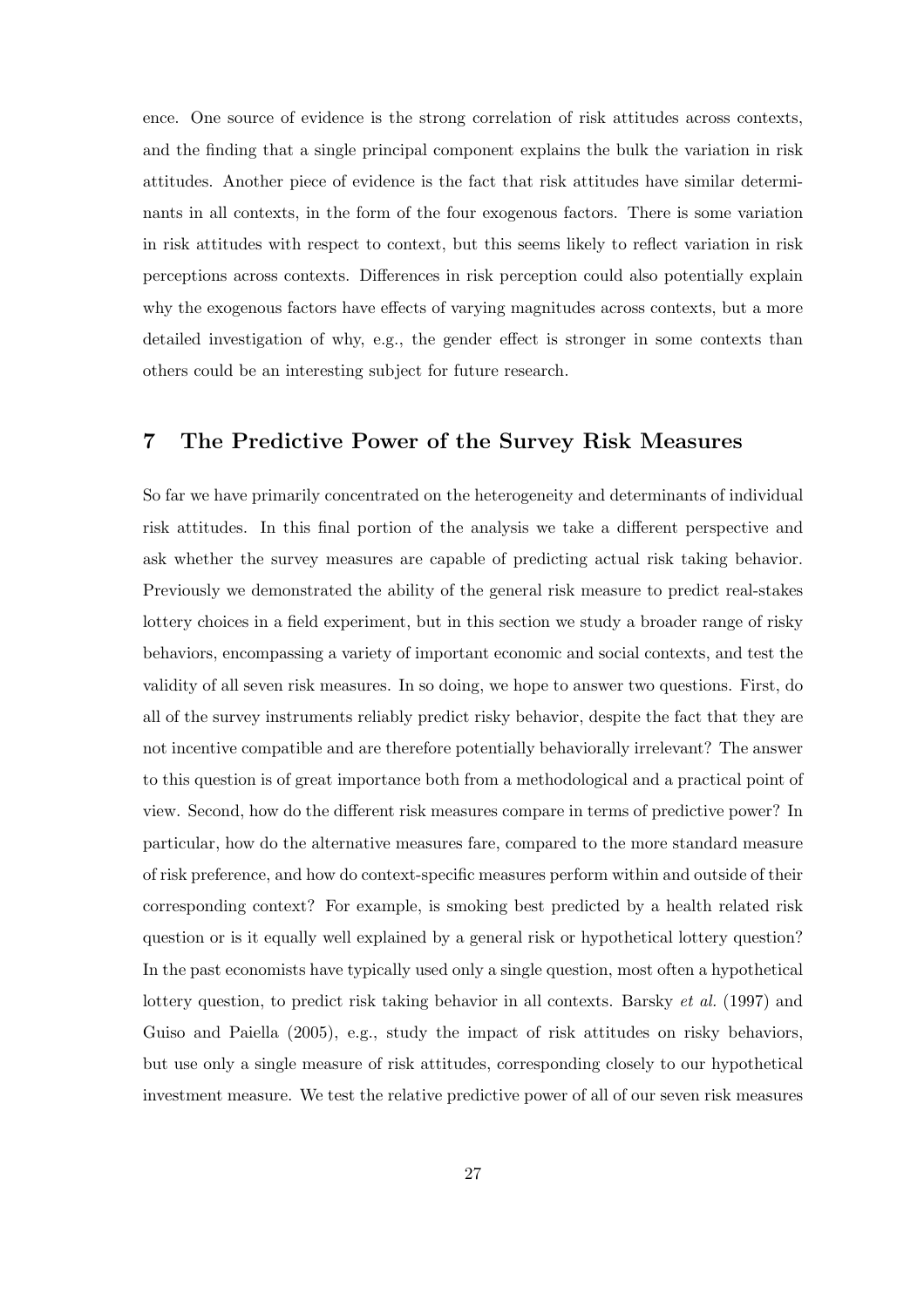ence. One source of evidence is the strong correlation of risk attitudes across contexts, and the finding that a single principal component explains the bulk the variation in risk attitudes. Another piece of evidence is the fact that risk attitudes have similar determinants in all contexts, in the form of the four exogenous factors. There is some variation in risk attitudes with respect to context, but this seems likely to reflect variation in risk perceptions across contexts. Differences in risk perception could also potentially explain why the exogenous factors have effects of varying magnitudes across contexts, but a more detailed investigation of why, e.g., the gender effect is stronger in some contexts than others could be an interesting subject for future research.

## 7 The Predictive Power of the Survey Risk Measures

So far we have primarily concentrated on the heterogeneity and determinants of individual risk attitudes. In this final portion of the analysis we take a different perspective and ask whether the survey measures are capable of predicting actual risk taking behavior. Previously we demonstrated the ability of the general risk measure to predict real-stakes lottery choices in a field experiment, but in this section we study a broader range of risky behaviors, encompassing a variety of important economic and social contexts, and test the validity of all seven risk measures. In so doing, we hope to answer two questions. First, do all of the survey instruments reliably predict risky behavior, despite the fact that they are not incentive compatible and are therefore potentially behaviorally irrelevant? The answer to this question is of great importance both from a methodological and a practical point of view. Second, how do the different risk measures compare in terms of predictive power? In particular, how do the alternative measures fare, compared to the more standard measure of risk preference, and how do context-specific measures perform within and outside of their corresponding context? For example, is smoking best predicted by a health related risk question or is it equally well explained by a general risk or hypothetical lottery question? In the past economists have typically used only a single question, most often a hypothetical lottery question, to predict risk taking behavior in all contexts. Barsky *et al.* (1997) and Guiso and Paiella (2005), e.g., study the impact of risk attitudes on risky behaviors, but use only a single measure of risk attitudes, corresponding closely to our hypothetical investment measure. We test the relative predictive power of all of our seven risk measures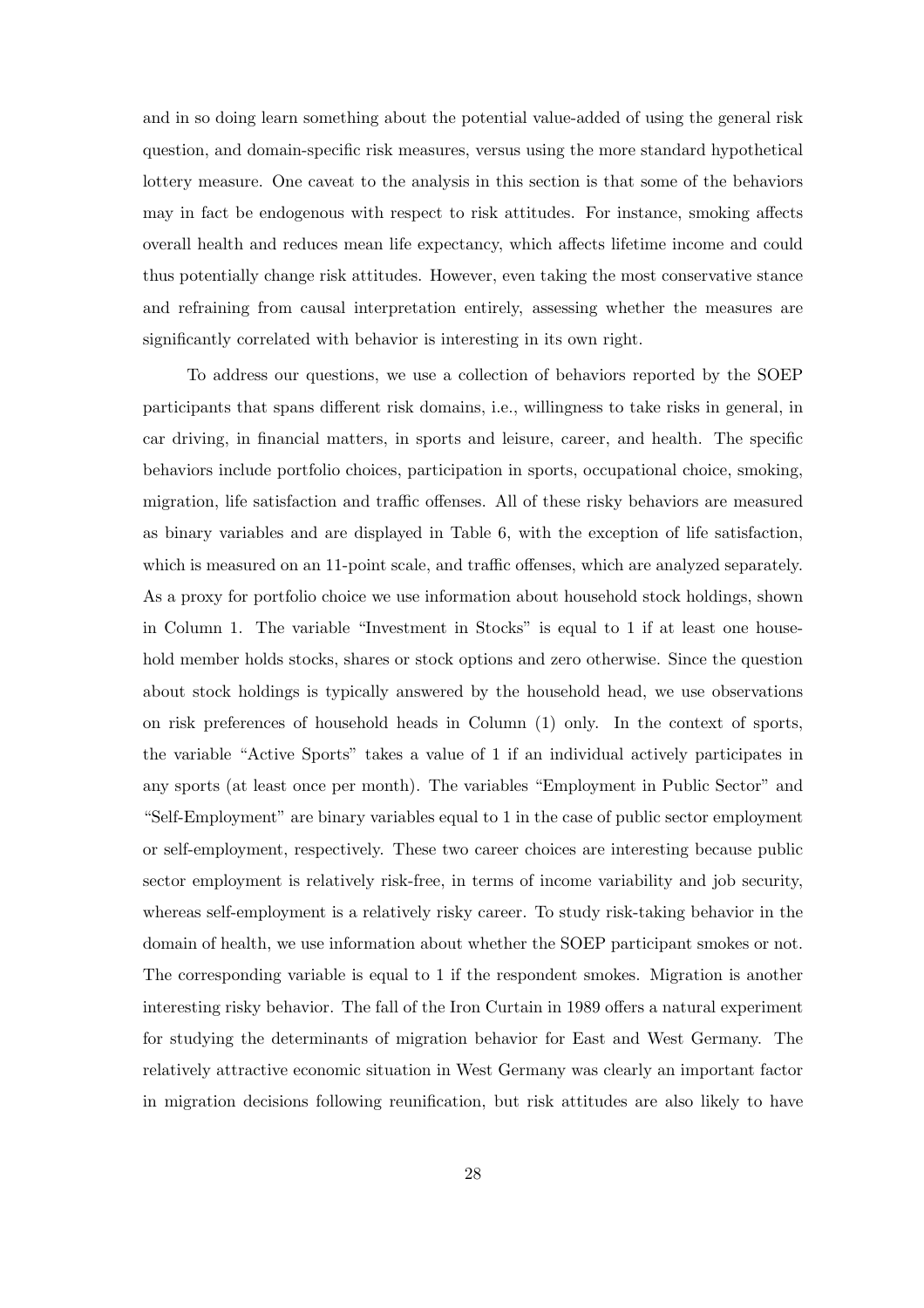and in so doing learn something about the potential value-added of using the general risk question, and domain-specific risk measures, versus using the more standard hypothetical lottery measure. One caveat to the analysis in this section is that some of the behaviors may in fact be endogenous with respect to risk attitudes. For instance, smoking affects overall health and reduces mean life expectancy, which affects lifetime income and could thus potentially change risk attitudes. However, even taking the most conservative stance and refraining from causal interpretation entirely, assessing whether the measures are significantly correlated with behavior is interesting in its own right.

To address our questions, we use a collection of behaviors reported by the SOEP participants that spans different risk domains, i.e., willingness to take risks in general, in car driving, in financial matters, in sports and leisure, career, and health. The specific behaviors include portfolio choices, participation in sports, occupational choice, smoking, migration, life satisfaction and traffic offenses. All of these risky behaviors are measured as binary variables and are displayed in Table 6, with the exception of life satisfaction, which is measured on an 11-point scale, and traffic offenses, which are analyzed separately. As a proxy for portfolio choice we use information about household stock holdings, shown in Column 1. The variable "Investment in Stocks" is equal to 1 if at least one household member holds stocks, shares or stock options and zero otherwise. Since the question about stock holdings is typically answered by the household head, we use observations on risk preferences of household heads in Column (1) only. In the context of sports, the variable "Active Sports" takes a value of 1 if an individual actively participates in any sports (at least once per month). The variables "Employment in Public Sector" and "Self-Employment" are binary variables equal to 1 in the case of public sector employment or self-employment, respectively. These two career choices are interesting because public sector employment is relatively risk-free, in terms of income variability and job security, whereas self-employment is a relatively risky career. To study risk-taking behavior in the domain of health, we use information about whether the SOEP participant smokes or not. The corresponding variable is equal to 1 if the respondent smokes. Migration is another interesting risky behavior. The fall of the Iron Curtain in 1989 offers a natural experiment for studying the determinants of migration behavior for East and West Germany. The relatively attractive economic situation in West Germany was clearly an important factor in migration decisions following reunification, but risk attitudes are also likely to have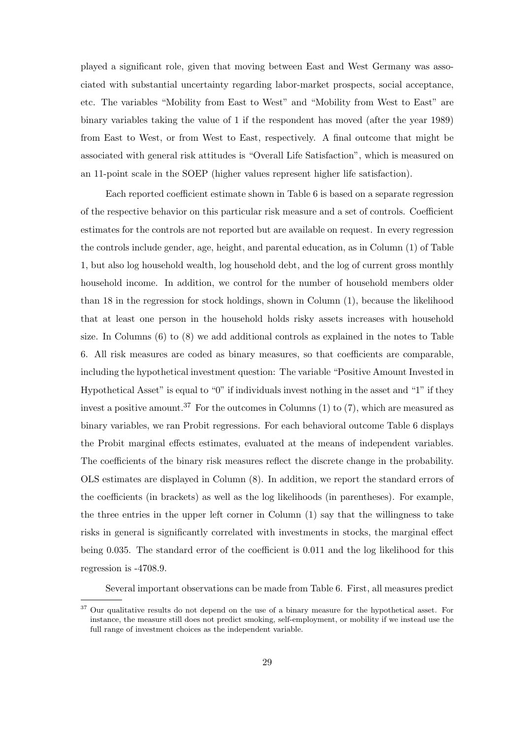played a significant role, given that moving between East and West Germany was associated with substantial uncertainty regarding labor-market prospects, social acceptance, etc. The variables "Mobility from East to West" and "Mobility from West to East" are binary variables taking the value of 1 if the respondent has moved (after the year 1989) from East to West, or from West to East, respectively. A final outcome that might be associated with general risk attitudes is "Overall Life Satisfaction", which is measured on an 11-point scale in the SOEP (higher values represent higher life satisfaction).

Each reported coefficient estimate shown in Table 6 is based on a separate regression of the respective behavior on this particular risk measure and a set of controls. Coefficient estimates for the controls are not reported but are available on request. In every regression the controls include gender, age, height, and parental education, as in Column (1) of Table 1, but also log household wealth, log household debt, and the log of current gross monthly household income. In addition, we control for the number of household members older than 18 in the regression for stock holdings, shown in Column (1), because the likelihood that at least one person in the household holds risky assets increases with household size. In Columns (6) to (8) we add additional controls as explained in the notes to Table 6. All risk measures are coded as binary measures, so that coefficients are comparable, including the hypothetical investment question: The variable "Positive Amount Invested in Hypothetical Asset" is equal to "0" if individuals invest nothing in the asset and "1" if they invest a positive amount.[37] For the outcomes in Columns (1) to (7), which are measured as binary variables, we ran Probit regressions. For each behavioral outcome Table 6 displays the Probit marginal effects estimates, evaluated at the means of independent variables. The coefficients of the binary risk measures reflect the discrete change in the probability. OLS estimates are displayed in Column (8). In addition, we report the standard errors of the coefficients (in brackets) as well as the log likelihoods (in parentheses). For example, the three entries in the upper left corner in Column (1) say that the willingness to take risks in general is significantly correlated with investments in stocks, the marginal effect being 0.035. The standard error of the coefficient is 0.011 and the log likelihood for this regression is -4708.9.

Several important observations can be made from Table 6. First, all measures predict

[37] Our qualitative results do not depend on the use of a binary measure for the hypothetical asset. For instance, the measure still does not predict smoking, self-employment, or mobility if we instead use the full range of investment choices as the independent variable.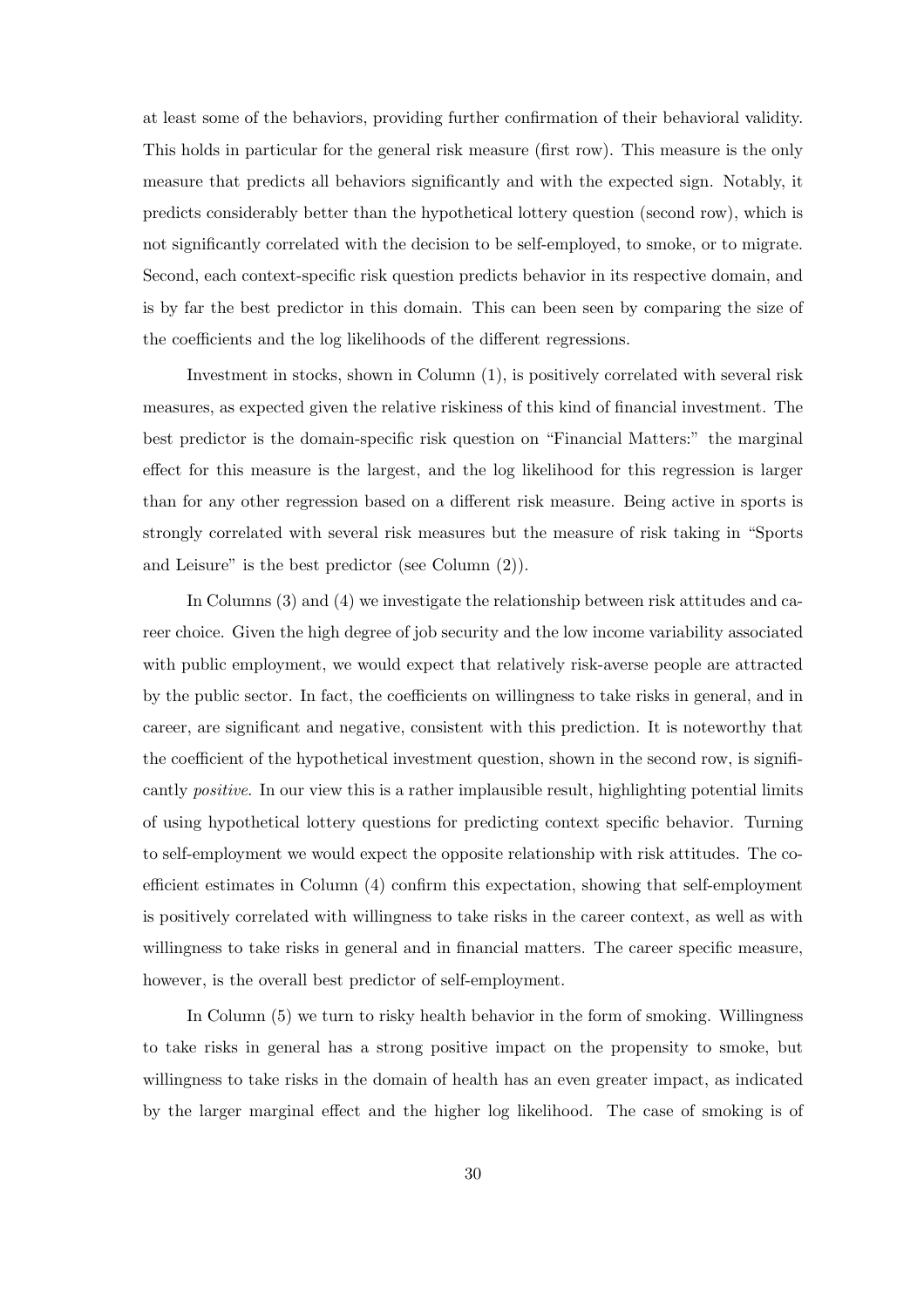at least some of the behaviors, providing further confirmation of their behavioral validity. This holds in particular for the general risk measure (first row). This measure is the only measure that predicts all behaviors significantly and with the expected sign. Notably, it predicts considerably better than the hypothetical lottery question (second row), which is not significantly correlated with the decision to be self-employed, to smoke, or to migrate. Second, each context-specific risk question predicts behavior in its respective domain, and is by far the best predictor in this domain. This can been seen by comparing the size of the coefficients and the log likelihoods of the different regressions.

Investment in stocks, shown in Column (1), is positively correlated with several risk measures, as expected given the relative riskiness of this kind of financial investment. The best predictor is the domain-specific risk question on "Financial Matters:" the marginal effect for this measure is the largest, and the log likelihood for this regression is larger than for any other regression based on a different risk measure. Being active in sports is strongly correlated with several risk measures but the measure of risk taking in "Sports and Leisure" is the best predictor (see Column (2)).

In Columns (3) and (4) we investigate the relationship between risk attitudes and career choice. Given the high degree of job security and the low income variability associated with public employment, we would expect that relatively risk-averse people are attracted by the public sector. In fact, the coefficients on willingness to take risks in general, and in career, are significant and negative, consistent with this prediction. It is noteworthy that the coefficient of the hypothetical investment question, shown in the second row, is significantly *positive*. In our view this is a rather implausible result, highlighting potential limits of using hypothetical lottery questions for predicting context specific behavior. Turning to self-employment we would expect the opposite relationship with risk attitudes. The coefficient estimates in Column (4) confirm this expectation, showing that self-employment is positively correlated with willingness to take risks in the career context, as well as with willingness to take risks in general and in financial matters. The career specific measure, however, is the overall best predictor of self-employment.

In Column (5) we turn to risky health behavior in the form of smoking. Willingness to take risks in general has a strong positive impact on the propensity to smoke, but willingness to take risks in the domain of health has an even greater impact, as indicated by the larger marginal effect and the higher log likelihood. The case of smoking is of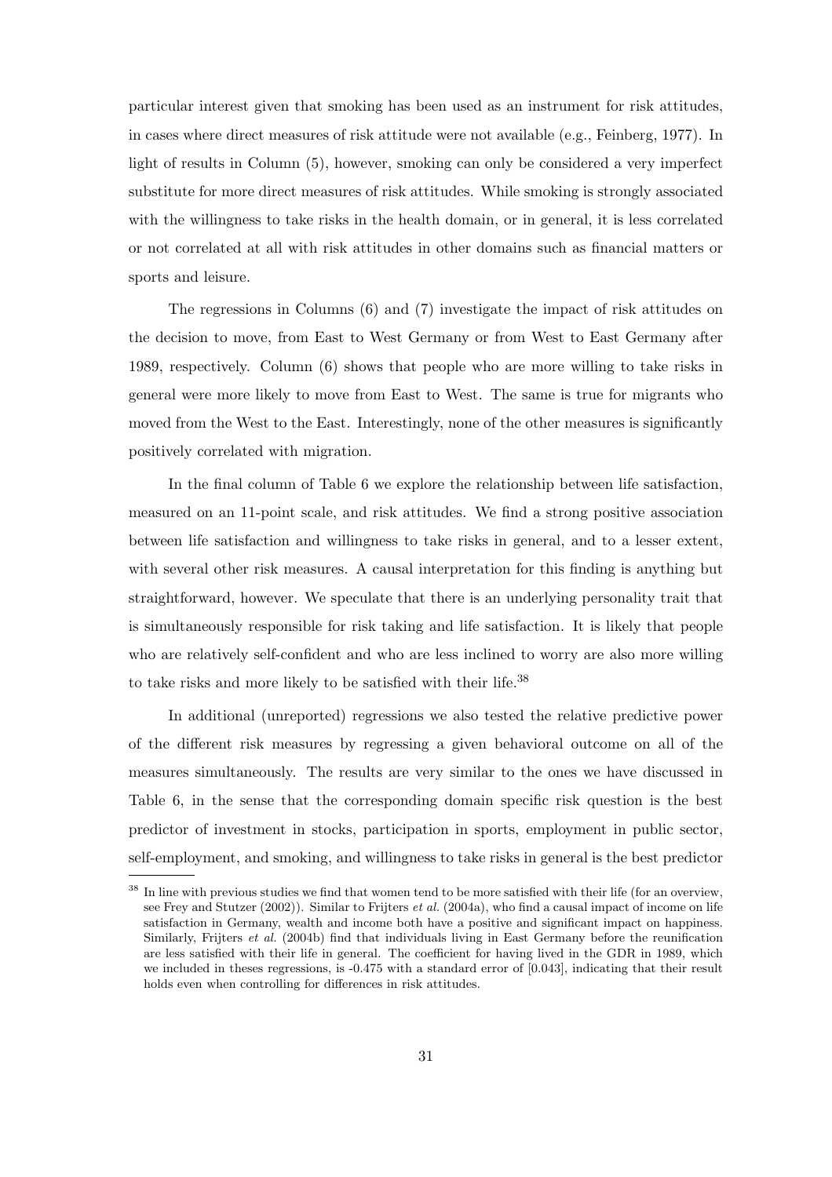particular interest given that smoking has been used as an instrument for risk attitudes, in cases where direct measures of risk attitude were not available (e.g., Feinberg, 1977). In light of results in Column (5), however, smoking can only be considered a very imperfect substitute for more direct measures of risk attitudes. While smoking is strongly associated with the willingness to take risks in the health domain, or in general, it is less correlated or not correlated at all with risk attitudes in other domains such as financial matters or sports and leisure.

The regressions in Columns (6) and (7) investigate the impact of risk attitudes on the decision to move, from East to West Germany or from West to East Germany after 1989, respectively. Column (6) shows that people who are more willing to take risks in general were more likely to move from East to West. The same is true for migrants who moved from the West to the East. Interestingly, none of the other measures is significantly positively correlated with migration.

In the final column of Table 6 we explore the relationship between life satisfaction, measured on an 11-point scale, and risk attitudes. We find a strong positive association between life satisfaction and willingness to take risks in general, and to a lesser extent, with several other risk measures. A causal interpretation for this finding is anything but straightforward, however. We speculate that there is an underlying personality trait that is simultaneously responsible for risk taking and life satisfaction. It is likely that people who are relatively self-confident and who are less inclined to worry are also more willing to take risks and more likely to be satisfied with their life.[38]

In additional (unreported) regressions we also tested the relative predictive power of the different risk measures by regressing a given behavioral outcome on all of the measures simultaneously. The results are very similar to the ones we have discussed in Table 6, in the sense that the corresponding domain specific risk question is the best predictor of investment in stocks, participation in sports, employment in public sector, self-employment, and smoking, and willingness to take risks in general is the best predictor

[38] In line with previous studies we find that women tend to be more satisfied with their life (for an overview, see Frey and Stutzer (2002)). Similar to Frijters *et al.* (2004a), who find a causal impact of income on life satisfaction in Germany, wealth and income both have a positive and significant impact on happiness. Similarly, Frijters *et al.* (2004b) find that individuals living in East Germany before the reunification are less satisfied with their life in general. The coefficient for having lived in the GDR in 1989, which we included in theses regressions, is -0.475 with a standard error of [0.043], indicating that their result holds even when controlling for differences in risk attitudes.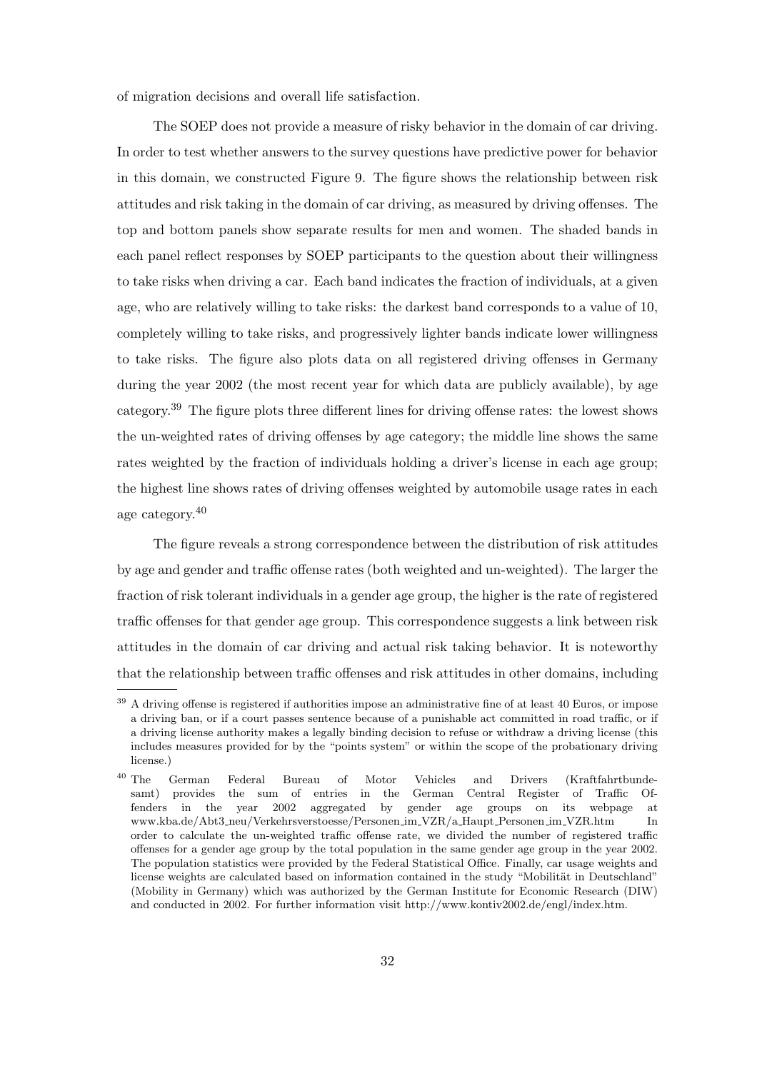of migration decisions and overall life satisfaction.

The SOEP does not provide a measure of risky behavior in the domain of car driving. In order to test whether answers to the survey questions have predictive power for behavior in this domain, we constructed Figure 9. The figure shows the relationship between risk attitudes and risk taking in the domain of car driving, as measured by driving offenses. The top and bottom panels show separate results for men and women. The shaded bands in each panel reflect responses by SOEP participants to the question about their willingness to take risks when driving a car. Each band indicates the fraction of individuals, at a given age, who are relatively willing to take risks: the darkest band corresponds to a value of 10, completely willing to take risks, and progressively lighter bands indicate lower willingness to take risks. The figure also plots data on all registered driving offenses in Germany during the year 2002 (the most recent year for which data are publicly available), by age category.[39] The figure plots three different lines for driving offense rates: the lowest shows the un-weighted rates of driving offenses by age category; the middle line shows the same rates weighted by the fraction of individuals holding a driver's license in each age group; the highest line shows rates of driving offenses weighted by automobile usage rates in each age category.[40]

The figure reveals a strong correspondence between the distribution of risk attitudes by age and gender and traffic offense rates (both weighted and un-weighted). The larger the fraction of risk tolerant individuals in a gender age group, the higher is the rate of registered traffic offenses for that gender age group. This correspondence suggests a link between risk attitudes in the domain of car driving and actual risk taking behavior. It is noteworthy that the relationship between traffic offenses and risk attitudes in other domains, including

[39] A driving offense is registered if authorities impose an administrative fine of at least 40 Euros, or impose a driving ban, or if a court passes sentence because of a punishable act committed in road traffic, or if a driving license authority makes a legally binding decision to refuse or withdraw a driving license (this includes measures provided for by the "points system" or within the scope of the probationary driving license.)

[40] The German Federal Bureau of Motor Vehicles and Drivers (Kraftfahrtbundesamt) provides the sum of entries in the German Central Register of Traffic Offenders in the year 2002 aggregated by gender age groups on its webpage at www.kba.de/Abt3_neu/Verkehrsverstoesse/Personen_im_VZR/a_Haupt_Personen_im_VZR.htm In order to calculate the un-weighted traffic offense rate, we divided the number of registered traffic offenses for a gender age group by the total population in the same gender age group in the year 2002. The population statistics were provided by the Federal Statistical Office. Finally, car usage weights and license weights are calculated based on information contained in the study "Mobilität in Deutschland" (Mobility in Germany) which was authorized by the German Institute for Economic Research (DIW) and conducted in 2002. For further information visit http://www.kontiv2002.de/engl/index.htm.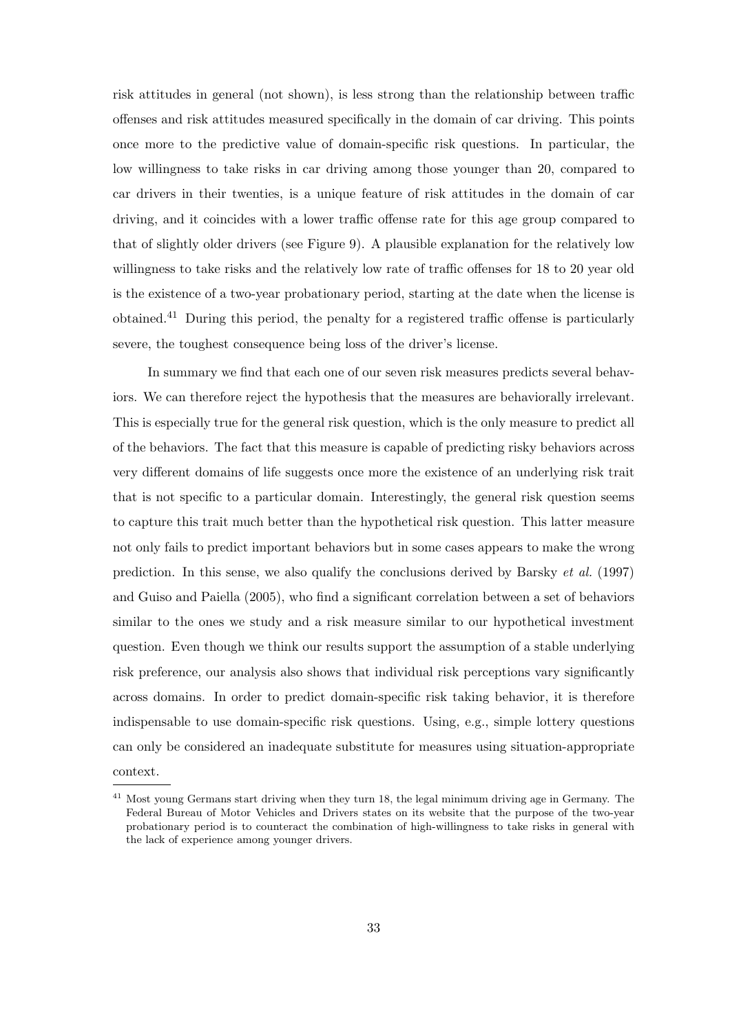risk attitudes in general (not shown), is less strong than the relationship between traffic offenses and risk attitudes measured specifically in the domain of car driving. This points once more to the predictive value of domain-specific risk questions. In particular, the low willingness to take risks in car driving among those younger than 20, compared to car drivers in their twenties, is a unique feature of risk attitudes in the domain of car driving, and it coincides with a lower traffic offense rate for this age group compared to that of slightly older drivers (see Figure 9). A plausible explanation for the relatively low willingness to take risks and the relatively low rate of traffic offenses for 18 to 20 year old is the existence of a two-year probationary period, starting at the date when the license is obtained.[41] During this period, the penalty for a registered traffic offense is particularly severe, the toughest consequence being loss of the driver's license.

In summary we find that each one of our seven risk measures predicts several behaviors. We can therefore reject the hypothesis that the measures are behaviorally irrelevant. This is especially true for the general risk question, which is the only measure to predict all of the behaviors. The fact that this measure is capable of predicting risky behaviors across very different domains of life suggests once more the existence of an underlying risk trait that is not specific to a particular domain. Interestingly, the general risk question seems to capture this trait much better than the hypothetical risk question. This latter measure not only fails to predict important behaviors but in some cases appears to make the wrong prediction. In this sense, we also qualify the conclusions derived by Barsky *et al.* (1997) and Guiso and Paiella (2005), who find a significant correlation between a set of behaviors similar to the ones we study and a risk measure similar to our hypothetical investment question. Even though we think our results support the assumption of a stable underlying risk preference, our analysis also shows that individual risk perceptions vary significantly across domains. In order to predict domain-specific risk taking behavior, it is therefore indispensable to use domain-specific risk questions. Using, e.g., simple lottery questions can only be considered an inadequate substitute for measures using situation-appropriate context.

[41] Most young Germans start driving when they turn 18, the legal minimum driving age in Germany. The Federal Bureau of Motor Vehicles and Drivers states on its website that the purpose of the two-year probationary period is to counteract the combination of high-willingness to take risks in general with the lack of experience among younger drivers.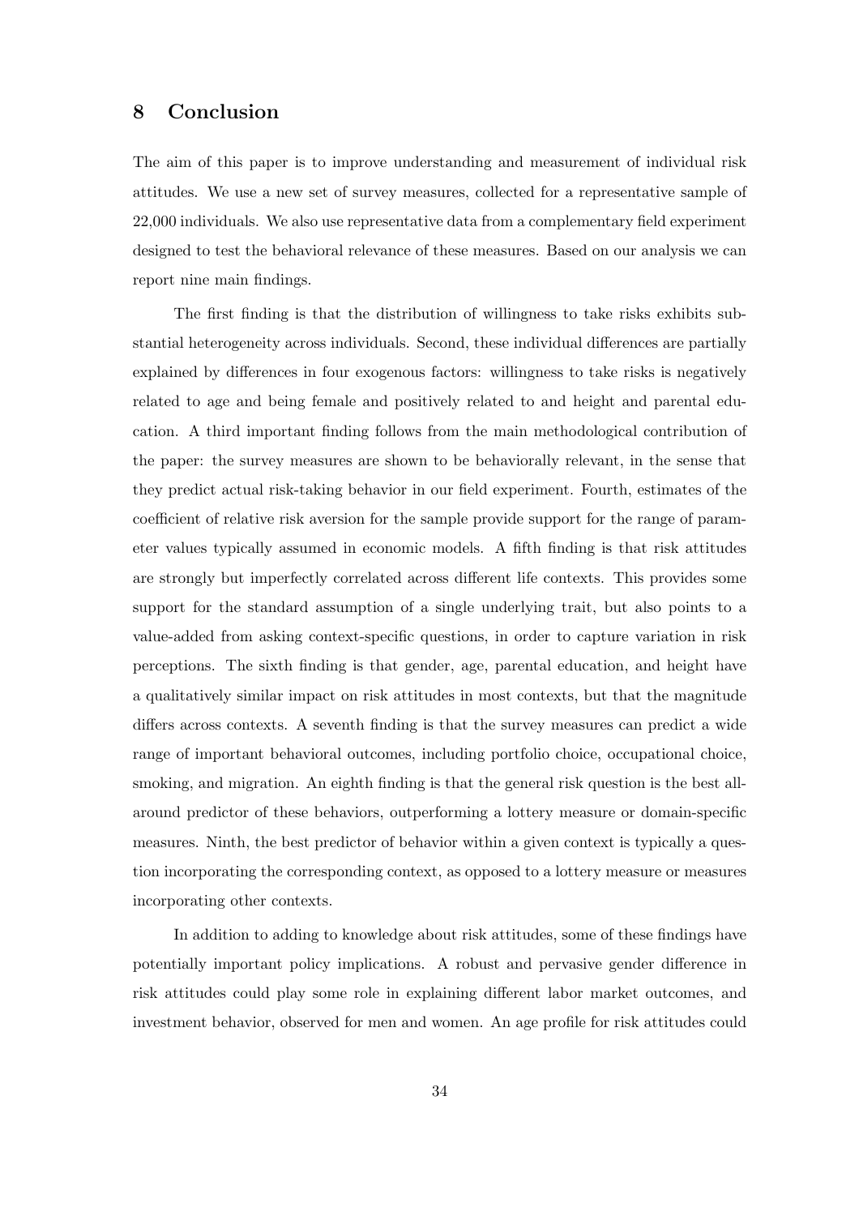## 8 Conclusion

The aim of this paper is to improve understanding and measurement of individual risk attitudes. We use a new set of survey measures, collected for a representative sample of 22,000 individuals. We also use representative data from a complementary field experiment designed to test the behavioral relevance of these measures. Based on our analysis we can report nine main findings.

The first finding is that the distribution of willingness to take risks exhibits substantial heterogeneity across individuals. Second, these individual differences are partially explained by differences in four exogenous factors: willingness to take risks is negatively related to age and being female and positively related to and height and parental education. A third important finding follows from the main methodological contribution of the paper: the survey measures are shown to be behaviorally relevant, in the sense that they predict actual risk-taking behavior in our field experiment. Fourth, estimates of the coefficient of relative risk aversion for the sample provide support for the range of parameter values typically assumed in economic models. A fifth finding is that risk attitudes are strongly but imperfectly correlated across different life contexts. This provides some support for the standard assumption of a single underlying trait, but also points to a value-added from asking context-specific questions, in order to capture variation in risk perceptions. The sixth finding is that gender, age, parental education, and height have a qualitatively similar impact on risk attitudes in most contexts, but that the magnitude differs across contexts. A seventh finding is that the survey measures can predict a wide range of important behavioral outcomes, including portfolio choice, occupational choice, smoking, and migration. An eighth finding is that the general risk question is the best all-around predictor of these behaviors, outperforming a lottery measure or domain-specific measures. Ninth, the best predictor of behavior within a given context is typically a question incorporating the corresponding context, as opposed to a lottery measure or measures incorporating other contexts.

In addition to adding to knowledge about risk attitudes, some of these findings have potentially important policy implications. A robust and pervasive gender difference in risk attitudes could play some role in explaining different labor market outcomes, and investment behavior, observed for men and women. An age profile for risk attitudes could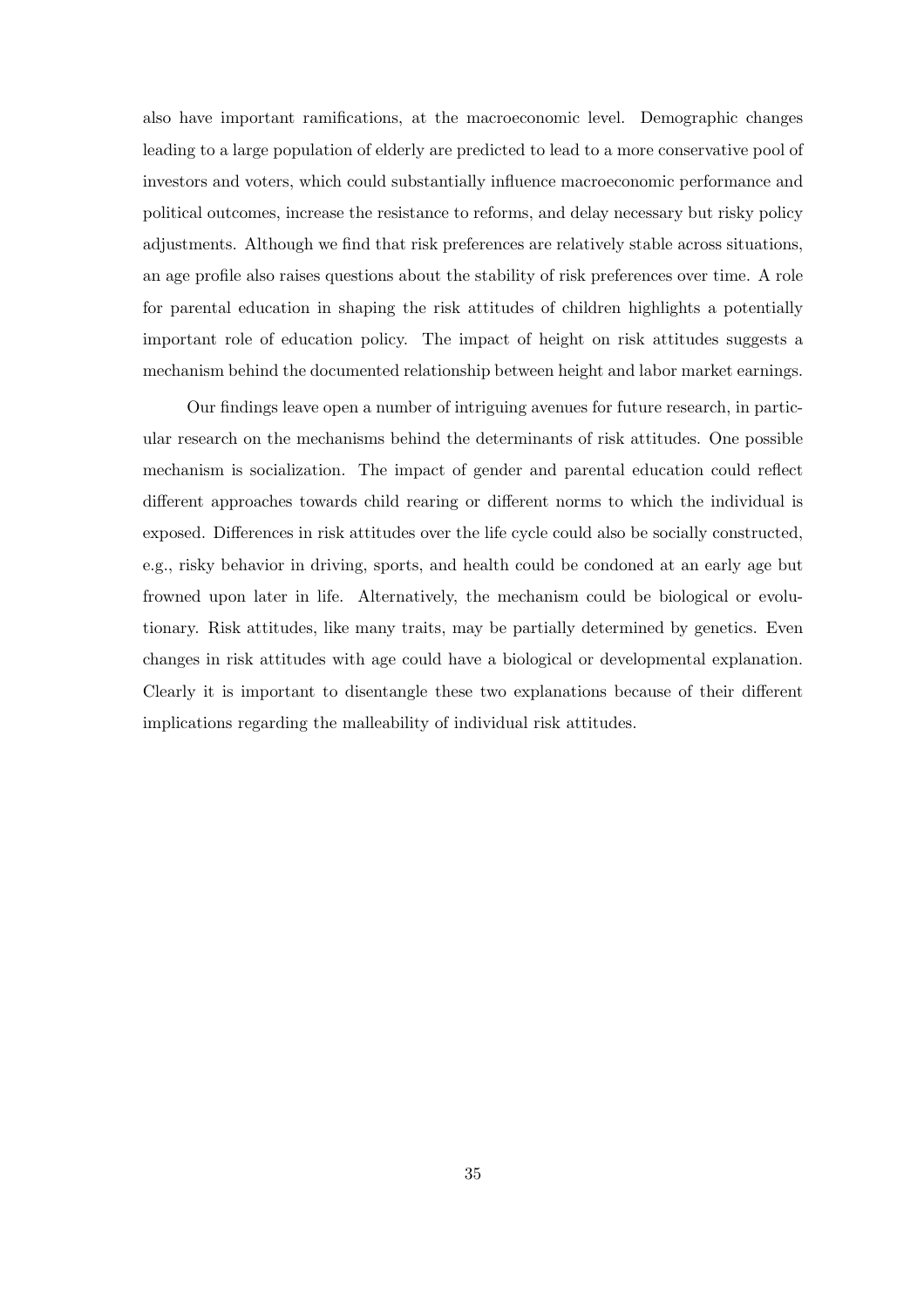also have important ramifications, at the macroeconomic level. Demographic changes leading to a large population of elderly are predicted to lead to a more conservative pool of investors and voters, which could substantially influence macroeconomic performance and political outcomes, increase the resistance to reforms, and delay necessary but risky policy adjustments. Although we find that risk preferences are relatively stable across situations, an age profile also raises questions about the stability of risk preferences over time. A role for parental education in shaping the risk attitudes of children highlights a potentially important role of education policy. The impact of height on risk attitudes suggests a mechanism behind the documented relationship between height and labor market earnings.

Our findings leave open a number of intriguing avenues for future research, in particular research on the mechanisms behind the determinants of risk attitudes. One possible mechanism is socialization. The impact of gender and parental education could reflect different approaches towards child rearing or different norms to which the individual is exposed. Differences in risk attitudes over the life cycle could also be socially constructed, e.g., risky behavior in driving, sports, and health could be condoned at an early age but frowned upon later in life. Alternatively, the mechanism could be biological or evolutionary. Risk attitudes, like many traits, may be partially determined by genetics. Even changes in risk attitudes with age could have a biological or developmental explanation. Clearly it is important to disentangle these two explanations because of their different implications regarding the malleability of individual risk attitudes.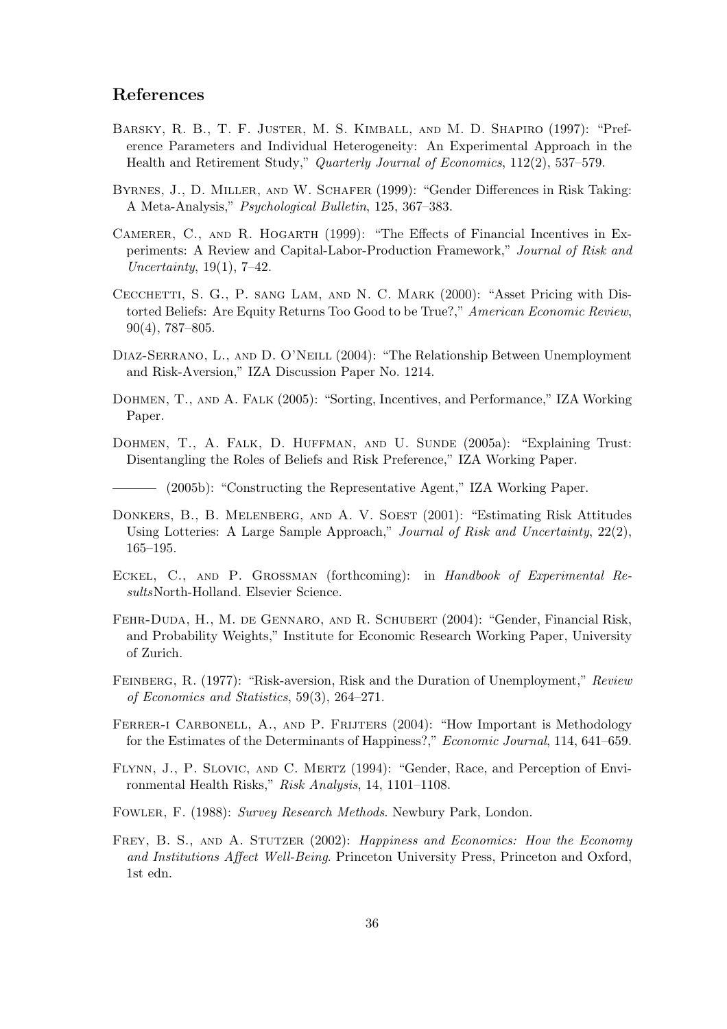## References

Barsky, R. B., T. F. Juster, M. S. Kimball, and M. D. Shapiro (1997): "Preference Parameters and Individual Heterogeneity: An Experimental Approach in the Health and Retirement Study," *Quarterly Journal of Economics*, 112(2), 537–579.

Byrnes, J., D. Miller, and W. Schafer (1999): "Gender Differences in Risk Taking: A Meta-Analysis," *Psychological Bulletin*, 125, 367–383.

Camerer, C., and R. Hogarth (1999): "The Effects of Financial Incentives in Experiments: A Review and Capital-Labor-Production Framework," *Journal of Risk and Uncertainty*, 19(1), 7–42.

Cecchetti, S. G., P. sang Lam, and N. C. Mark (2000): "Asset Pricing with Distorted Beliefs: Are Equity Returns Too Good to be True?," *American Economic Review*, 90(4), 787–805.

Diaz-Serrano, L., and D. O'Neill (2004): "The Relationship Between Unemployment and Risk-Aversion," IZA Discussion Paper No. 1214.

Dohmen, T., and A. Falk (2005): "Sorting, Incentives, and Performance," IZA Working Paper.

Dohmen, T., A. Falk, D. Huffman, and U. Sunde (2005a): "Explaining Trust: Disentangling the Roles of Beliefs and Risk Preference," IZA Working Paper.

——— (2005b): "Constructing the Representative Agent," IZA Working Paper.

Donkers, B., B. Melenberg, and A. V. Soest (2001): "Estimating Risk Attitudes Using Lotteries: A Large Sample Approach," *Journal of Risk and Uncertainty*, 22(2), 165–195.

Eckel, C., and P. Grossman (forthcoming): in *Handbook of Experimental Results*North-Holland. Elsevier Science.

Fehr-Duda, H., M. de Gennaro, and R. Schubert (2004): "Gender, Financial Risk, and Probability Weights," Institute for Economic Research Working Paper, University of Zurich.

Feinberg, R. (1977): "Risk-aversion, Risk and the Duration of Unemployment," *Review of Economics and Statistics*, 59(3), 264–271.

Ferrer-i Carbonell, A., and P. Frijters (2004): "How Important is Methodology for the Estimates of the Determinants of Happiness?," *Economic Journal*, 114, 641–659.

Flynn, J., P. Slovic, and C. Mertz (1994): "Gender, Race, and Perception of Environmental Health Risks," *Risk Analysis*, 14, 1101–1108.

Fowler, F. (1988): *Survey Research Methods*. Newbury Park, London.

Frey, B. S., and A. Stutzer (2002): *Happiness and Economics: How the Economy and Institutions Affect Well-Being*. Princeton University Press, Princeton and Oxford, 1st edn.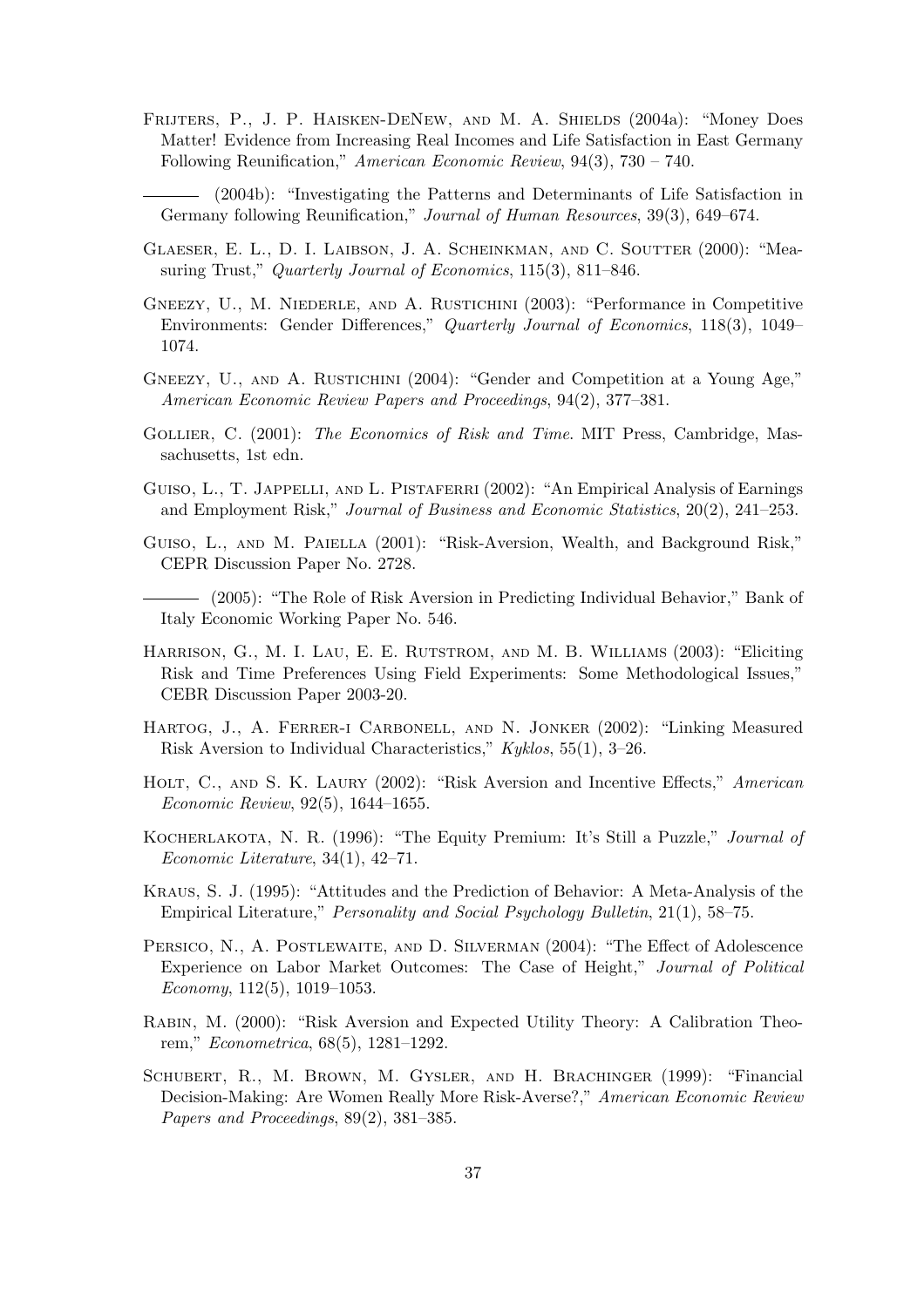Frijters, P., J. P. Haisken-DeNew, and M. A. Shields (2004a): "Money Does Matter! Evidence from Increasing Real Incomes and Life Satisfaction in East Germany Following Reunification," *American Economic Review*, 94(3), 730 – 740.

——— (2004b): "Investigating the Patterns and Determinants of Life Satisfaction in Germany following Reunification," *Journal of Human Resources*, 39(3), 649–674.

Glaeser, E. L., D. I. Laibson, J. A. Scheinkman, and C. Soutter (2000): "Measuring Trust," *Quarterly Journal of Economics*, 115(3), 811–846.

Gneezy, U., M. Niederle, and A. Rustichini (2003): "Performance in Competitive Environments: Gender Differences," *Quarterly Journal of Economics*, 118(3), 1049–1074.

Gneezy, U., and A. Rustichini (2004): "Gender and Competition at a Young Age," *American Economic Review Papers and Proceedings*, 94(2), 377–381.

Gollier, C. (2001): *The Economics of Risk and Time*. MIT Press, Cambridge, Massachusetts, 1st edn.

Guiso, L., T. Jappelli, and L. Pistaferri (2002): "An Empirical Analysis of Earnings and Employment Risk," *Journal of Business and Economic Statistics*, 20(2), 241–253.

Guiso, L., and M. Paiella (2001): "Risk-Aversion, Wealth, and Background Risk," CEPR Discussion Paper No. 2728.

——— (2005): "The Role of Risk Aversion in Predicting Individual Behavior," Bank of Italy Economic Working Paper No. 546.

Harrison, G., M. I. Lau, E. E. Rutstrom, and M. B. Williams (2003): "Eliciting Risk and Time Preferences Using Field Experiments: Some Methodological Issues," CEBR Discussion Paper 2003-20.

Hartog, J., A. Ferrer-i Carbonell, and N. Jonker (2002): "Linking Measured Risk Aversion to Individual Characteristics," *Kyklos*, 55(1), 3–26.

Holt, C., and S. K. Laury (2002): "Risk Aversion and Incentive Effects," *American Economic Review*, 92(5), 1644–1655.

Kocherlakota, N. R. (1996): "The Equity Premium: It's Still a Puzzle," *Journal of Economic Literature*, 34(1), 42–71.

Kraus, S. J. (1995): "Attitudes and the Prediction of Behavior: A Meta-Analysis of the Empirical Literature," *Personality and Social Psychology Bulletin*, 21(1), 58–75.

Persico, N., A. Postlewaite, and D. Silverman (2004): "The Effect of Adolescence Experience on Labor Market Outcomes: The Case of Height," *Journal of Political Economy*, 112(5), 1019–1053.

Rabin, M. (2000): "Risk Aversion and Expected Utility Theory: A Calibration Theorem," *Econometrica*, 68(5), 1281–1292.

Schubert, R., M. Brown, M. Gysler, and H. Brachinger (1999): "Financial Decision-Making: Are Women Really More Risk-Averse?," *American Economic Review Papers and Proceedings*, 89(2), 381–385.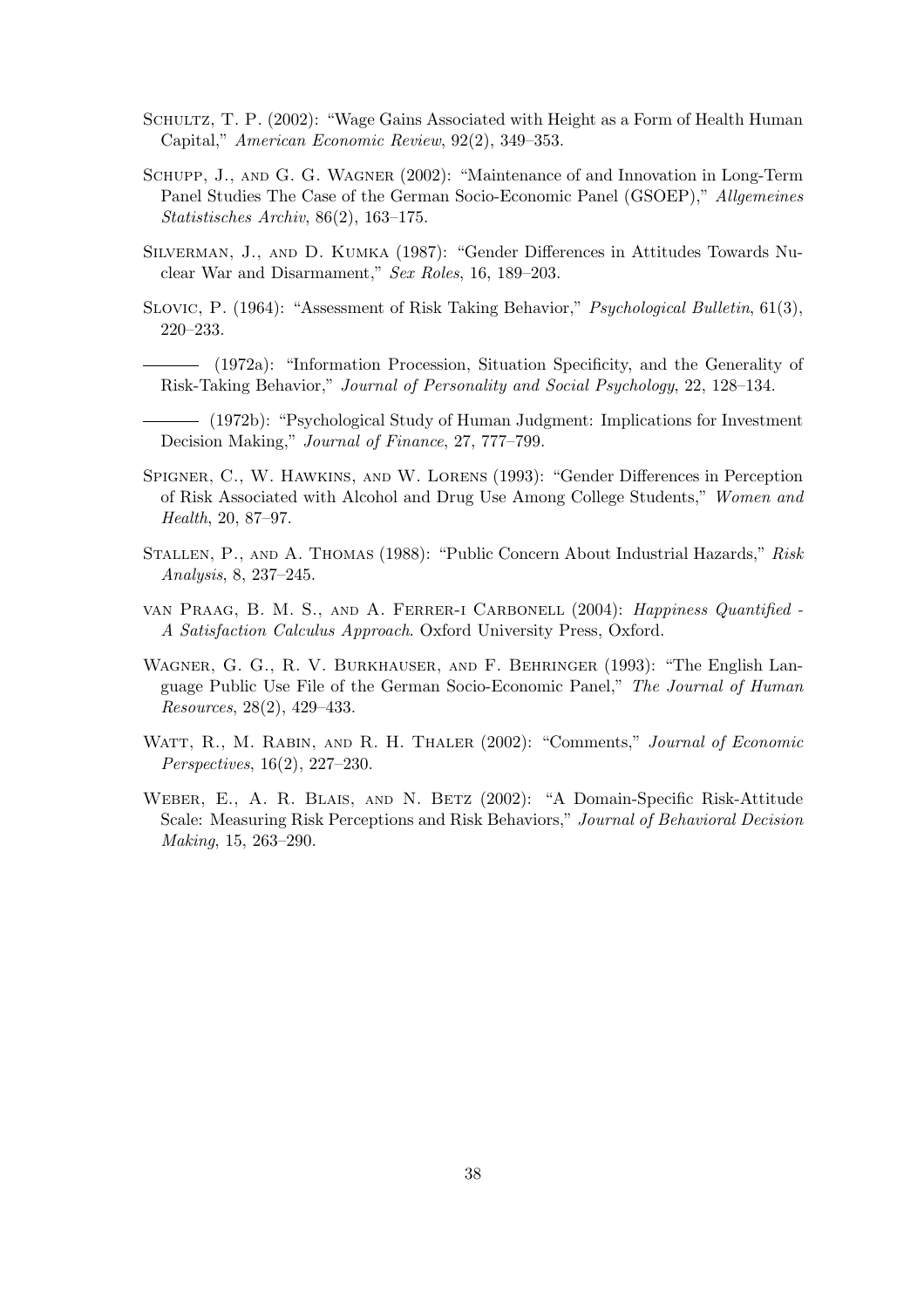Schultz, T. P. (2002): "Wage Gains Associated with Height as a Form of Health Human Capital," *American Economic Review*, 92(2), 349–353.

Schupp, J., and G. G. Wagner (2002): "Maintenance of and Innovation in Long-Term Panel Studies The Case of the German Socio-Economic Panel (GSOEP)," *Allgemeines Statistisches Archiv*, 86(2), 163–175.

Silverman, J., and D. Kumka (1987): "Gender Differences in Attitudes Towards Nuclear War and Disarmament," *Sex Roles*, 16, 189–203.

Slovic, P. (1964): "Assessment of Risk Taking Behavior," *Psychological Bulletin*, 61(3), 220–233.

——— (1972a): "Information Procession, Situation Specificity, and the Generality of Risk-Taking Behavior," *Journal of Personality and Social Psychology*, 22, 128–134.

——— (1972b): "Psychological Study of Human Judgment: Implications for Investment Decision Making," *Journal of Finance*, 27, 777–799.

Spigner, C., W. Hawkins, and W. Lorens (1993): "Gender Differences in Perception of Risk Associated with Alcohol and Drug Use Among College Students," *Women and Health*, 20, 87–97.

Stallen, P., and A. Thomas (1988): "Public Concern About Industrial Hazards," *Risk Analysis*, 8, 237–245.

van Praag, B. M. S., and A. Ferrer-i Carbonell (2004): *Happiness Quantified - A Satisfaction Calculus Approach*. Oxford University Press, Oxford.

Wagner, G. G., R. V. Burkhauser, and F. Behringer (1993): "The English Language Public Use File of the German Socio-Economic Panel," *The Journal of Human Resources*, 28(2), 429–433.

Watt, R., M. Rabin, and R. H. Thaler (2002): "Comments," *Journal of Economic Perspectives*, 16(2), 227–230.

Weber, E., A. R. Blais, and N. Betz (2002): "A Domain-Specific Risk-Attitude Scale: Measuring Risk Perceptions and Risk Behaviors," *Journal of Behavioral Decision Making*, 15, 263–290.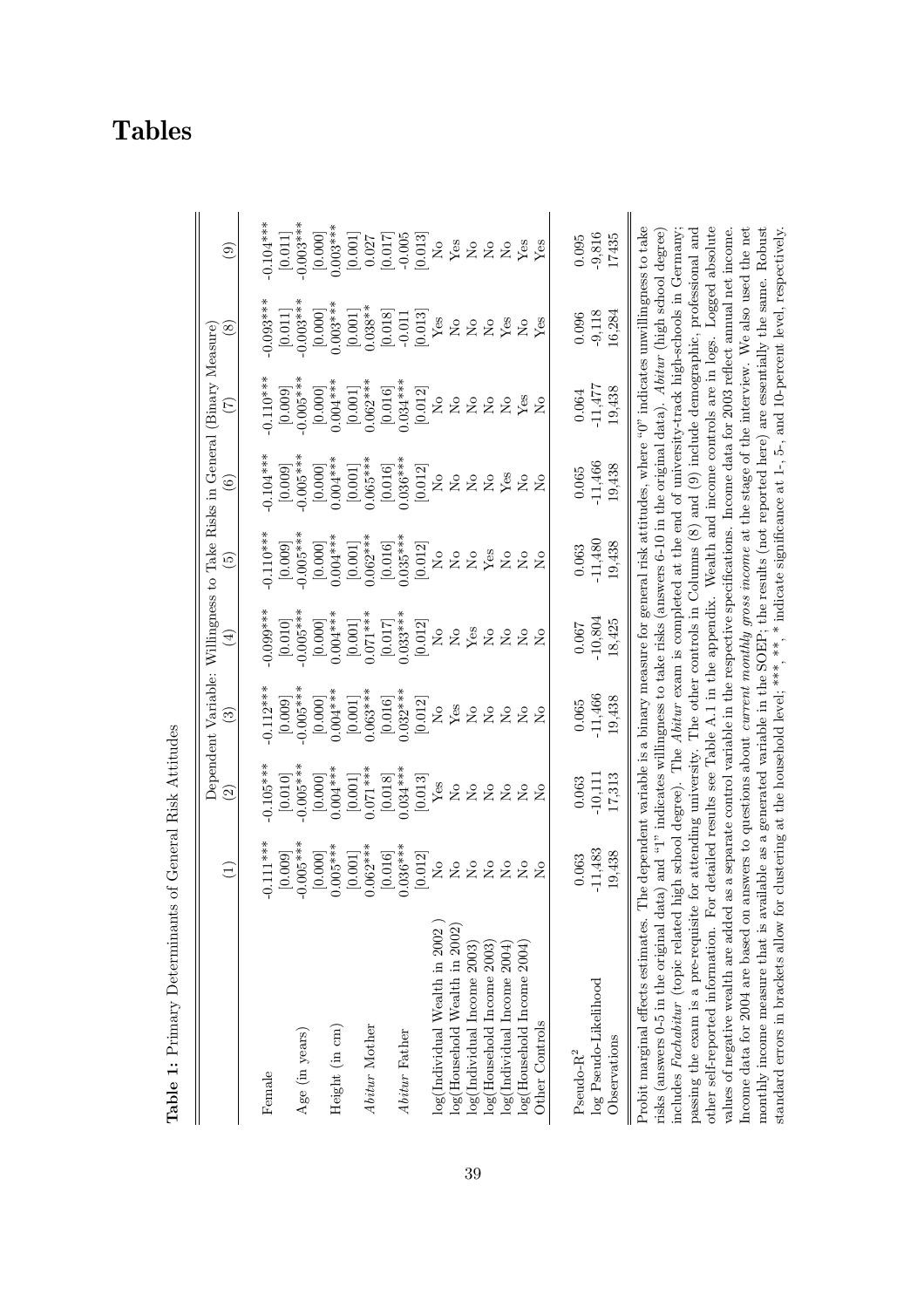# Tables

**Table 1:** Primary Determinants of General Risk Attitudes

| | Dependent Variable: Willingness to Take Risks in General (Binary Measure) | | | | | | | | |
|---|---|---|---|---|---|---|---|---|---|
| | (1) | (2) | (3) | (4) | (5) | (6) | (7) | (8) | (9) |
| Female | -0.111*** | -0.105*** | -0.112*** | -0.099*** | -0.110*** | -0.104*** | -0.110*** | -0.093*** | -0.104*** |
| | [0.009] | [0.010] | [0.009] | [0.010] | [0.009] | [0.009] | [0.009] | [0.011] | [0.011] |
| Age (in years) | -0.005*** | -0.005*** | -0.005*** | -0.005*** | -0.005*** | -0.005*** | -0.005*** | -0.003*** | -0.003*** |
| | [0.000] | [0.000] | [0.000] | [0.000] | [0.000] | [0.000] | [0.000] | [0.000] | [0.000] |
| Height (in cm) | 0.005*** | 0.004*** | 0.004*** | 0.004*** | 0.004*** | 0.004*** | 0.004*** | 0.003*** | 0.003*** |
| | [0.001] | [0.001] | [0.001] | [0.001] | [0.001] | [0.001] | [0.001] | [0.001] | [0.001] |
| *Abitur* Mother | 0.062*** | 0.071*** | 0.063*** | 0.071*** | 0.062*** | 0.065*** | 0.062*** | 0.038** | 0.027 |
| | [0.016] | [0.018] | [0.016] | [0.017] | [0.016] | [0.016] | [0.016] | [0.018] | [0.017] |
| *Abitur* Father | 0.036*** | 0.034*** | 0.032*** | 0.033*** | 0.035*** | 0.036*** | 0.034*** | -0.011 | -0.005 |
| | [0.012] | [0.013] | [0.012] | [0.012] | [0.012] | [0.012] | [0.012] | [0.013] | [0.013] |
| log(Individual Wealth in 2002 ) | No | Yes | No | No | No | No | No | Yes | No |
| log(Household Wealth in 2002) | No | No | Yes | No | No | No | No | No | Yes |
| log(Individual Income 2003) | No | No | No | Yes | No | No | No | No | No |
| log(Household Income 2003) | No | No | No | No | Yes | No | No | No | No |
| log(Individual Income 2004) | No | No | No | No | No | Yes | No | Yes | No |
| log(Household Income 2004) | No | No | No | No | No | No | Yes | No | Yes |
| Other Controls | No | No | No | No | No | No | No | Yes | Yes |
| Pseudo-$R^2$ | 0.063 | 0.063 | 0.065 | 0.067 | 0.063 | 0.065 | 0.064 | 0.096 | 0.095 |
| log Pseudo-Likelihood | -11,483 | -10,111 | -11,466 | -10,804 | -11,480 | -11,466 | -11,477 | -9,118 | -9,816 |
| Observations | 19,438 | 17,313 | 19,438 | 18,425 | 19,438 | 19,438 | 19,438 | 16,284 | 17435 |

Probit marginal effects estimates. The dependent variable is a binary measure for general risk attitudes, where "0" indicates unwillingness to take risks (answers 0-5 in the original data) and "1" indicates willingness to take risks (answers 6-10 in the original data). *Abitur* (high school degree) includes *Fachabitur* (topic related high school degree). The *Abitur* exam is completed at the end of university-track high-schools in Germany; passing the exam is a pre-requisite for attending university. The other controls in Columns (8) and (9) include demographic, professional and other self-reported information. For detailed results see Table A.1 in the appendix. Wealth and income controls are in logs. Logged absolute values of negative wealth are added as a separate control variable in the respective specifications. Income data for 2003 reflect annual net income. Income data for 2004 are based on answers to questions about *current monthly gross income* at the stage of the interview. We also used the net monthly income measure that is available as a generated variable in the SOEP; the results (not reported here) are essentially the same. Robust standard errors in brackets allow for clustering at the household level; ***, **, * indicate significance at 1-, 5-, and 10-percent level, respectively.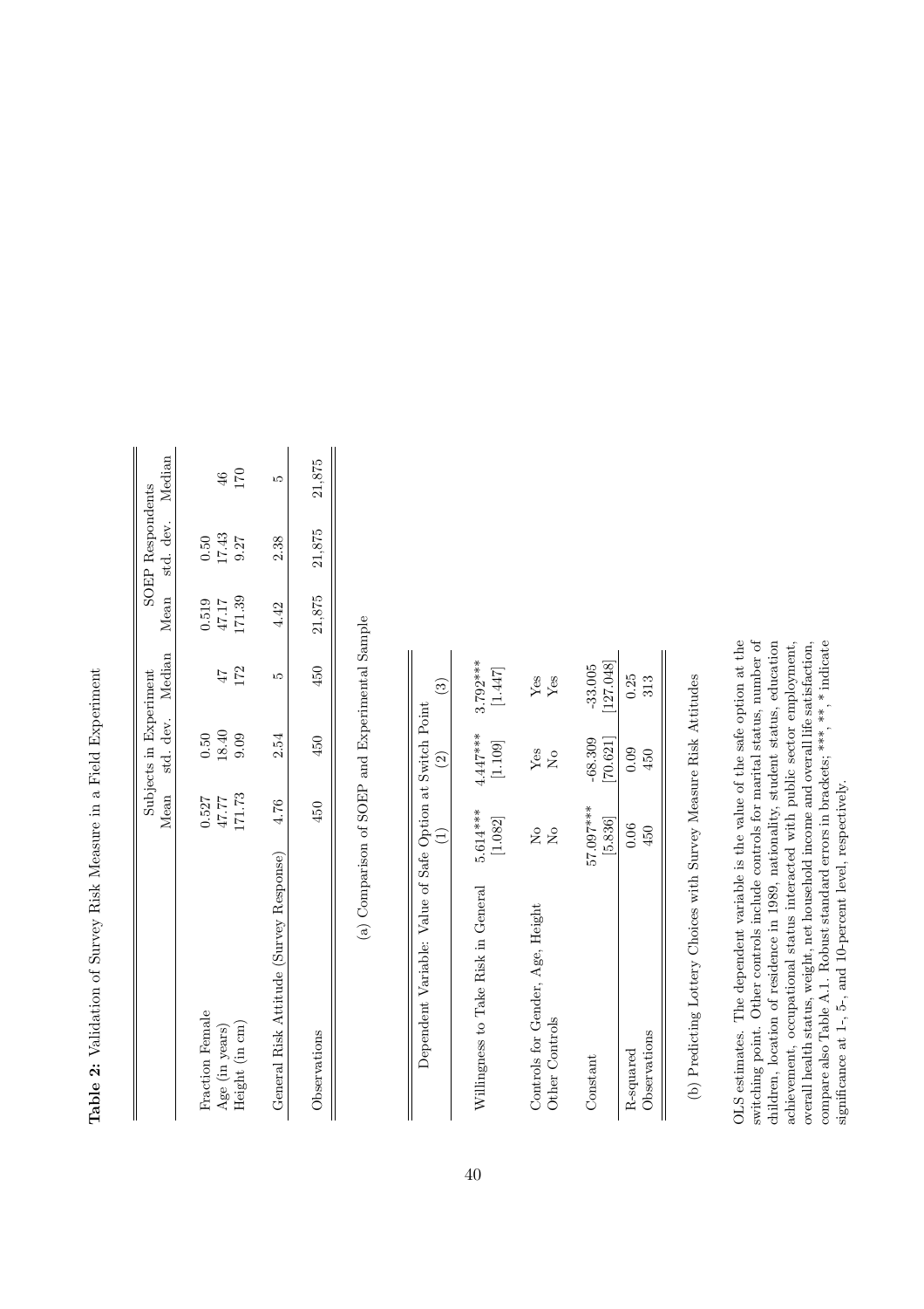**Table 2:** Validation of Survey Risk Measure in a Field Experiment

| | Subjects in Experiment | | | SOEP Respondents | | |
|---|---|---|---|---|---|---|
| | Mean | std. dev. | Median | Mean | std. dev. | Median |
| Fraction Female | 0.527 | 0.50 | | 0.519 | 0.50 | |
| Age (in years) | 47.77 | 18.40 | 47 | 47.17 | 17.43 | 46 |
| Height (in cm) | 171.73 | 9.09 | 172 | 171.39 | 9.27 | 170 |
| General Risk Attitude (Survey Response) | 4.76 | 2.54 | 5 | 4.42 | 2.38 | 5 |
| Observations | 450 | 450 | 450 | 21,875 | 21,875 | 21,875 |

(a) Comparison of SOEP and Experimental Sample

| Dependent Variable: Value of Safe Option at Switch Point | (1) | (2) | (3) |
|---|---|---|---|
| Willingness to Take Risk in General | 5.614*** | 4.447*** | 3.792*** |
| | [1.082] | [1.109] | [1.447] |
| Controls for Gender, Age, Height | No | Yes | Yes |
| Other Controls | No | No | Yes |
| Constant | 57.097*** | -68.309 | -33.005 |
| | [5.836] | [70.621] | [127.048] |
| R-squared | 0.06 | 0.09 | 0.25 |
| Observations | 450 | 450 | 313 |

(b) Predicting Lottery Choices with Survey Measure Risk Attitudes

OLS estimates. The dependent variable is the value of the safe option at the switching point. Other controls include controls for marital status, number of children, location of residence in 1989, nationality, student status, education achievement, occupational status interacted with public sector employment, overall health status, weight, net household income and overall life satisfaction, compare also Table A.1. Robust standard errors in brackets; ***, **, * indicate significance at 1-, 5-, and 10-percent level, respectively.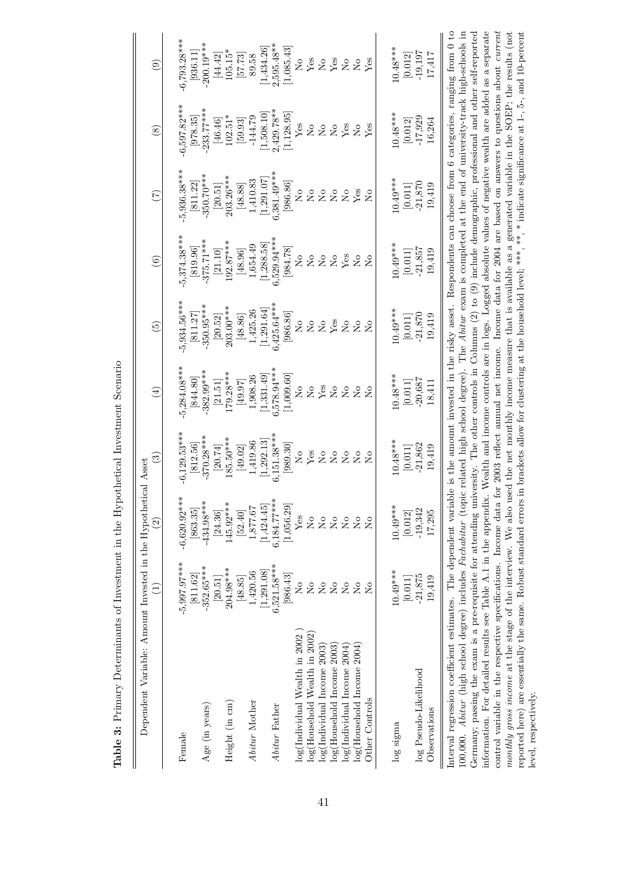**Table 3:** Primary Determinants of Investment in the Hypothetical Investment Scenario

| Dependent Variable: Amount Invested in the Hypothetical Asset | (1) | (2) | (3) | (4) | (5) | (6) | (7) | (8) | (9) |
|---|---|---|---|---|---|---|---|---|---|
| Female | -5,997.97*** | -6,620.92*** | -6,129.53*** | -5,284.08*** | -5,934.56*** | -5,374.38*** | -5,936.38*** | -6,597.82*** | -6,793.28*** |
| | [811.62] | [863.35] | [812.56] | [844.80] | [811.27] | [819.96] | [811.22] | [978.35] | [936.11] |
| Age (in years) | -352.65*** | -434.98*** | -370.28*** | -382.99*** | -350.95*** | -375.71*** | -350.70*** | -233.77*** | -200.19*** |
| | [20.51] | [24.36] | [20.74] | [21.51] | [20.52] | [21.10] | [20.51] | [46.46] | [44.42] |
| Height (in cm) | 204.98*** | 145.92*** | 185.50*** | 179.28*** | 203.00*** | 192.87*** | 203.26*** | 102.51* | 105.15* |
| | [48.85] | [52.40] | [49.02] | [49.97] | [48.86] | [48.96] | [48.88] | [59.93] | [57.73] |
| *Abitur* Mother | 1,420.56 | 1,877.67 | 1,419.86 | 1,908.26 | 1,425.26 | 1,654.49 | 1,410.83 | -144.79 | 89.58 |
| | [1,291.08] | [1,424.45] | [1,292.13] | [1,331.49] | [1,291.64] | [1,288.58] | [1,291.07] | [1,508.10] | [1,434.26] |
| *Abitur* Father | 6,521.58*** | 6,184.77*** | 6,151.38*** | 6,578.94*** | 6,425.64*** | 6,529.94*** | 6,381.49*** | 2,429.78** | 2,595.48** |
| | [986.43] | [1,056.29] | [989.30] | [1,009.60] | [986.86] | [984.78] | [986.86] | [1,128.95] | [1,085.43] |
| log(Individual Wealth in 2002 ) | No | Yes | No | No | No | No | No | Yes | No |
| log(Household Wealth in 2002) | No | No | Yes | No | No | No | No | No | Yes |
| log(Individual Income 2003) | No | No | No | Yes | No | No | No | No | No |
| log(Household Income 2003) | No | No | No | No | Yes | No | No | No | Yes |
| log(Individual Income 2004) | No | No | No | No | No | Yes | No | Yes | No |
| log(Household Income 2004) | No | No | No | No | No | No | Yes | No | No |
| Other Controls | No | No | No | No | No | No | No | Yes | Yes |
| log sigma | 10.49*** | 10.49*** | 10.48*** | 10.48*** | 10.49*** | 10.49*** | 10.49*** | 10.48*** | 10.48*** |
| | [0.011] | [0.012] | [0.011] | [0.011] | [0.011] | [0.011] | [0.011] | [0.012] | [0.012] |
| log Pseudo-Likelihood | -21,875 | -19,342 | -21,862 | -20,687 | -21,870 | -21,857 | -21,870 | -17,929 | -19,197 |
| Observations | 19,419 | 17,295 | 19,419 | 18,411 | 19,419 | 19,419 | 19,419 | 16,264 | 17,417 |

Interval regression coefficient estimates. The dependent variable is the amount invested in the risky asset. Respondents can choose from 6 categories, ranging from 0 to 100,000. *Abitur* (high school degree) includes *Fachabitur* (topic related high school degree). The *Abitur* exam is completed at the end of university-track high-schools in Germany; passing the exam is a pre-requisite for attending university. The other controls in Columns (2) to (9) include demographic, professional and other self-reported information. For detailed results see Table A.1 in the appendix. Wealth and income controls are in logs. Logged absolute values of negative wealth are added as a separate control variable in the respective specifications. Income data for 2003 reflect annual net income. Income data for 2004 are based on answers to questions about *current monthly gross income* at the stage of the interview. We also used the net monthly income measure that is available as a generated variable in the SOEP; the results (not reported here) are essentially the same. Robust standard errors in brackets allow for clustering at the household level; ***, **, * indicate significance at 1-, 5-, and 10-percent level, respectively.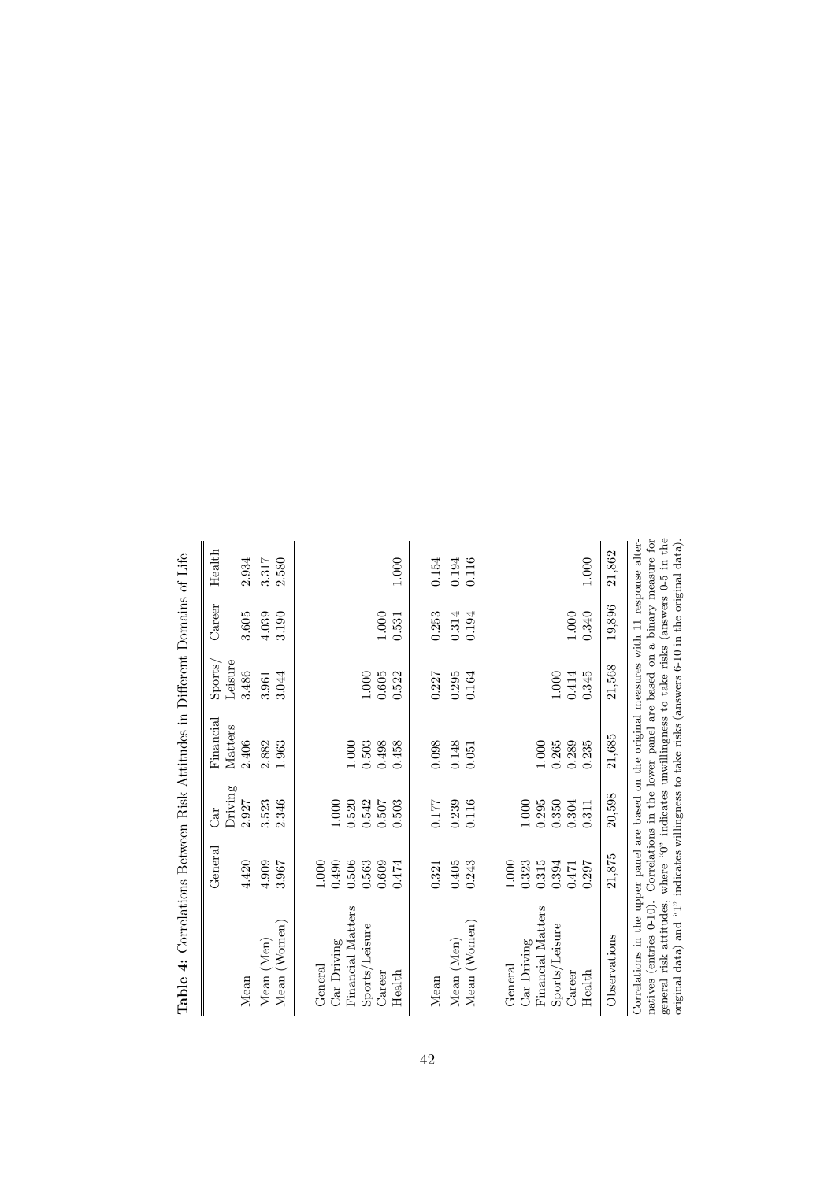**Table 4:** Correlations Between Risk Attitudes in Different Domains of Life

| | General | Car Driving | Financial Matters | Sports/ Leisure | Career | Health |
|---|---|---|---|---|---|---|
| Mean | 4.420 | 2.927 | 2.406 | 3.486 | 3.605 | 2.934 |
| Mean (Men) | 4.909 | 3.523 | 2.882 | 3.961 | 4.039 | 3.317 |
| Mean (Women) | 3.967 | 2.346 | 1.963 | 3.044 | 3.190 | 2.580 |
| | | | | | | |
| General | 1.000 | | | | | |
| Car Driving | 0.490 | 1.000 | | | | |
| Financial Matters | 0.506 | 0.520 | 1.000 | | | |
| Sports/Leisure | 0.563 | 0.542 | 0.503 | 1.000 | | |
| Career | 0.609 | 0.507 | 0.498 | 0.605 | 1.000 | |
| Health | 0.474 | 0.503 | 0.458 | 0.522 | 0.531 | 1.000 |
| | | | | | | |
| Mean | 0.321 | 0.177 | 0.098 | 0.227 | 0.253 | 0.154 |
| Mean (Men) | 0.405 | 0.239 | 0.148 | 0.295 | 0.314 | 0.194 |
| Mean (Women) | 0.243 | 0.116 | 0.051 | 0.164 | 0.194 | 0.116 |
| | | | | | | |
| General | 1.000 | | | | | |
| Car Driving | 0.323 | 1.000 | | | | |
| Financial Matters | 0.315 | 0.295 | 1.000 | | | |
| Sports/Leisure | 0.394 | 0.350 | 0.265 | 1.000 | | |
| Career | 0.471 | 0.304 | 0.289 | 0.414 | 1.000 | |
| Health | 0.297 | 0.311 | 0.235 | 0.345 | 0.340 | 1.000 |
| Observations | 21,875 | 20,598 | 21,685 | 21,568 | 19,896 | 21,862 |

Correlations in the upper panel are based on the original measures with 11 response alternatives (entries 0-10). Correlations in the lower panel are based on a binary measure for general risk attitudes, where "0" indicates unwillingness to take risks (answers 0-5 in the original data) and "1" indicates willingness to take risks (answers 6-10 in the original data).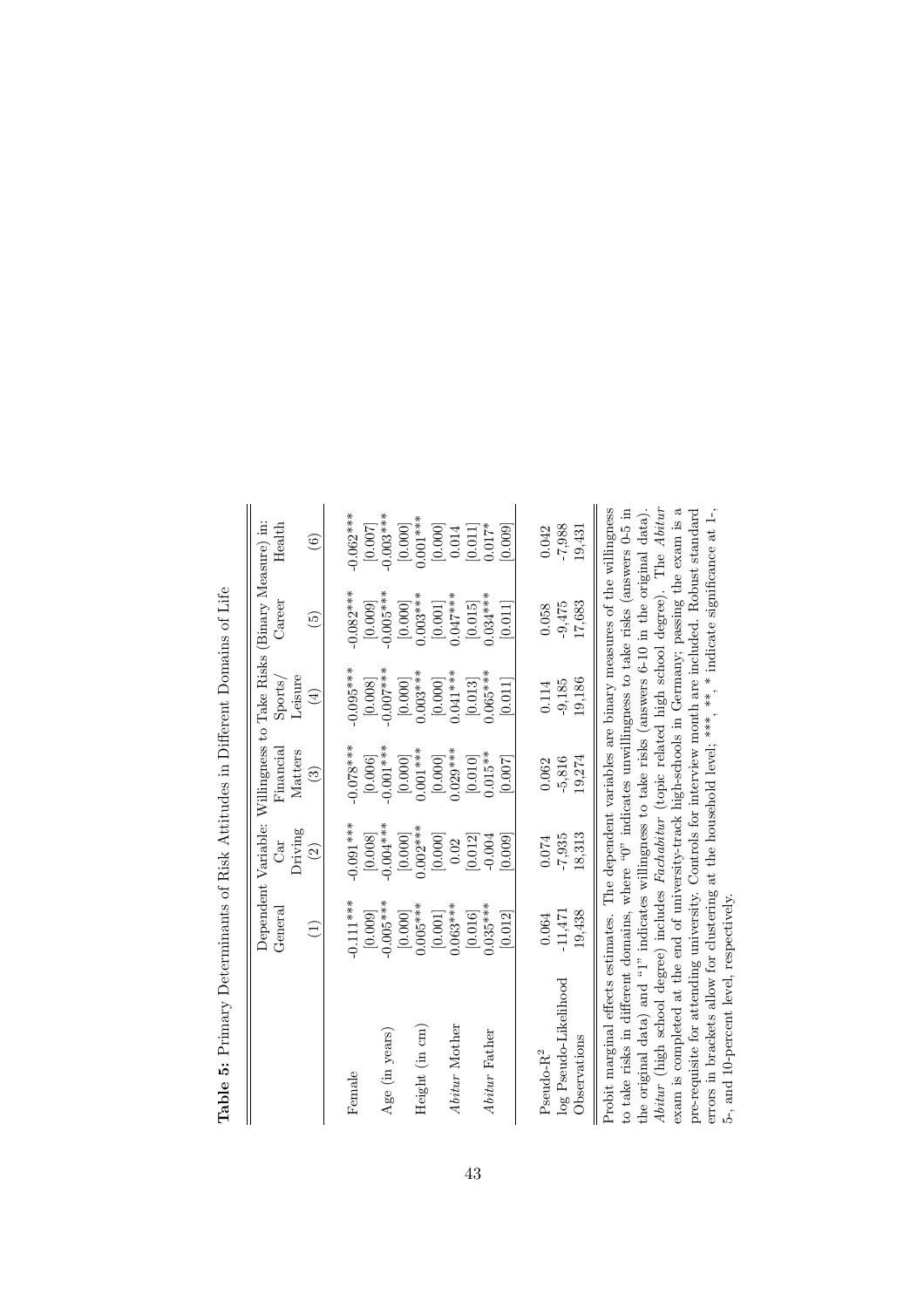**Table 5:** Primary Determinants of Risk Attitudes in Different Domains of Life

| | Dependent Variable: Willingness to Take Risks (Binary Measure) in: | | | | | |
|---|---|---|---|---|---|---|
| | General | Car Driving | Financial Matters | Sports/ Leisure | Career | Health |
| | (1) | (2) | (3) | (4) | (5) | (6) |
| Female | -0.111*** | -0.091*** | -0.078*** | -0.095*** | -0.082*** | -0.062*** |
| | [0.009] | [0.008] | [0.006] | [0.008] | [0.009] | [0.007] |
| Age (in years) | -0.005*** | -0.004*** | -0.001*** | -0.007*** | -0.005*** | -0.003*** |
| | [0.000] | [0.000] | [0.000] | [0.000] | [0.000] | [0.000] |
| Height (in cm) | 0.005*** | 0.002*** | 0.001*** | 0.003*** | 0.003*** | 0.001*** |
| | [0.001] | [0.000] | [0.000] | [0.000] | [0.001] | [0.000] |
| *Abitur* Mother | 0.063*** | 0.02 | 0.029*** | 0.041*** | 0.047*** | 0.014 |
| | [0.016] | [0.012] | [0.010] | [0.013] | [0.015] | [0.011] |
| *Abitur* Father | 0.035*** | -0.004 | 0.015** | 0.065*** | 0.034*** | 0.017* |
| | [0.012] | [0.009] | [0.007] | [0.011] | [0.011] | [0.009] |
| Pseudo-$R^2$ | 0.064 | 0.074 | 0.062 | 0.114 | 0.058 | 0.042 |
| log Pseudo-Likelihood | -11,471 | -7,935 | -5,816 | -9,185 | -9,475 | -7,988 |
| Observations | 19,438 | 18,313 | 19,274 | 19,186 | 17,683 | 19,431 |

Probit marginal effects estimates. The dependent variables are binary measures of the willingness to take risks in different domains, where "0" indicates unwillingness to take risks (answers 0-5 in the original data) and "1" indicates willingness to take risks (answers 6-10 in the original data). *Abitur* (high school degree) includes *Fachabitur* (topic related high school degree). The *Abitur* exam is completed at the end of university-track high-schools in Germany; passing the exam is a pre-requisite for attending university. Controls for interview month are included. Robust standard errors in brackets allow for clustering at the household level; ***, **, * indicate significance at 1-, 5-, and 10-percent level, respectively.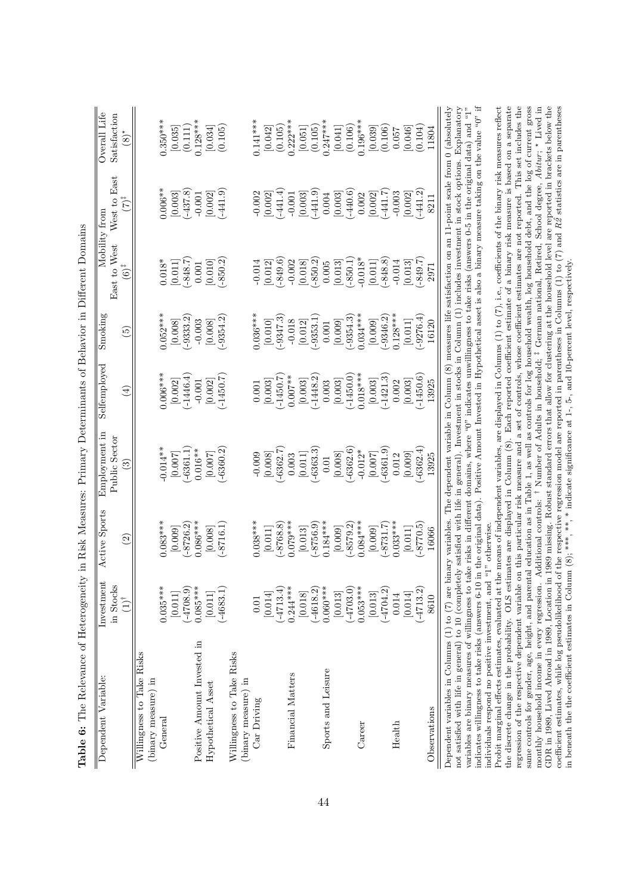**Table 6:** The Relevance of Heterogeneity in Risk Measures: Primary Determinants of Behavior in Different Domains

| Dependent Variable: | Investment in Stocks (1)† | Active Sports (2) | Employment in Public Sector (3) | Selfemployed (4) | Smoking (5) | Mobility from East to West (6)‡ | Mobility from West to East (7)‡ | Overall Life Satisfaction (8)* |
|---|---|---|---|---|---|---|---|---|
| Willingness to Take Risks (binary measure) in | | | | | | | | |
| General | 0.035*** | 0.083*** | -0.014** | 0.006*** | 0.052*** | 0.018* | 0.006** | 0.350*** |
| | [0.011] | [0.009] | [0.007] | [0.002] | [0.008] | [0.011] | [0.003] | [0.035] |
| | (-4708.9) | (-8726.2) | (-6361.1) | (-1446.4) | (-9333.2) | (-848.7) | (-437.8) | (0.111) |
| Positive Amount Invested in | 0.085*** | 0.086*** | 0.016** | -0.001 | -0.003 | 0.001 | -0.001 | 0.128*** |
| Hypothetical Asset | [0.011] | [0.008] | [0.007] | [0.002] | [0.008] | [0.010] | [0.002] | [0.034] |
| | (-4683.1) | (-8716.1) | (-6360.2) | (-1450.7) | (-9354.2) | (-850.2) | (-441.9) | (0.105) |
| Willingness to Take Risks (binary measure) in | | | | | | | | |
| Car Driving | 0.01 | 0.038*** | -0.009 | 0.001 | 0.036*** | -0.014 | -0.002 | 0.141*** |
| | [0.014] | [0.011] | [0.008] | [0.003] | [0.010] | [0.012] | [0.002] | [0.042] |
| | (-4713.4) | (-8768.8) | (-6362.7) | (-1450.7) | (-9347.3) | (-849.6) | (-441.4) | (0.105) |
| Financial Matters | 0.244*** | 0.079*** | 0.003 | 0.007** | -0.018 | -0.002 | -0.001 | 0.222*** |
| | [0.018] | [0.013] | [0.011] | [0.003] | [0.012] | [0.018] | [0.003] | [0.051] |
| | (-4618.2) | (-8756.9) | (-6363.3) | (-1448.2) | (-9353.1) | (-850.2) | (-441.9) | (0.105) |
| Sports and Leisure | 0.060*** | 0.184*** | 0.01 | 0.003 | 0.001 | 0.005 | 0.004 | 0.247*** |
| | [0.013] | [0.009] | [0.008] | [0.003] | [0.009] | [0.013] | [0.003] | [0.041] |
| | (-4703.0) | (-8579.2) | (-6362.6) | (-1450.0) | (-9354.3) | (-850.1) | (-440.6) | (0.106) |
| Career | 0.053*** | 0.084*** | -0.012* | 0.018*** | 0.034*** | -0.018* | 0.002 | 0.196*** |
| | [0.013] | [0.009] | [0.007] | [0.003] | [0.009] | [0.011] | [0.002] | [0.039] |
| | (-4704.2) | (-8731.7) | (-6361.9) | (-1421.3) | (-9346.2) | (-848.8) | (-441.7) | (0.106) |
| Health | 0.014 | 0.033*** | 0.012 | 0.002 | 0.128*** | -0.014 | -0.003 | 0.057 |
| | [0.014] | [0.011] | [0.009] | [0.003] | [0.011] | [0.013] | [0.002] | [0.046] |
| | (-4713.2) | (-8770.5) | (-6362.4) | (-1450.6) | (-9276.4) | (-849.7) | (-441.2) | (0.104) |
| Observations | 8610 | 16066 | 13925 | 13925 | 16120 | 2971 | 8211 | 11804 |

Dependent variables in Columns (1) to (7) are binary variables. The dependent variable in Column (8) measures life satisfaction on an 11-point scale from 0 (absolutely not satisfied with life in general) to 10 (completely satisfied with life in general). Investment in stocks in Column (1) includes investment in stock options. Explanatory variables are binary measures of willingness to take risks in different domains, where "0" indicates unwillingness to take risks (answers 0-5 in the original data) and "1" indicates willingness to take risks (answers 6-10 in the original data). Positive Amount Invested in Hypothetical asset is also a binary measure taking on the value "0" if individuals respond no positive investment, and "1" otherwise.

Probit marginal effects estimates, evaluated at the means of independent variables, are displayed in Columns (1) to (7), i.e., coefficients of the binary risk measures reflect the discrete change in the probability. OLS estimates are displayed in Column (8). Each reported coefficient estimate of a binary risk measure is based on a separate regression of the respective dependent variable on this particular risk measure and a set of controls, whose coefficient estimates are not reported. This set includes the same controls for gender, age, height, and parental education as in Table 1, as well as controls for log household wealth, log household debt, and the log of current gross monthly household income in every regression. Additional controls: † Number of Adults in household; ‡ German national, Retired, School degree, *Abitur*; * Lived in GDR in 1989, Lived Abroad in 1989, Location in 1989 missing. Robust standard errors that allow for clustering at the household level are reported in brackets below the coefficient estimates, while log pseudolikelihood of the respective regression model are reported in parentheses in Columns (1) to (7) and $R^2$ statistics are in parentheses in beneath the the coefficient estimates in Column (8); ***, **, * indicate significance at 1-, 5-, and 10-percent level, respectively.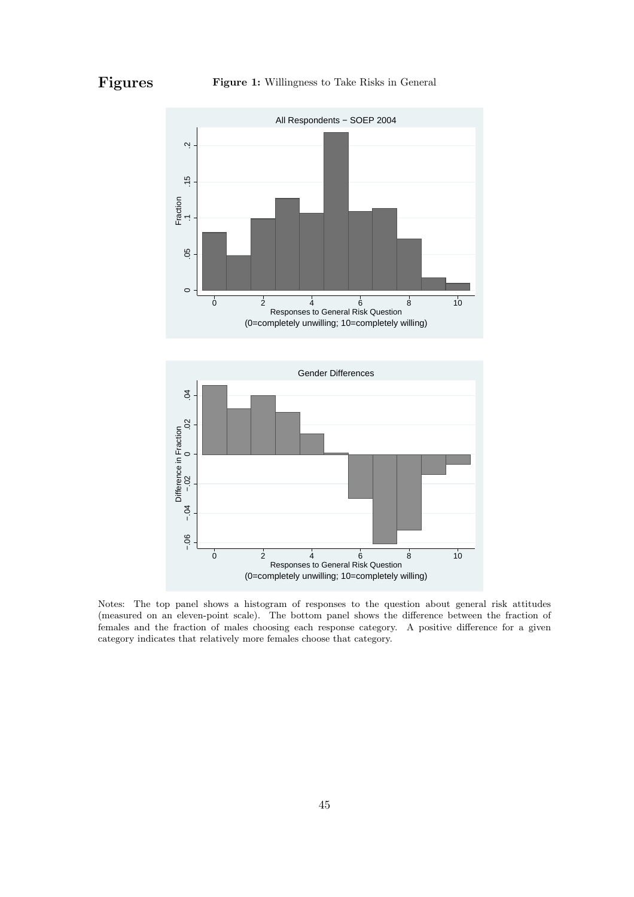# Figures

**Figure 1:** Willingness to Take Risks in General

Notes: The top panel shows a histogram of responses to the question about general risk attitudes (measured on an eleven-point scale). The bottom panel shows the difference between the fraction of females and the fraction of males choosing each response category. A positive difference for a given category indicates that relatively more females choose that category.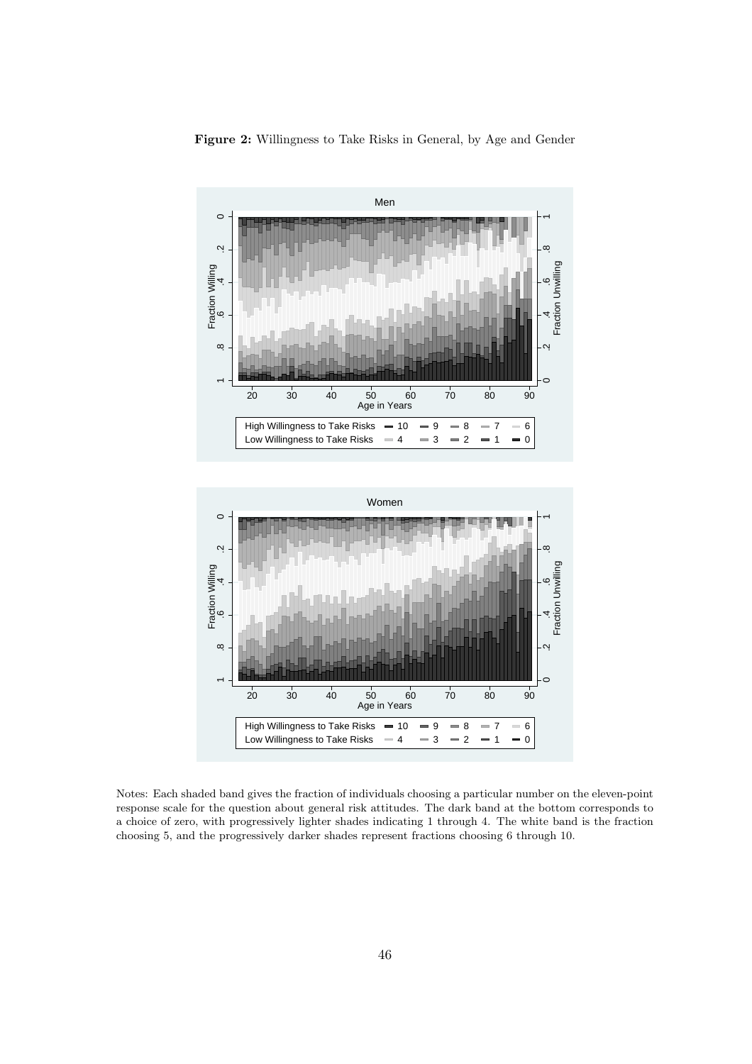**Figure 2:** Willingness to Take Risks in General, by Age and Gender

Notes: Each shaded band gives the fraction of individuals choosing a particular number on the eleven-point response scale for the question about general risk attitudes. The dark band at the bottom corresponds to a choice of zero, with progressively lighter shades indicating 1 through 4. The white band is the fraction choosing 5, and the progressively darker shades represent fractions choosing 6 through 10.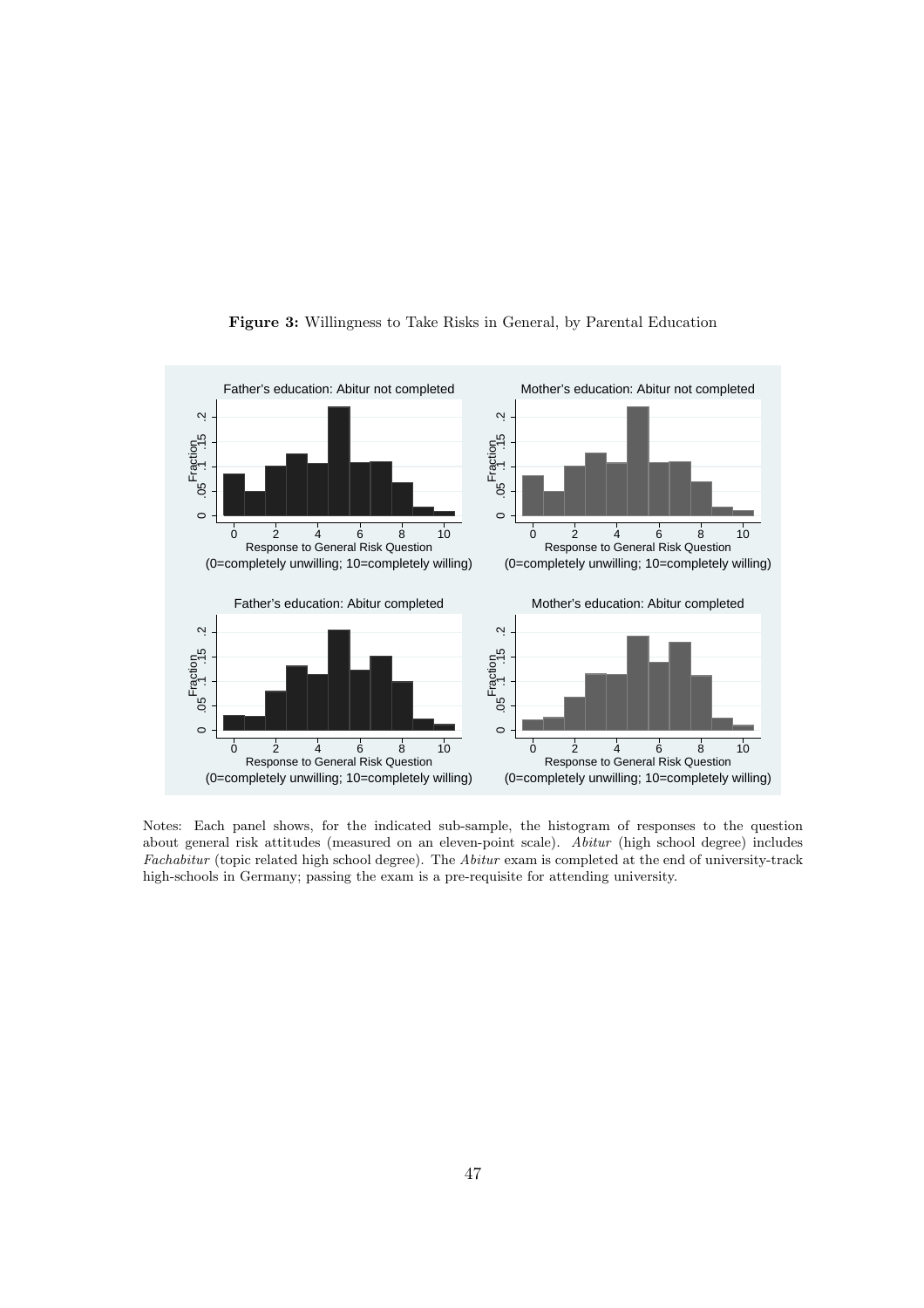**Figure 3:** Willingness to Take Risks in General, by Parental Education

Notes: Each panel shows, for the indicated sub-sample, the histogram of responses to the question about general risk attitudes (measured on an eleven-point scale). *Abitur* (high school degree) includes *Fachabitur* (topic related high school degree). The *Abitur* exam is completed at the end of university-track high-schools in Germany; passing the exam is a pre-requisite for attending university.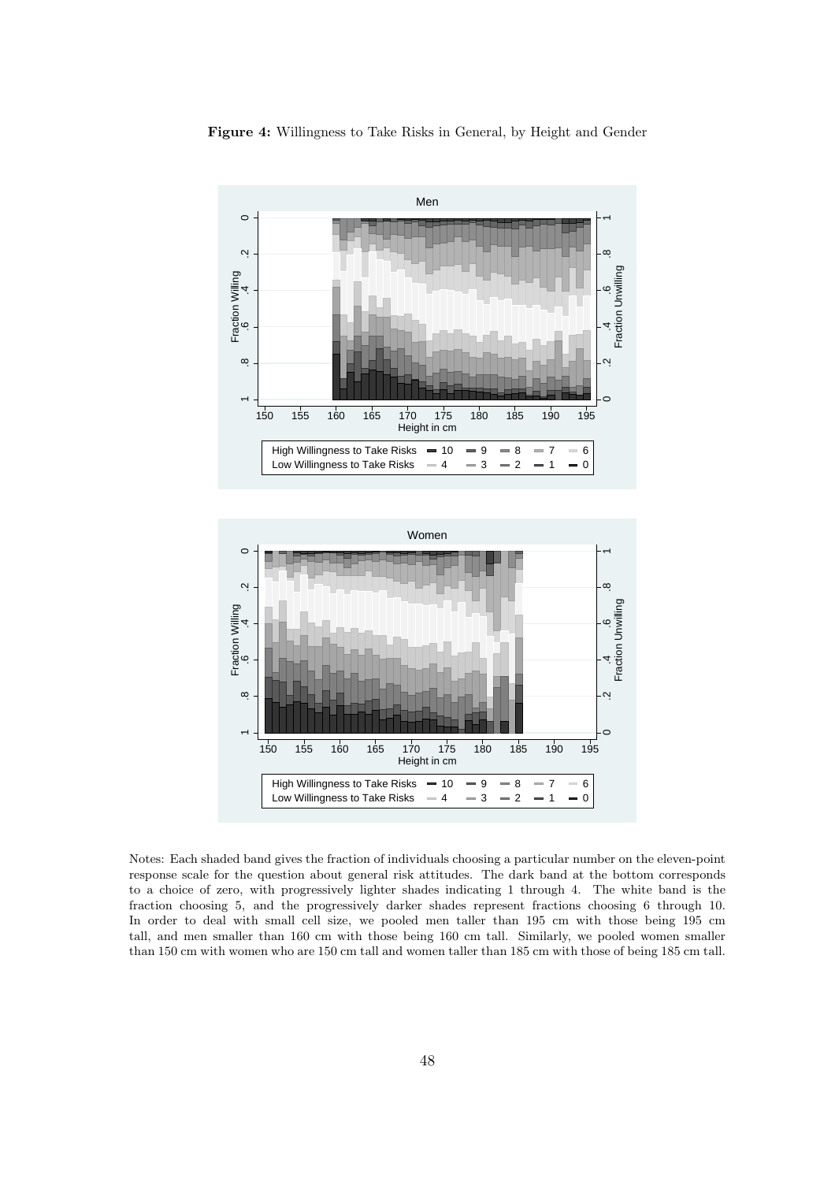**Figure 4:** Willingness to Take Risks in General, by Height and Gender

Notes: Each shaded band gives the fraction of individuals choosing a particular number on the eleven-point response scale for the question about general risk attitudes. The dark band at the bottom corresponds to a choice of zero, with progressively lighter shades indicating 1 through 4. The white band is the fraction choosing 5, and the progressively darker shades represent fractions choosing 6 through 10. In order to deal with small cell size, we pooled men taller than 195 cm with those being 195 cm tall, and men smaller than 160 cm with those being 160 cm tall. Similarly, we pooled women smaller than 150 cm with women who are 150 cm tall and women taller than 185 cm with those of being 185 cm tall.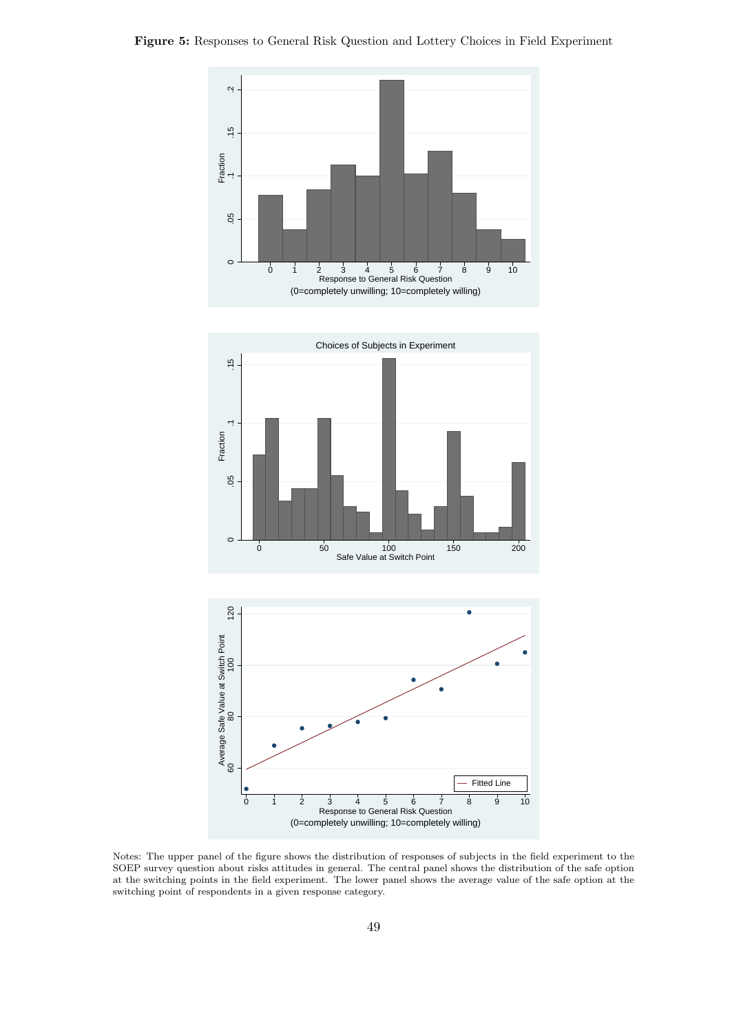**Figure 5:** Responses to General Risk Question and Lottery Choices in Field Experiment

Notes: The upper panel of the figure shows the distribution of responses of subjects in the field experiment to the SOEP survey question about risks attitudes in general. The central panel shows the distribution of the safe option at the switching points in the field experiment. The lower panel shows the average value of the safe option at the switching point of respondents in a given response category.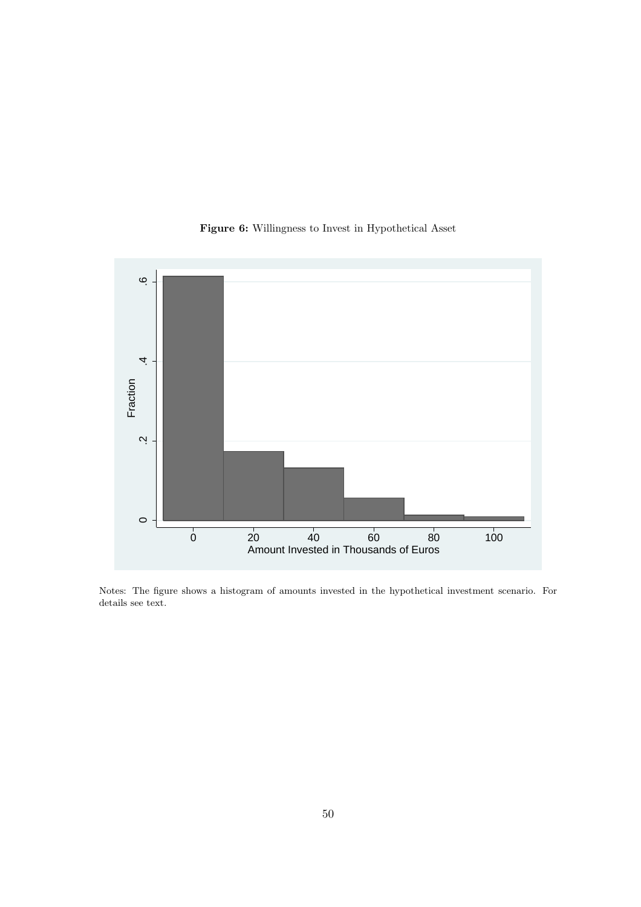**Figure 6:** Willingness to Invest in Hypothetical Asset

Notes: The figure shows a histogram of amounts invested in the hypothetical investment scenario. For details see text.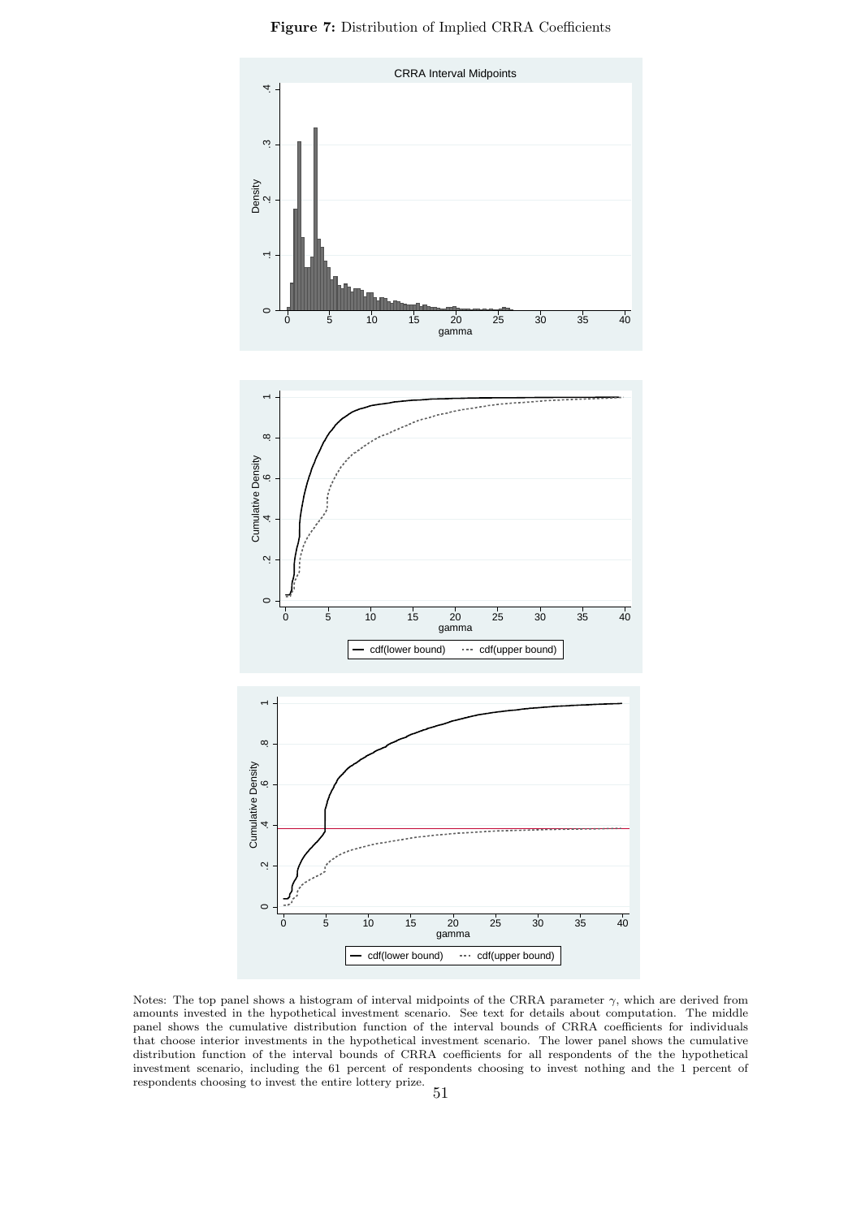**Figure 7:** Distribution of Implied CRRA Coefficients

Notes: The top panel shows a histogram of interval midpoints of the CRRA parameter $\gamma$, which are derived from amounts invested in the hypothetical investment scenario. See text for details about computation. The middle panel shows the cumulative distribution function of the interval bounds of CRRA coefficients for individuals that choose interior investments in the hypothetical investment scenario. The lower panel shows the cumulative distribution function of the interval bounds of CRRA coefficients for all respondents of the the hypothetical investment scenario, including the 61 percent of respondents choosing to invest nothing and the 1 percent of respondents choosing to invest the entire lottery prize.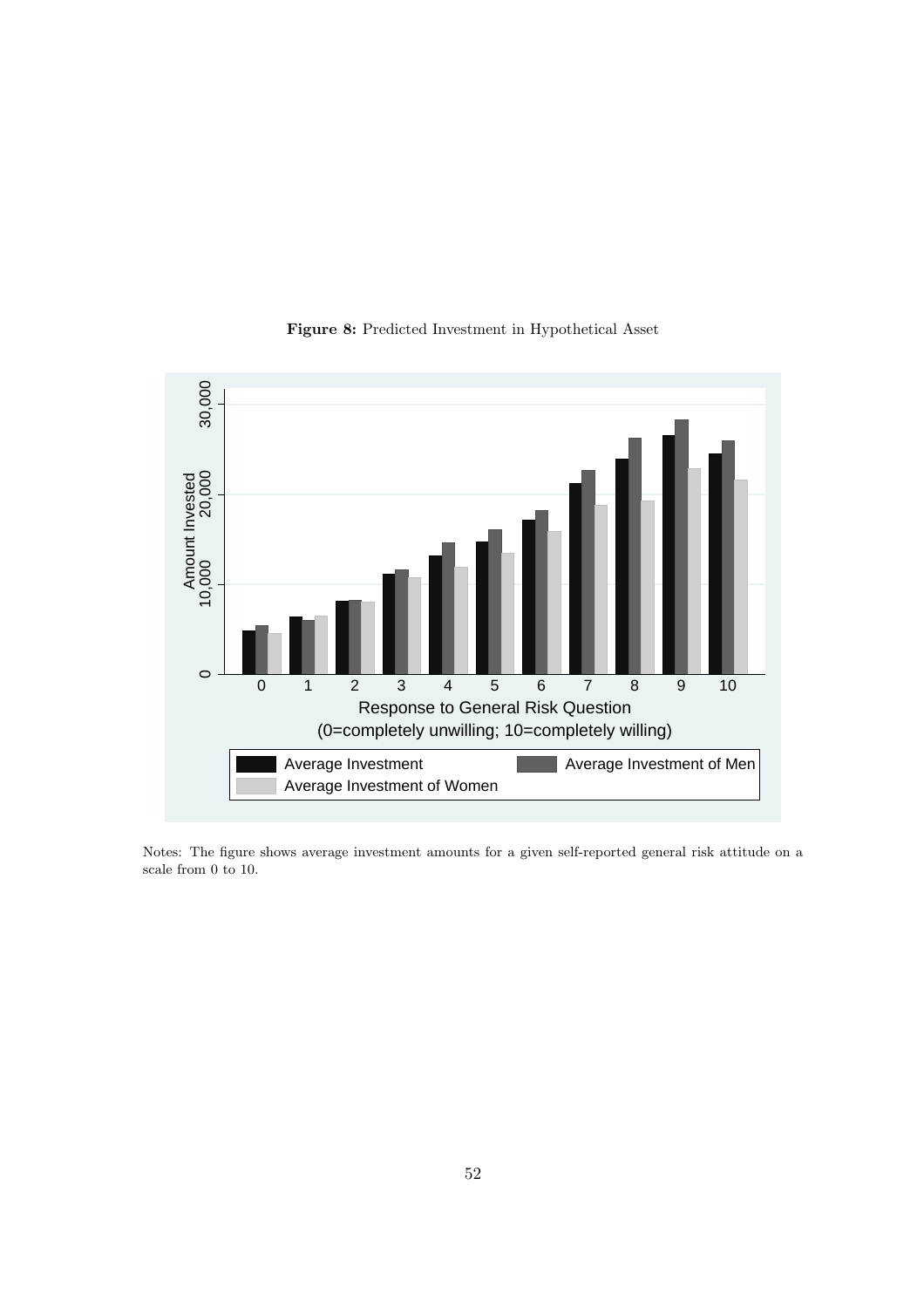**Figure 8:** Predicted Investment in Hypothetical Asset

Notes: The figure shows average investment amounts for a given self-reported general risk attitude on a scale from 0 to 10.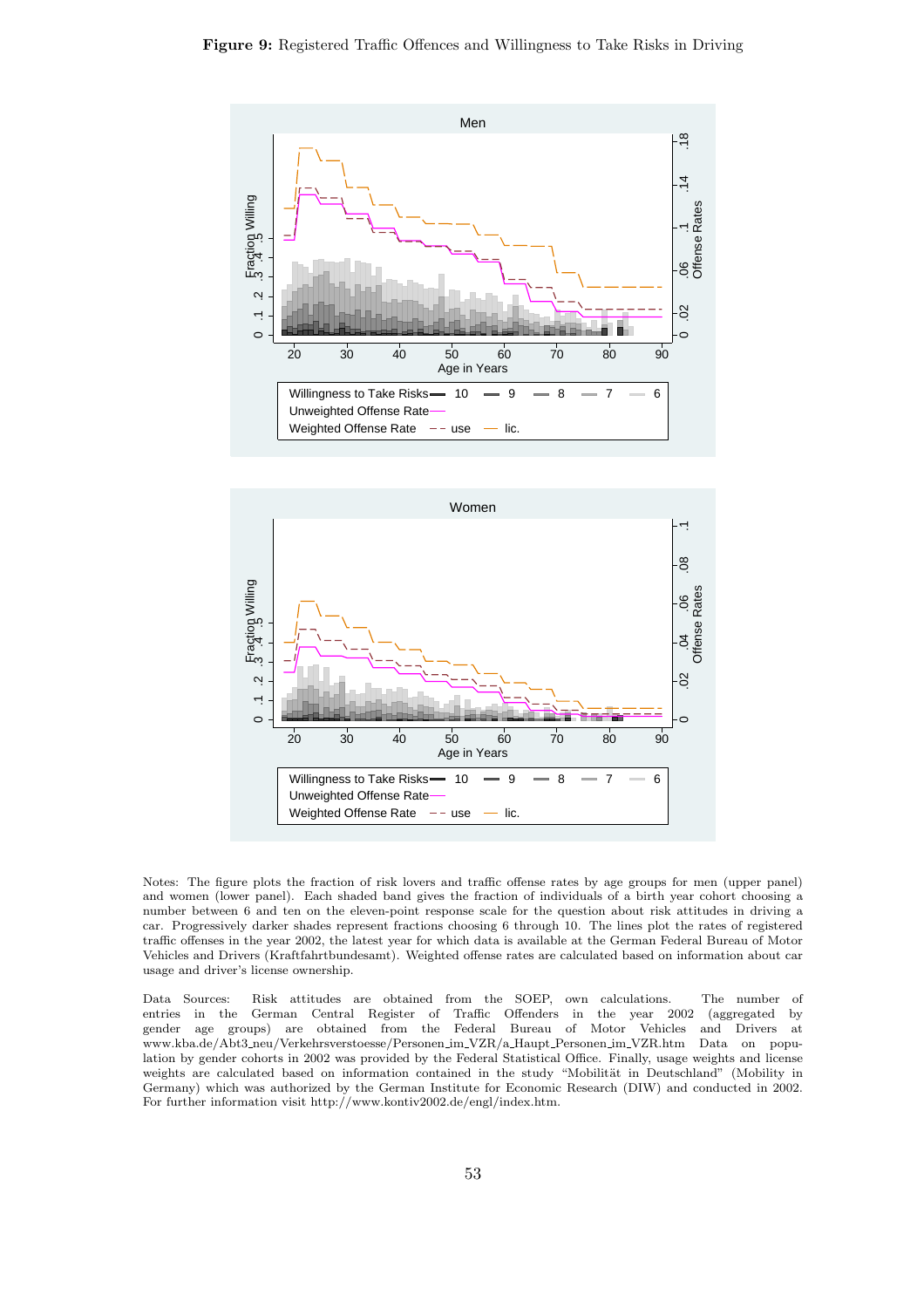**Figure 9:** Registered Traffic Offences and Willingness to Take Risks in Driving

Notes: The figure plots the fraction of risk lovers and traffic offense rates by age groups for men (upper panel) and women (lower panel). Each shaded band gives the fraction of individuals of a birth year cohort choosing a number between 6 and ten on the eleven-point response scale for the question about risk attitudes in driving a car. Progressively darker shades represent fractions choosing 6 through 10. The lines plot the rates of registered traffic offenses in the year 2002, the latest year for which data is available at the German Federal Bureau of Motor Vehicles and Drivers (Kraftfahrtbundesamt). Weighted offense rates are calculated based on information about car usage and driver's license ownership.

Data Sources: Risk attitudes are obtained from the SOEP, own calculations. The number of entries in the German Central Register of Traffic Offenders in the year 2002 (aggregated by gender age groups) are obtained from the Federal Bureau of Motor Vehicles and Drivers at www.kba.de/Abt3_neu/Verkehrsverstoesse/Personen_im_VZR/a_Haupt_Personen_im_VZR.htm Data on population by gender cohorts in 2002 was provided by the Federal Statistical Office. Finally, usage weights and license weights are calculated based on information contained in the study "Mobilität in Deutschland" (Mobility in Germany) which was authorized by the German Institute for Economic Research (DIW) and conducted in 2002. For further information visit http://www.kontiv2002.de/engl/index.htm.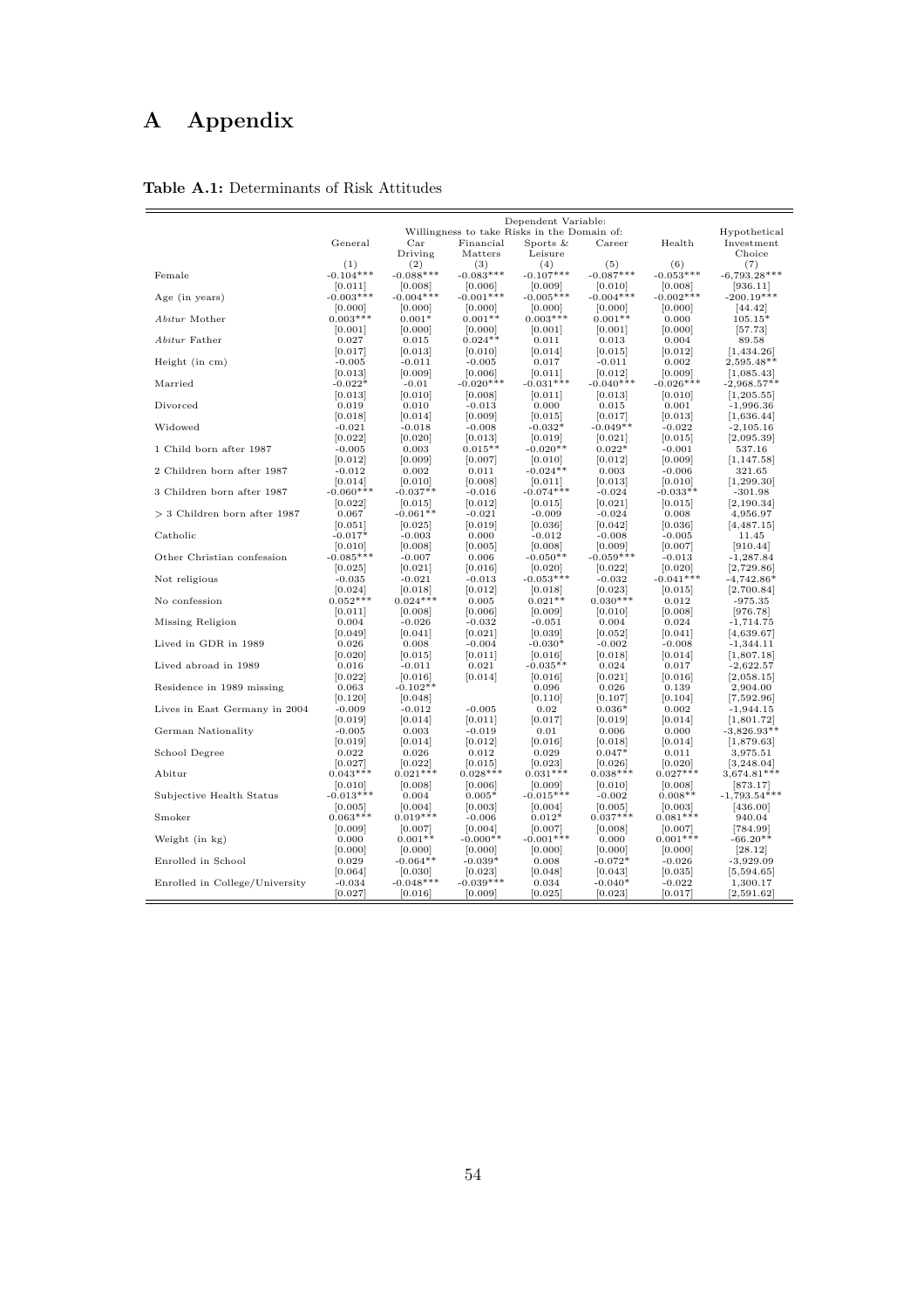# A Appendix

**Table A.1:** Determinants of Risk Attitudes

| | Dependent Variable: | | | | | | |
|---|---|---|---|---|---|---|---|
| | Willingness to take Risks in the Domain of: | | | | | | Hypothetical |
| | General | Car Driving | Financial Matters | Sports & Leisure | Career | Health | Investment Choice |
| | (1) | (2) | (3) | (4) | (5) | (6) | (7) |
| Female | -0.104*** | -0.088*** | -0.083*** | -0.107*** | -0.087*** | -0.053*** | -6,793.28*** |
| | [0.011] | [0.008] | [0.006] | [0.009] | [0.010] | [0.008] | [936.11] |
| Age (in years) | -0.003*** | -0.004*** | -0.001*** | -0.005*** | -0.004*** | -0.002*** | -200.19*** |
| | [0.000] | [0.000] | [0.000] | [0.000] | [0.000] | [0.000] | [44.42] |
| *Abitur* Mother | 0.003*** | 0.001* | 0.001** | 0.003*** | 0.001** | 0.000 | 105.15* |
| | [0.001] | [0.000] | [0.000] | [0.001] | [0.001] | [0.000] | [57.73] |
| *Abitur* Father | 0.027 | 0.015 | 0.024** | 0.011 | 0.013 | 0.004 | 89.58 |
| | [0.017] | [0.013] | [0.010] | [0.014] | [0.015] | [0.012] | [1,434.26] |
| Height (in cm) | -0.005 | -0.011 | -0.005 | 0.017 | -0.011 | 0.002 | 2,595.48** |
| | [0.013] | [0.009] | [0.006] | [0.011] | [0.012] | [0.009] | [1,085.43] |
| Married | -0.022* | -0.01 | -0.020*** | -0.031*** | -0.040*** | -0.026*** | -2,968.57** |
| | [0.013] | [0.010] | [0.008] | [0.011] | [0.013] | [0.010] | [1,205.55] |
| Divorced | 0.019 | 0.010 | -0.013 | 0.000 | 0.015 | 0.001 | -1,996.36 |
| | [0.018] | [0.014] | [0.009] | [0.015] | [0.017] | [0.013] | [1,636.44] |
| Widowed | -0.021 | -0.018 | -0.008 | -0.032* | -0.049** | -0.022 | -2,105.16 |
| | [0.022] | [0.020] | [0.013] | [0.019] | [0.021] | [0.015] | [2,095.39] |
| 1 Child born after 1987 | -0.005 | 0.003 | 0.015** | -0.020** | 0.022* | -0.001 | 537.16 |
| | [0.012] | [0.009] | [0.007] | [0.010] | [0.012] | [0.009] | [1,147.58] |
| 2 Children born after 1987 | -0.012 | 0.002 | 0.011 | -0.024** | 0.003 | -0.006 | 321.65 |
| | [0.014] | [0.010] | [0.008] | [0.011] | [0.013] | [0.010] | [1,299.30] |
| 3 Children born after 1987 | -0.060*** | -0.037** | -0.016 | -0.074*** | -0.024 | -0.033** | -301.98 |
| | [0.022] | [0.015] | [0.012] | [0.015] | [0.021] | [0.015] | [2,190.34] |
| > 3 Children born after 1987 | 0.067 | -0.061** | -0.021 | -0.009 | -0.024 | 0.008 | 4,956.97 |
| | [0.051] | [0.025] | [0.019] | [0.036] | [0.042] | [0.036] | [4,487.15] |
| Catholic | -0.017* | -0.003 | 0.000 | -0.012 | -0.008 | -0.005 | 11.45 |
| | [0.010] | [0.008] | [0.005] | [0.008] | [0.009] | [0.007] | [910.44] |
| Other Christian confession | -0.085*** | -0.007 | 0.006 | -0.050** | -0.059*** | -0.013 | -1,287.84 |
| | [0.025] | [0.021] | [0.016] | [0.020] | [0.022] | [0.020] | [2,729.86] |
| Not religious | -0.035 | -0.021 | -0.013 | -0.053*** | -0.032 | -0.041*** | -4,742.86* |
| | [0.024] | [0.018] | [0.012] | [0.018] | [0.023] | [0.015] | [2,700.84] |
| No confession | 0.052*** | 0.024*** | 0.005 | 0.021** | 0.030*** | 0.012 | -975.35 |
| | [0.011] | [0.008] | [0.006] | [0.009] | [0.010] | [0.008] | [976.78] |
| Missing Religion | 0.004 | -0.026 | -0.032 | -0.051 | 0.004 | 0.024 | -1,714.75 |
| | [0.049] | [0.041] | [0.021] | [0.039] | [0.052] | [0.041] | [4,639.67] |
| Lived in GDR in 1989 | 0.026 | 0.008 | -0.004 | -0.030* | -0.002 | -0.008 | -1,344.11 |
| | [0.020] | [0.015] | [0.011] | [0.016] | [0.018] | [0.014] | [1,807.18] |
| Lived abroad in 1989 | 0.016 | -0.011 | 0.021 | -0.035** | 0.024 | 0.017 | -2,622.57 |
| | [0.022] | [0.016] | [0.014] | [0.016] | [0.021] | [0.016] | [2,058.15] |
| Residence in 1989 missing | 0.063 | -0.102** | | 0.096 | 0.026 | 0.139 | 2,904.00 |
| | [0.120] | [0.048] | | [0.110] | [0.107] | [0.104] | [7,592.96] |
| Lives in East Germany in 2004 | -0.009 | -0.012 | -0.005 | 0.02 | 0.036* | 0.002 | -1,944.15 |
| | [0.019] | [0.014] | [0.011] | [0.017] | [0.019] | [0.014] | [1,801.72] |
| German Nationality | -0.005 | 0.003 | -0.019 | 0.01 | 0.006 | 0.000 | -3,826.93** |
| | [0.019] | [0.014] | [0.012] | [0.016] | [0.018] | [0.014] | [1,879.63] |
| School Degree | 0.022 | 0.026 | 0.012 | 0.029 | 0.047* | 0.011 | 3,975.51 |
| | [0.027] | [0.022] | [0.015] | [0.023] | [0.026] | [0.020] | [3,248.04] |
| Abitur | 0.043*** | 0.021*** | 0.028*** | 0.031*** | 0.038*** | 0.027*** | 3,674.81*** |
| | [0.010] | [0.008] | [0.006] | [0.009] | [0.010] | [0.008] | [873.17] |
| Subjective Health Status | -0.013*** | 0.004 | 0.005* | -0.015*** | -0.002 | 0.008** | -1,793.54*** |
| | [0.005] | [0.004] | [0.003] | [0.004] | [0.005] | [0.003] | [436.00] |
| Smoker | 0.063*** | 0.019*** | -0.006 | 0.012* | 0.037*** | 0.081*** | 940.04 |
| | [0.009] | [0.007] | [0.004] | [0.007] | [0.008] | [0.007] | [784.99] |
| Weight (in kg) | 0.000 | 0.001** | -0.000** | -0.001*** | 0.000 | 0.001*** | -66.20** |
| | [0.000] | [0.000] | [0.000] | [0.000] | [0.000] | [0.000] | [28.12] |
| Enrolled in School | 0.029 | -0.064** | -0.039* | 0.008 | -0.072* | -0.026 | -3,929.09 |
| | [0.064] | [0.030] | [0.023] | [0.048] | [0.043] | [0.035] | [5,594.65] |
| Enrolled in College/University | -0.034 | -0.048*** | -0.039*** | 0.034 | -0.040* | -0.022 | 1,300.17 |
| | [0.027] | [0.016] | [0.009] | [0.025] | [0.023] | [0.017] | [2,591.62] |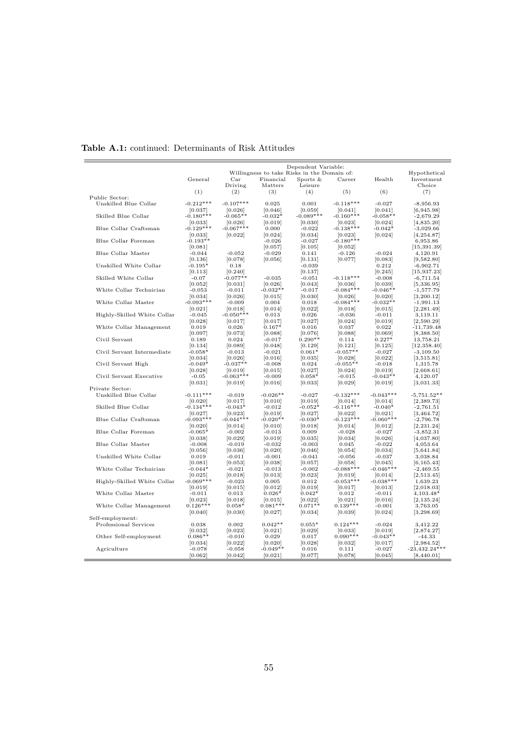**Table A.1:** continued: Determinants of Risk Attitudes

| | Dependent Variable: | | | | | | |
|---|---|---|---|---|---|---|---|
| | Willingness to take Risks in the Domain of: | | | | | | |
| | General | Car Driving | Financial Matters | Sports & Leisure | Career | Health | Hypothetical Investment Choice |
| | (1) | (2) | (3) | (4) | (5) | (6) | (7) |
| Public Sector: | | | | | | | |
| Unskilled Blue Collar | -0.212*** | -0.107*** | 0.025 | 0.001 | -0.118*** | -0.027 | -8,956.93 |
| | [0.037] | [0.026] | [0.046] | [0.059] | [0.041] | [0.041] | [6,945.98] |
| Skilled Blue Collar | -0.180*** | -0.065** | -0.032* | -0.089*** | -0.160*** | -0.058** | -2,679.29 |
| | [0.033] | [0.026] | [0.019] | [0.030] | [0.023] | [0.024] | [4,835.20] |
| Blue Collar Craftsman | -0.129*** | -0.067*** | 0.000 | -0.022 | -0.138*** | -0.042* | -3,029.66 |
| | [0.033] | [0.022] | [0.024] | [0.034] | [0.023] | [0.024] | [4,254.87] |
| Blue Collar Foreman | -0.193** | | -0.026 | -0.027 | -0.180*** | | 6,953.86 |
| | [0.081] | | [0.057] | [0.105] | [0.052] | | [15,391.39] |
| Blue Collar Master | -0.044 | -0.052 | -0.029 | 0.141 | -0.126 | -0.024 | 4,120.91 |
| | [0.136] | [0.078] | [0.056] | [0.131] | [0.077] | [0.083] | [9,582.80] |
| Unskilled White Collar | -0.195* | 0.18 | | -0.039 | | 0.212 | -6,902.71 |
| | [0.113] | [0.240] | | [0.137] | | [0.245] | [15,937.23] |
| Skilled White Collar | -0.07 | -0.077** | -0.035 | -0.051 | -0.118*** | -0.008 | -6,711.54 |
| | [0.052] | [0.031] | [0.026] | [0.043] | [0.036] | [0.039] | [5,336.95] |
| White Collar Technician | -0.053 | -0.011 | -0.032** | -0.017 | -0.084*** | -0.046** | -1,577.79 |
| | [0.034] | [0.026] | [0.015] | [0.030] | [0.026] | [0.020] | [3,200.12] |
| White Collar Master | -0.093*** | -0.009 | 0.004 | 0.018 | -0.084*** | -0.032** | -1,991.13 |
| | [0.021] | [0.018] | [0.014] | [0.022] | [0.018] | [0.015] | [2,281.49] |
| Highly-Skilled White Collar | -0.045 | -0.050*** | 0.013 | 0.026 | -0.036 | -0.011 | 3,119.11 |
| | [0.028] | [0.017] | [0.017] | [0.027] | [0.024] | [0.019] | [2,590.29] |
| White Collar Management | 0.019 | 0.026 | 0.167* | 0.016 | 0.037 | 0.022 | -11,739.48 |
| | [0.097] | [0.073] | [0.088] | [0.076] | [0.088] | [0.069] | [8,388.50] |
| Civil Servant | 0.189 | 0.024 | -0.017 | 0.290** | 0.114 | 0.227* | 13,758.21 |
| | [0.134] | [0.089] | [0.048] | [0.129] | [0.121] | [0.125] | [12,358.40] |
| Civil Servant Intermediate | -0.058* | -0.013 | -0.021 | 0.061* | -0.057** | -0.027 | -3,109.50 |
| | [0.034] | [0.026] | [0.016] | [0.035] | [0.028] | [0.022] | [3,515.81] |
| Civil Servant High | -0.049* | -0.037** | -0.008 | 0.024 | -0.055** | -0.018 | 1,315.78 |
| | [0.028] | [0.019] | [0.015] | [0.027] | [0.024] | [0.019] | [2,668.61] |
| Civil Servant Executive | -0.05 | -0.063*** | -0.009 | 0.058* | -0.015 | -0.043** | 4,120.07 |
| | [0.031] | [0.019] | [0.016] | [0.033] | [0.029] | [0.019] | [3,031.33] |
| Private Sector: | | | | | | | |
| Unskilled Blue Collar | -0.111*** | -0.019 | -0.026** | -0.027 | -0.132*** | -0.043*** | -5,751.52** |
| | [0.020] | [0.017] | [0.010] | [0.019] | [0.014] | [0.014] | [2,389.73] |
| Skilled Blue Collar | -0.134*** | -0.043* | -0.012 | -0.052* | -0.116*** | -0.040* | -2,761.51 |
| | [0.027] | [0.023] | [0.019] | [0.027] | [0.022] | [0.021] | [3,464.72] |
| Blue Collar Craftsman | -0.093*** | -0.044*** | -0.020** | -0.030* | -0.123*** | -0.060*** | -2,796.78 |
| | [0.020] | [0.014] | [0.010] | [0.018] | [0.014] | [0.012] | [2,231.24] |
| Blue Collar Foreman | -0.065* | -0.002 | -0.013 | 0.009 | -0.028 | -0.027 | -3,852.31 |
| | [0.038] | [0.029] | [0.019] | [0.035] | [0.034] | [0.026] | [4,037.80] |
| Blue Collar Master | -0.008 | -0.019 | -0.032 | -0.003 | 0.045 | -0.022 | 4,053.64 |
| | [0.056] | [0.036] | [0.020] | [0.046] | [0.054] | [0.034] | [5,641.84] |
| Unskilled White Collar | 0.019 | -0.011 | -0.001 | -0.041 | -0.056 | -0.037 | 3,038.84 |
| | [0.081] | [0.053] | [0.038] | [0.057] | [0.058] | [0.045] | [6,165.43] |
| White Collar Technician | -0.044* | -0.021 | -0.013 | -0.002 | -0.088*** | -0.046*** | -2,469.55 |
| | [0.025] | [0.018] | [0.013] | [0.023] | [0.019] | [0.014] | [2,513.45] |
| Highly-Skilled White Collar | -0.069*** | -0.023 | 0.005 | 0.012 | -0.053*** | -0.038*** | 1,639.23 |
| | [0.019] | [0.015] | [0.012] | [0.019] | [0.017] | [0.013] | [2,018.03] |
| White Collar Master | -0.011 | 0.013 | 0.026* | 0.042* | 0.012 | -0.011 | 4,103.48* |
| | [0.023] | [0.018] | [0.015] | [0.022] | [0.021] | [0.016] | [2,135.24] |
| White Collar Management | 0.126*** | 0.058* | 0.081*** | 0.071** | 0.139*** | -0.001 | 3,763.05 |
| | [0.040] | [0.030] | [0.027] | [0.034] | [0.039] | [0.024] | [3,298.69] |
| Self-employment: | | | | | | | |
| Professional Services | 0.038 | 0.002 | 0.042** | 0.055* | 0.124*** | -0.024 | 3,412.22 |
| | [0.032] | [0.023] | [0.021] | [0.029] | [0.033] | [0.019] | [2,874.27] |
| Other Self-employment | 0.086** | -0.010 | 0.029 | 0.017 | 0.090*** | -0.043** | -44.33 |
| | [0.034] | [0.022] | [0.020] | [0.028] | [0.032] | [0.017] | [2,984.52] |
| Agriculture | -0.078 | -0.058 | -0.049** | 0.016 | 0.111 | -0.027 | -23,432.24*** |
| | [0.062] | [0.042] | [0.021] | [0.077] | [0.078] | [0.045] | [8,440.01] |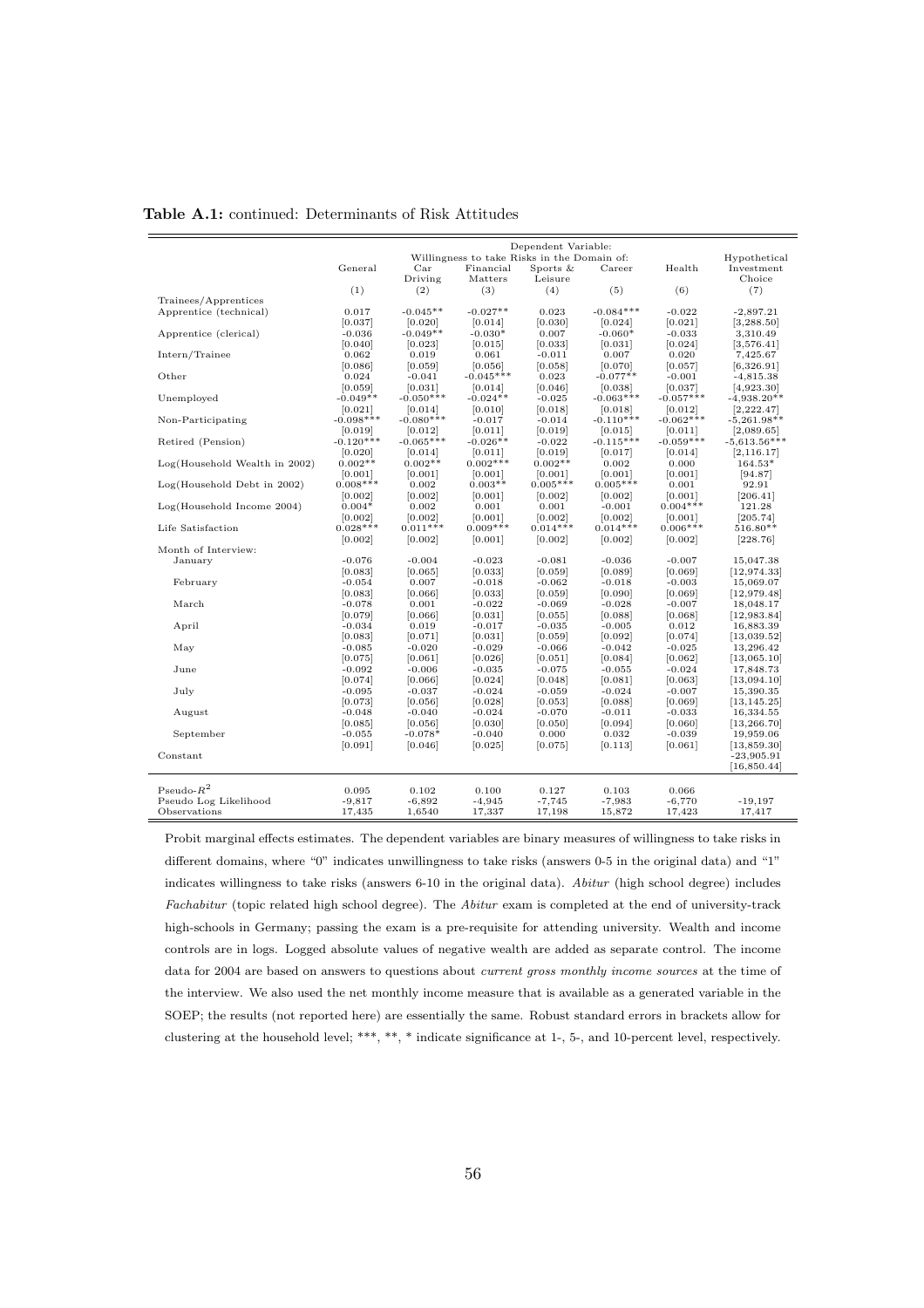**Table A.1:** continued: Determinants of Risk Attitudes

| | Dependent Variable: | | | | | | |
|---|---|---|---|---|---|---|---|
| | | Willingness to take Risks in the Domain of: | | | | | Hypothetical |
| | General | Car Driving | Financial Matters | Sports & Leisure | Career | Health | Investment Choice |
| | (1) | (2) | (3) | (4) | (5) | (6) | (7) |
| Trainees/Apprentices | | | | | | | |
| Apprentice (technical) | 0.017 | -0.045** | -0.027** | 0.023 | -0.084*** | -0.022 | -2,897.21 |
| | [0.037] | [0.020] | [0.014] | [0.030] | [0.024] | [0.021] | [3,288.50] |
| Apprentice (clerical) | -0.036 | -0.049** | -0.030* | 0.007 | -0.060* | -0.033 | 3,310.49 |
| | [0.040] | [0.023] | [0.015] | [0.033] | [0.031] | [0.024] | [3,576.41] |
| Intern/Trainee | 0.062 | 0.019 | 0.061 | -0.011 | 0.007 | 0.020 | 7,425.67 |
| | [0.086] | [0.059] | [0.056] | [0.058] | [0.070] | [0.057] | [6,326.91] |
| Other | 0.024 | -0.041 | -0.045*** | 0.023 | -0.077** | -0.001 | -4,815.38 |
| | [0.059] | [0.031] | [0.014] | [0.046] | [0.038] | [0.037] | [4,923.30] |
| Unemployed | -0.049** | -0.050*** | -0.024** | -0.025 | -0.063*** | -0.057*** | -4,938.20** |
| | [0.021] | [0.014] | [0.010] | [0.018] | [0.018] | [0.012] | [2,222.47] |
| Non-Participating | -0.098*** | -0.080*** | -0.017 | -0.014 | -0.110*** | -0.062*** | -5,261.98** |
| | [0.019] | [0.012] | [0.011] | [0.019] | [0.015] | [0.011] | [2,089.65] |
| Retired (Pension) | -0.120*** | -0.065*** | -0.026** | -0.022 | -0.115*** | -0.059*** | -5,613.56*** |
| | [0.020] | [0.014] | [0.011] | [0.019] | [0.017] | [0.014] | [2,116.17] |
| Log(Household Wealth in 2002) | 0.002** | 0.002** | 0.002*** | 0.002** | 0.002 | 0.000 | 164.53* |
| | [0.001] | [0.001] | [0.001] | [0.001] | [0.001] | [0.001] | [94.87] |
| Log(Household Debt in 2002) | 0.008*** | 0.002 | 0.003** | 0.005*** | 0.005*** | 0.001 | 92.91 |
| | [0.002] | [0.002] | [0.001] | [0.002] | [0.002] | [0.001] | [206.41] |
| Log(Household Income 2004) | 0.004* | 0.002 | 0.001 | 0.001 | -0.001 | 0.004*** | 121.28 |
| | [0.002] | [0.002] | [0.001] | [0.002] | [0.002] | [0.001] | [205.74] |
| Life Satisfaction | 0.028*** | 0.011*** | 0.009*** | 0.014*** | 0.014*** | 0.006*** | 516.80** |
| | [0.002] | [0.002] | [0.001] | [0.002] | [0.002] | [0.002] | [228.76] |
| Month of Interview: | | | | | | | |
| January | -0.076 | -0.004 | -0.023 | -0.081 | -0.036 | -0.007 | 15,047.38 |
| | [0.083] | [0.065] | [0.033] | [0.059] | [0.089] | [0.069] | [12,974.33] |
| February | -0.054 | 0.007 | -0.018 | -0.062 | -0.018 | -0.003 | 15,069.07 |
| | [0.083] | [0.066] | [0.033] | [0.059] | [0.090] | [0.069] | [12,979.48] |
| March | -0.078 | 0.001 | -0.022 | -0.069 | -0.028 | -0.007 | 18,048.17 |
| | [0.079] | [0.066] | [0.031] | [0.055] | [0.088] | [0.068] | [12,983.84] |
| April | -0.034 | 0.019 | -0.017 | -0.035 | -0.005 | 0.012 | 16,883.39 |
| | [0.083] | [0.071] | [0.031] | [0.059] | [0.092] | [0.074] | [13,039.52] |
| May | -0.085 | -0.020 | -0.029 | -0.066 | -0.042 | -0.025 | 13,296.42 |
| | [0.075] | [0.061] | [0.026] | [0.051] | [0.084] | [0.062] | [13,065.10] |
| June | -0.092 | -0.006 | -0.035 | -0.075 | -0.055 | -0.024 | 17,848.73 |
| | [0.074] | [0.066] | [0.024] | [0.048] | [0.081] | [0.063] | [13,094.10] |
| July | -0.095 | -0.037 | -0.024 | -0.059 | -0.024 | -0.007 | 15,390.35 |
| | [0.073] | [0.056] | [0.028] | [0.053] | [0.088] | [0.069] | [13,145.25] |
| August | -0.048 | -0.040 | -0.024 | -0.070 | -0.011 | -0.033 | 16,334.55 |
| | [0.085] | [0.056] | [0.030] | [0.050] | [0.094] | [0.060] | [13,266.70] |
| September | -0.055 | -0.078* | -0.040 | 0.000 | 0.032 | -0.039 | 19,959.06 |
| | [0.091] | [0.046] | [0.025] | [0.075] | [0.113] | [0.061] | [13,859.30] |
| Constant | | | | | | | -23,905.91 |
| | | | | | | | [16,850.44] |
| Pseudo-$R^2$ | 0.095 | 0.102 | 0.100 | 0.127 | 0.103 | 0.066 | |
| Pseudo Log Likelihood | -9,817 | -6,892 | -4,945 | -7,745 | -7,983 | -6,770 | -19,197 |
| Observations | 17,435 | 1,6540 | 17,337 | 17,198 | 15,872 | 17,423 | 17,417 |

Probit marginal effects estimates. The dependent variables are binary measures of willingness to take risks in different domains, where "0" indicates unwillingness to take risks (answers 0-5 in the original data) and "1" indicates willingness to take risks (answers 6-10 in the original data). *Abitur* (high school degree) includes *Fachabitur* (topic related high school degree). The *Abitur* exam is completed at the end of university-track high-schools in Germany; passing the exam is a pre-requisite for attending university. Wealth and income controls are in logs. Logged absolute values of negative wealth are added as separate control. The income data for 2004 are based on answers to questions about *current gross monthly income sources* at the time of the interview. We also used the net monthly income measure that is available as a generated variable in the SOEP; the results (not reported here) are essentially the same. Robust standard errors in brackets allow for clustering at the household level; ***, **, * indicate significance at 1-, 5-, and 10-percent level, respectively.